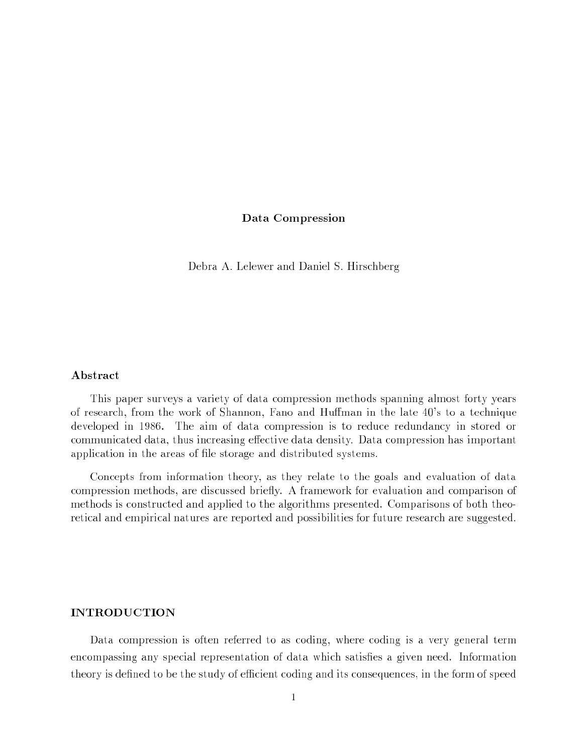# Data Compression

Debra A. Lelewer and Daniel S. Hirschberg

## Abstract

This paper surveys a variety of data compression methods spanning almost forty years of research, from the work of Shannon, Fano and Huffman in the late 40's to a technique developed in 1986. The aim of data compression is to reduce redundancy in stored or communicated data, thus increasing effective data density. Data compression has important application in the areas of file storage and distributed systems.

Concepts from information theory, as they relate to the goals and evaluation of data compression methods, are discussed briefly. A framework for evaluation and comparison of methods is constructed and applied to the algorithms presented. Comparisons of both theoretical and empirical natures are reported and possibilities for future research are suggested.

## INTRODUCTION

Data compression is often referred to as coding, where coding is a very general term encompassing any special representation of data which satisfies a given need. Information theory is defined to be the study of efficient coding and its consequences, in the form of speed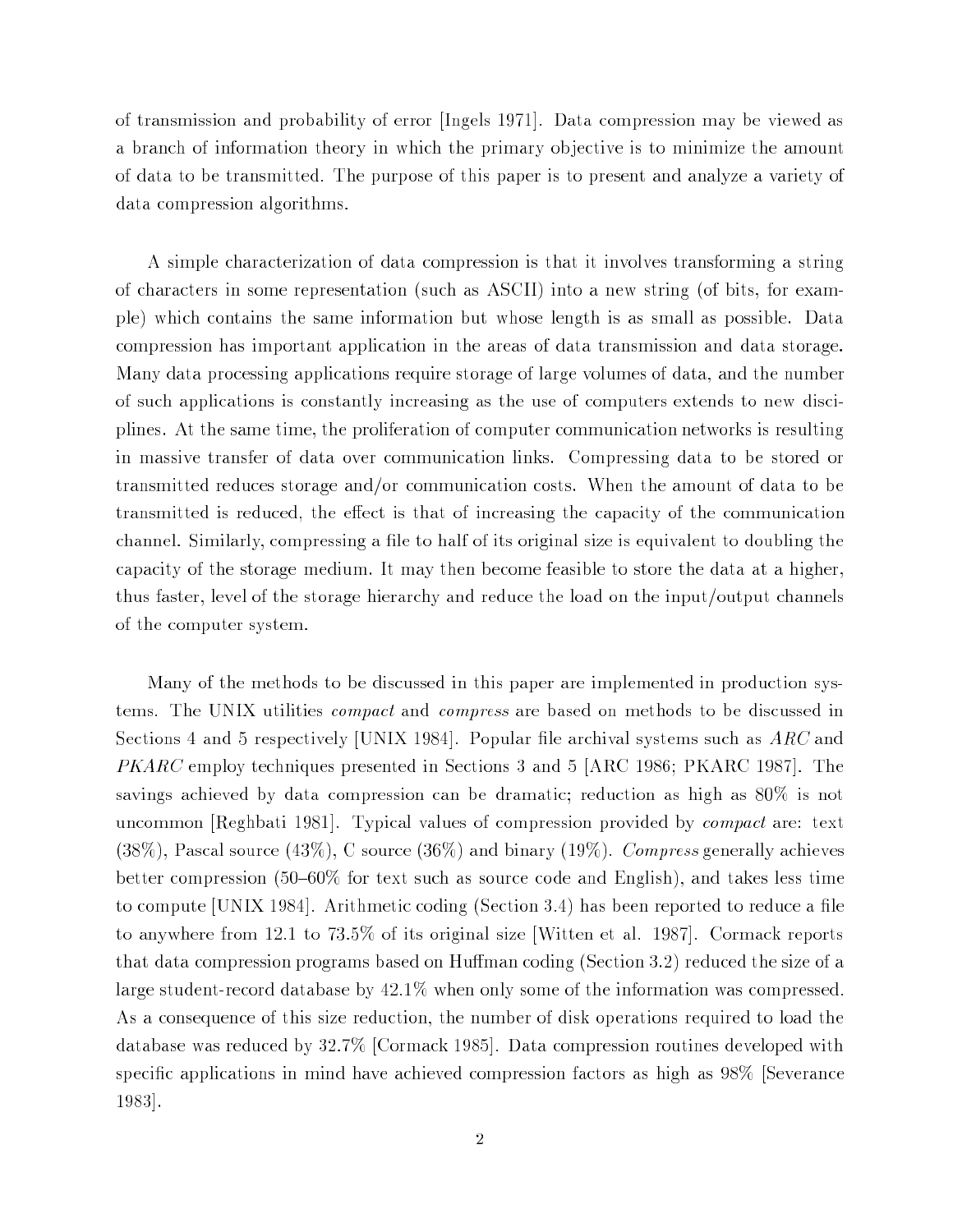of transmission and probability of error [Ingels 1971]. Data compression may be viewed as a branch of information theory in which the primary objective is to minimize the amount of data to be transmitted. The purpose of this paper is to present and analyze a variety of data compression algorithms.

A simple characterization of data compression is that it involves transforming a string of characters in some representation (such as ASCII) into a new string (of bits, for example) which contains the same information but whose length is as small as possible. Data compression has important application in the areas of data transmission and data storage. Many data processing applications require storage of large volumes of data, and the number of such applications is constantly increasing as the use of computers extends to new disciplines. At the same time, the proliferation of computer communication networks is resulting in massive transfer of data over communication links. Compressing data to be stored or transmitted reduces storage and/or communication costs. When the amount of data to be transmitted is reduced, the effect is that of increasing the capacity of the communication channel. Similarly, compressing a file to half of its original size is equivalent to doubling the capacity of the storage medium. It may then become feasible to store the data at a higher, thus faster, level of the storage hierarchy and reduce the load on the input/output channels of the computer system.

Many of the methods to be discussed in this paper are implemented in production systems. The UNIX utilities *compact* and *compress* are based on methods to be discussed in Sections 4 and 5 respectively [UNIX 1984]. Popular file archival systems such as *ARC* and *PKARC* employ techniques presented in Sections 3 and 5 [ARC 1986; PKARC 1987]. The savings achieved by data compression can be dramatic; reduction as high as 80% is not uncommon [Reghbati 1981]. Typical values of compression provided by *compact* are: text (38%), Pascal source (43%), C source (36%) and binary (19%). *Compress* generally achieves better compression (50–60% for text such as source code and English), and takes less time to compute [UNIX 1984]. Arithmetic coding (Section 3.4) has been reported to reduce a file to anywhere from 12.1 to 73.5% of its original size [Witten et al. 1987]. Cormack reports that data compression programs based on Huffman coding (Section 3.2) reduced the size of a large student-record database by 42.1% when only some of the information was compressed. As a consequence of this size reduction, the number of disk operations required to load the database was reduced by 32.7% [Cormack 1985]. Data compression routines developed with specific applications in mind have achieved compression factors as high as 98% [Severance 1983].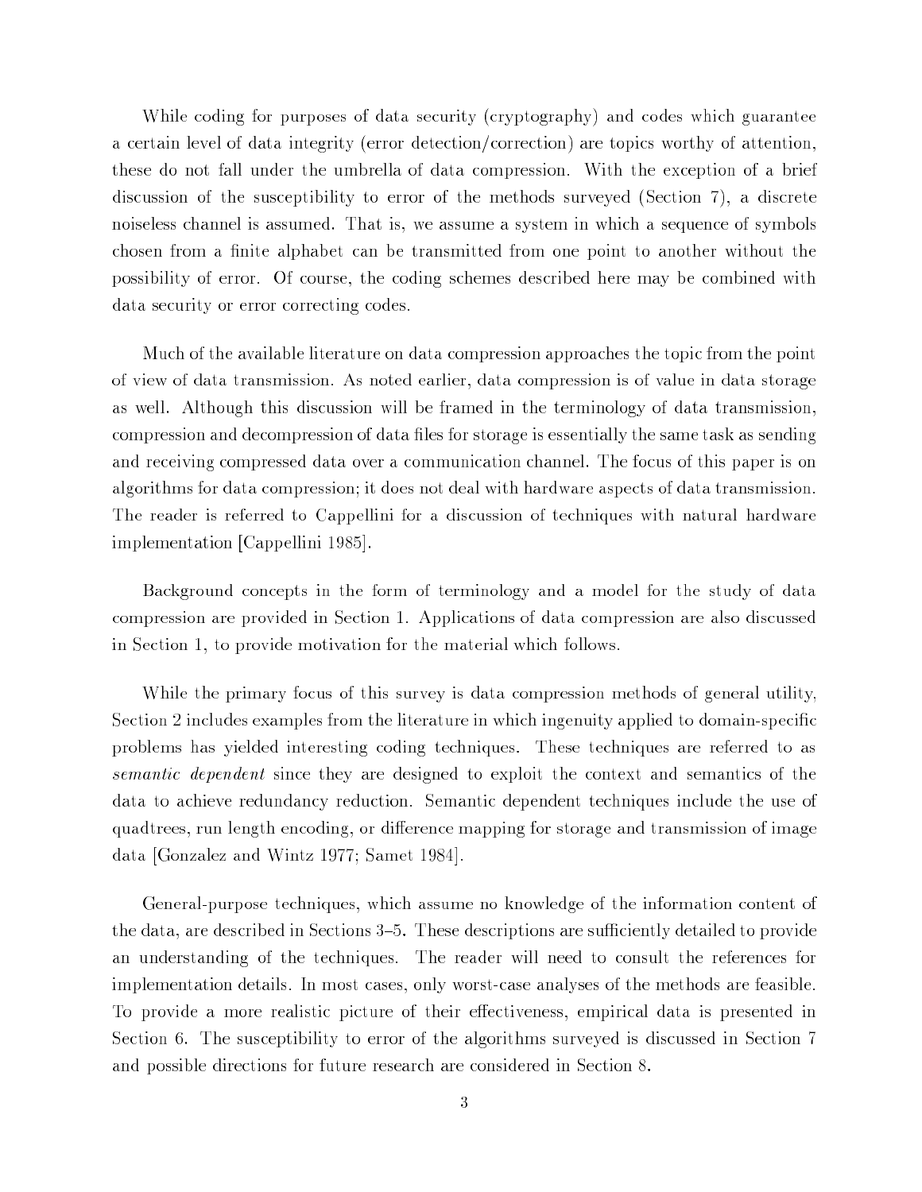While coding for purposes of data security (cryptography) and codes which guarantee a certain level of data integrity (error detection/correction) are topics worthy of attention, these do not fall under the umbrella of data compression. With the exception of a brief discussion of the susceptibility to error of the methods surveyed (Section 7), a discrete noiseless channel is assumed. That is, we assume a system in which a sequence of symbols chosen from a finite alphabet can be transmitted from one point to another without the possibility of error. Of course, the coding schemes described here may be combined with data security or error correcting codes.

Much of the available literature on data compression approaches the topic from the point of view of data transmission. As noted earlier, data compression is of value in data storage as well. Although this discussion will be framed in the terminology of data transmission, compression and decompression of data files for storage is essentially the same task as sending and receiving compressed data over a communication channel. The focus of this paper is on algorithms for data compression; it does not deal with hardware aspects of data transmission. The reader is referred to Cappellini for a discussion of techniques with natural hardware implementation [Cappellini 1985].

Background concepts in the form of terminology and a model for the study of data compression are provided in Section 1. Applications of data compression are also discussed in Section 1, to provide motivation for the material which follows.

While the primary focus of this survey is data compression methods of general utility, Section 2 includes examples from the literature in which ingenuity applied to domain-specific problems has yielded interesting coding techniques. These techniques are referred to as *semantic dependent* since they are designed to exploit the context and semantics of the data to achieve redundancy reduction. Semantic dependent techniques include the use of quadtrees, run length encoding, or difference mapping for storage and transmission of image data [Gonzalez and Wintz 1977; Samet 1984].

General-purpose techniques, which assume no knowledge of the information content of the data, are described in Sections 3–5. These descriptions are sufficiently detailed to provide an understanding of the techniques. The reader will need to consult the references for implementation details. In most cases, only worst-case analyses of the methods are feasible. To provide a more realistic picture of their effectiveness, empirical data is presented in Section 6. The susceptibility to error of the algorithms surveyed is discussed in Section 7 and possible directions for future research are considered in Section 8.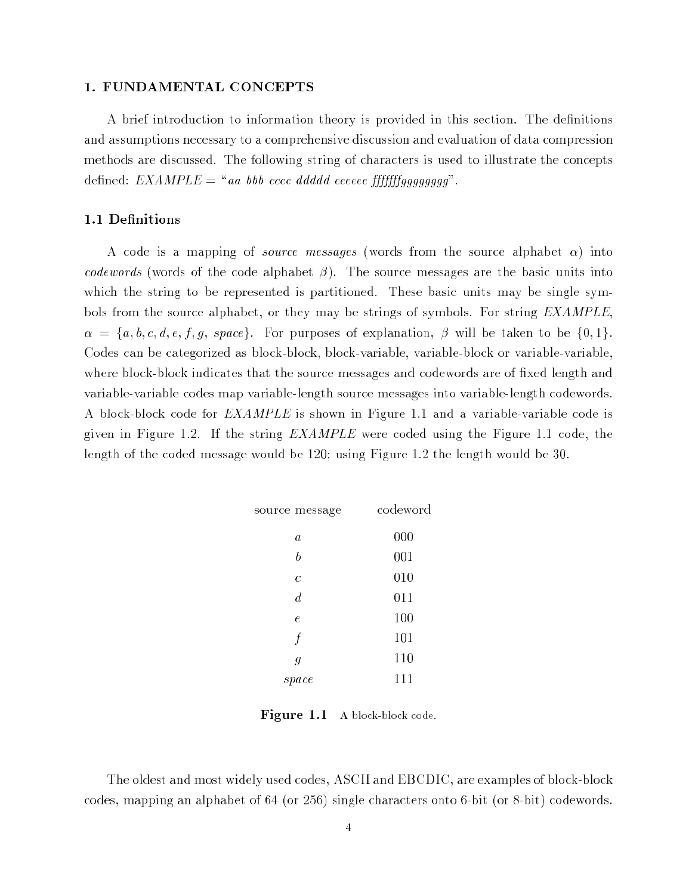## 1. FUNDAMENTAL CONCEPTS

A brief introduction to information theory is provided in this section. The definitions and assumptions necessary to a comprehensive discussion and evaluation of data compression methods are discussed. The following string of characters is used to illustrate the concepts defined: *EXAMPLE* = "*aa bbb cccc ddddd eeeeee fffffffgggggggg*".

### 1.1 Definitions

A code is a mapping of *source messages* (words from the source alphabet $\alpha$) into *codewords* (words of the code alphabet $\beta$). The source messages are the basic units into which the string to be represented is partitioned. These basic units may be single symbols from the source alphabet, or they may be strings of symbols. For string *EXAMPLE*, $\alpha = \{a, b, c, d, e, f, g, \mathit{space}\}$. For purposes of explanation, $\beta$ will be taken to be $\{0, 1\}$. Codes can be categorized as block-block, block-variable, variable-block or variable-variable, where block-block indicates that the source messages and codewords are of fixed length and variable-variable codes map variable-length source messages into variable-length codewords. A block-block code for *EXAMPLE* is shown in Figure 1.1 and a variable-variable code is given in Figure 1.2. If the string *EXAMPLE* were coded using the Figure 1.1 code, the length of the coded message would be 120; using Figure 1.2 the length would be 30.

| source message | codeword |
|---|---|
| $a$ | 000 |
| $b$ | 001 |
| $c$ | 010 |
| $d$ | 011 |
| $e$ | 100 |
| $f$ | 101 |
| $g$ | 110 |
| *space* | 111 |

**Figure 1.1** A block-block code.

The oldest and most widely used codes, ASCII and EBCDIC, are examples of block-block codes, mapping an alphabet of 64 (or 256) single characters onto 6-bit (or 8-bit) codewords.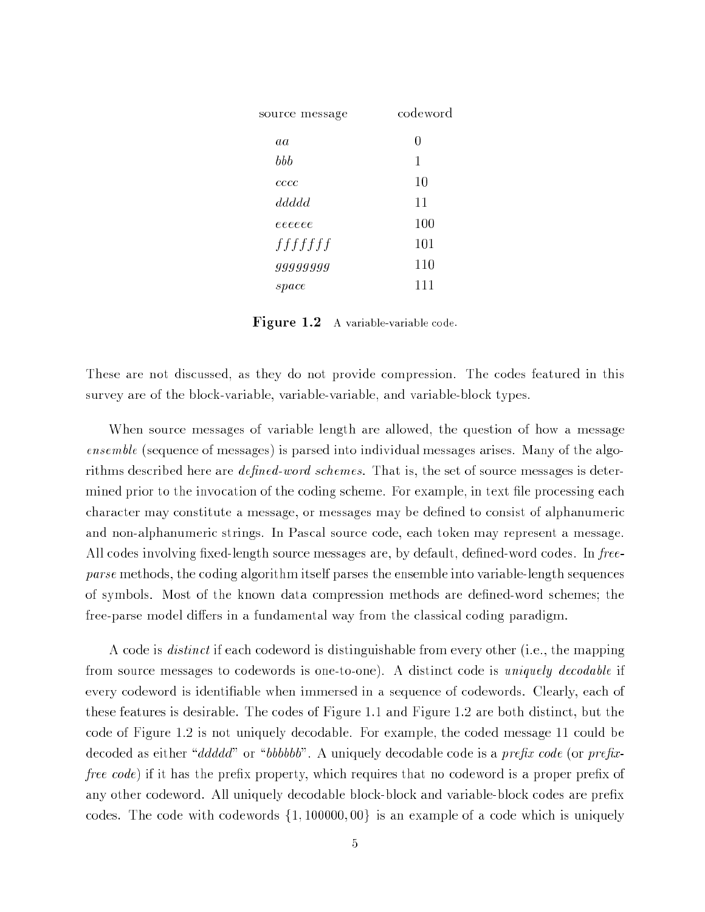| source message | codeword |
|---|---|
| *aa* | 0 |
| *bbb* | 1 |
| *cccc* | 10 |
| *ddddd* | 11 |
| *eeeeee* | 100 |
| *fffffff* | 101 |
| *gggggggg* | 110 |
| *space* | 111 |

**Figure 1.2** A variable-variable code.

These are not discussed, as they do not provide compression. The codes featured in this survey are of the block-variable, variable-variable, and variable-block types.

When source messages of variable length are allowed, the question of how a message *ensemble* (sequence of messages) is parsed into individual messages arises. Many of the algorithms described here are *defined-word schemes*. That is, the set of source messages is determined prior to the invocation of the coding scheme. For example, in text file processing each character may constitute a message, or messages may be defined to consist of alphanumeric and non-alphanumeric strings. In Pascal source code, each token may represent a message. All codes involving fixed-length source messages are, by default, defined-word codes. In *free-parse* methods, the coding algorithm itself parses the ensemble into variable-length sequences of symbols. Most of the known data compression methods are defined-word schemes; the free-parse model differs in a fundamental way from the classical coding paradigm.

A code is *distinct* if each codeword is distinguishable from every other (i.e., the mapping from source messages to codewords is one-to-one). A distinct code is *uniquely decodable* if every codeword is identifiable when immersed in a sequence of codewords. Clearly, each of these features is desirable. The codes of Figure 1.1 and Figure 1.2 are both distinct, but the code of Figure 1.2 is not uniquely decodable. For example, the coded message 11 could be decoded as either "*ddddd*" or "*bbbbbb*". A uniquely decodable code is a *prefix code* (or *prefix-free code*) if it has the prefix property, which requires that no codeword is a proper prefix of any other codeword. All uniquely decodable block-block and variable-block codes are prefix codes. The code with codewords $\{1, 100000, 00\}$ is an example of a code which is uniquely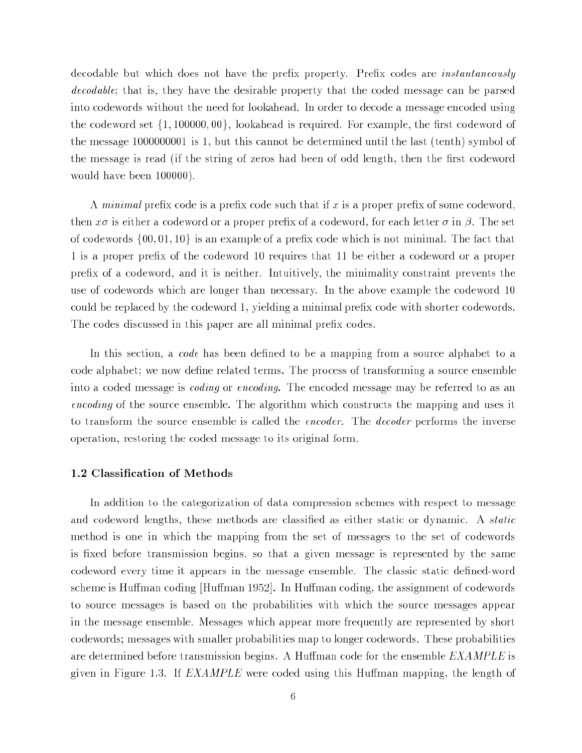decodable but which does not have the prefix property. Prefix codes are *instantaneously decodable*; that is, they have the desirable property that the coded message can be parsed into codewords without the need for lookahead. In order to decode a message encoded using the codeword set $\{1, 100000, 00\}$, lookahead is required. For example, the first codeword of the message 1000000001 is 1, but this cannot be determined until the last (tenth) symbol of the message is read (if the string of zeros had been of odd length, then the first codeword would have been 100000).

A *minimal* prefix code is a prefix code such that if $x$ is a proper prefix of some codeword, then $x\sigma$ is either a codeword or a proper prefix of a codeword, for each letter $\sigma$ in $\beta$. The set of codewords $\{00, 01, 10\}$ is an example of a prefix code which is not minimal. The fact that 1 is a proper prefix of the codeword 10 requires that 11 be either a codeword or a proper prefix of a codeword, and it is neither. Intuitively, the minimality constraint prevents the use of codewords which are longer than necessary. In the above example the codeword 10 could be replaced by the codeword 1, yielding a minimal prefix code with shorter codewords. The codes discussed in this paper are all minimal prefix codes.

In this section, a *code* has been defined to be a mapping from a source alphabet to a code alphabet; we now define related terms. The process of transforming a source ensemble into a coded message is *coding* or *encoding*. The encoded message may be referred to as an *encoding* of the source ensemble. The algorithm which constructs the mapping and uses it to transform the source ensemble is called the *encoder*. The *decoder* performs the inverse operation, restoring the coded message to its original form.

### 1.2 Classification of Methods

In addition to the categorization of data compression schemes with respect to message and codeword lengths, these methods are classified as either static or dynamic. A *static* method is one in which the mapping from the set of messages to the set of codewords is fixed before transmission begins, so that a given message is represented by the same codeword every time it appears in the message ensemble. The classic static defined-word scheme is Huffman coding [Huffman 1952]. In Huffman coding, the assignment of codewords to source messages is based on the probabilities with which the source messages appear in the message ensemble. Messages which appear more frequently are represented by short codewords; messages with smaller probabilities map to longer codewords. These probabilities are determined before transmission begins. A Huffman code for the ensemble *EXAMPLE* is given in Figure 1.3. If *EXAMPLE* were coded using this Huffman mapping, the length of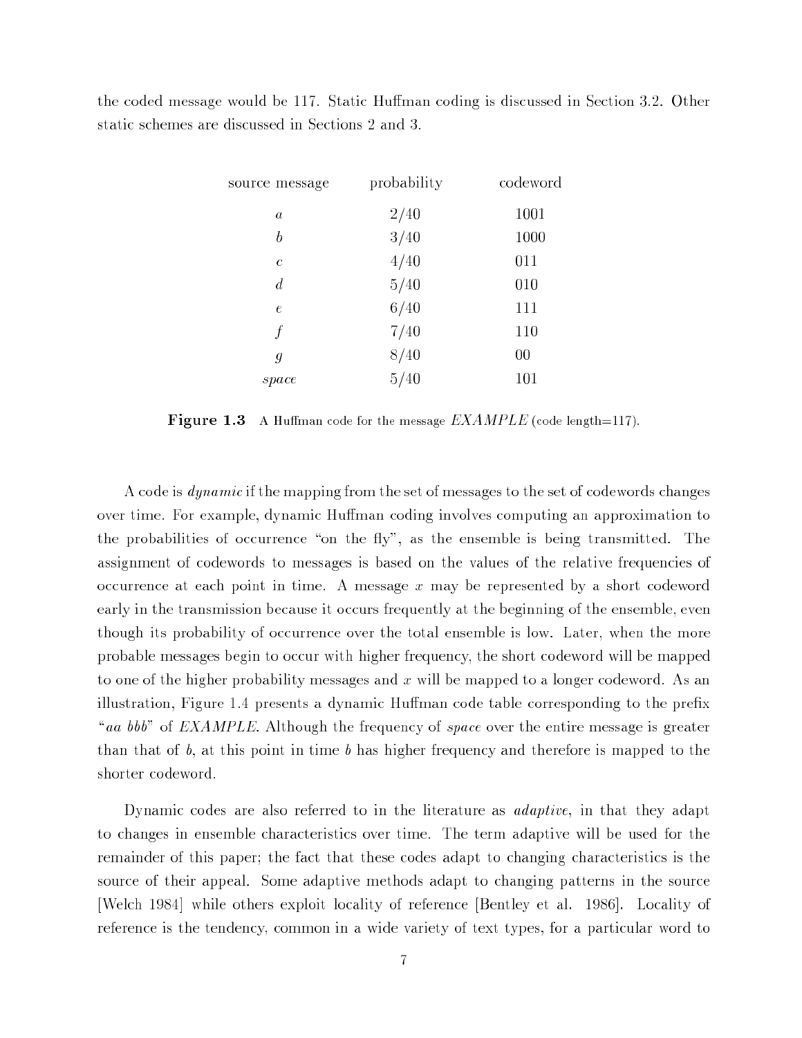the coded message would be 117. Static Huffman coding is discussed in Section 3.2. Other static schemes are discussed in Sections 2 and 3.

| source message | probability | codeword |
|---|---|---|
| *a* | 2/40 | 1001 |
| *b* | 3/40 | 1000 |
| *c* | 4/40 | 011 |
| *d* | 5/40 | 010 |
| *e* | 6/40 | 111 |
| *f* | 7/40 | 110 |
| *g* | 8/40 | 00 |
| *space* | 5/40 | 101 |

**Figure 1.3** A Huffman code for the message *EXAMPLE* (code length=117).

A code is *dynamic* if the mapping from the set of messages to the set of codewords changes over time. For example, dynamic Huffman coding involves computing an approximation to the probabilities of occurrence "on the fly", as the ensemble is being transmitted. The assignment of codewords to messages is based on the values of the relative frequencies of occurrence at each point in time. A message $x$ may be represented by a short codeword early in the transmission because it occurs frequently at the beginning of the ensemble, even though its probability of occurrence over the total ensemble is low. Later, when the more probable messages begin to occur with higher frequency, the short codeword will be mapped to one of the higher probability messages and $x$ will be mapped to a longer codeword. As an illustration, Figure 1.4 presents a dynamic Huffman code table corresponding to the prefix "*aa bbb*" of *EXAMPLE*. Although the frequency of *space* over the entire message is greater than that of *b*, at this point in time *b* has higher frequency and therefore is mapped to the shorter codeword.

Dynamic codes are also referred to in the literature as *adaptive*, in that they adapt to changes in ensemble characteristics over time. The term adaptive will be used for the remainder of this paper; the fact that these codes adapt to changing characteristics is the source of their appeal. Some adaptive methods adapt to changing patterns in the source [Welch 1984] while others exploit locality of reference [Bentley et al. 1986]. Locality of reference is the tendency, common in a wide variety of text types, for a particular word to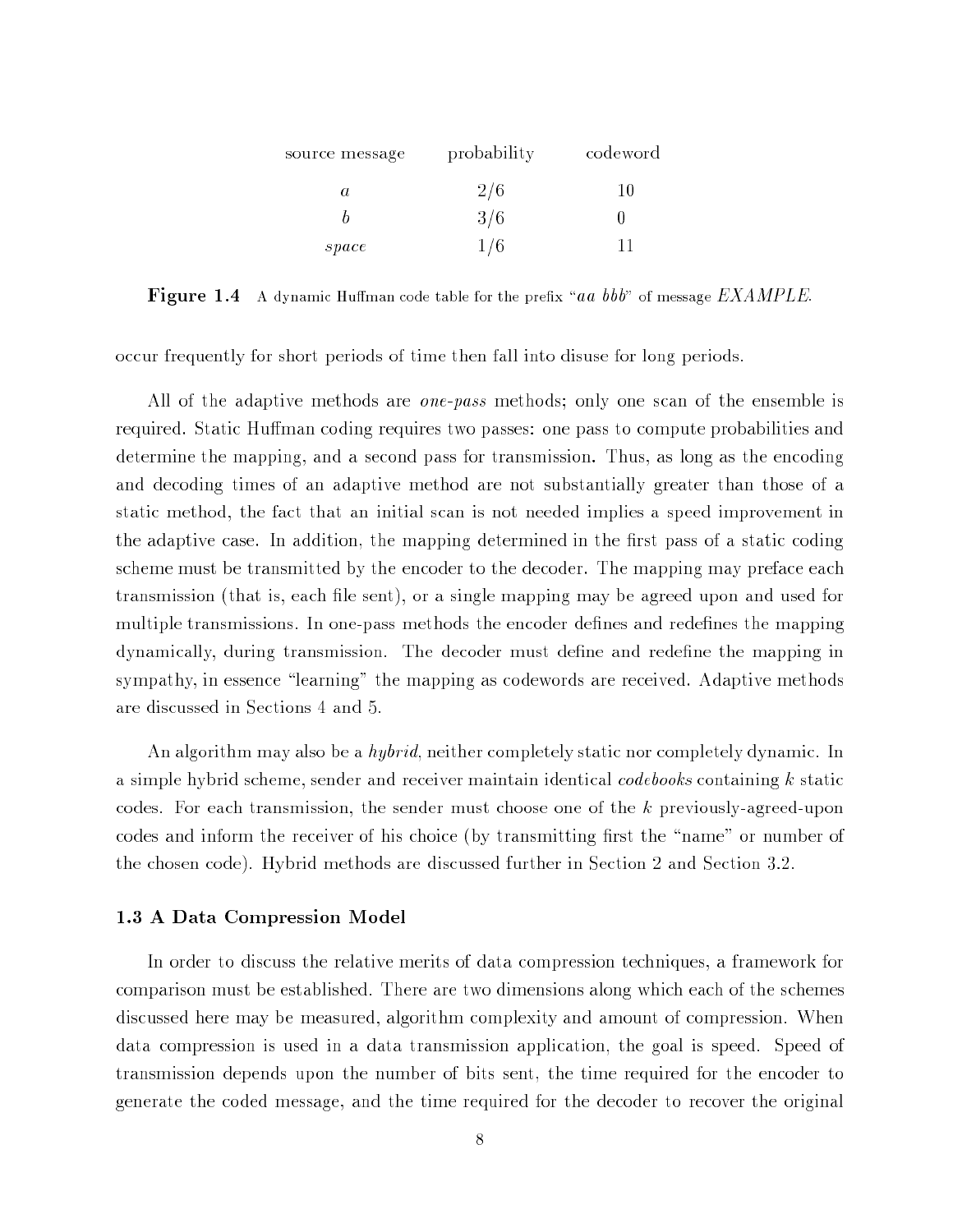| source message | probability | codeword |
|---|---|---|
| $a$ | 2/6 | 10 |
| $b$ | 3/6 | 0 |
| *space* | 1/6 | 11 |

**Figure 1.4** A dynamic Huffman code table for the prefix "$aa\ bbb$" of message *EXAMPLE*.

occur frequently for short periods of time then fall into disuse for long periods.

All of the adaptive methods are *one-pass* methods; only one scan of the ensemble is required. Static Huffman coding requires two passes: one pass to compute probabilities and determine the mapping, and a second pass for transmission. Thus, as long as the encoding and decoding times of an adaptive method are not substantially greater than those of a static method, the fact that an initial scan is not needed implies a speed improvement in the adaptive case. In addition, the mapping determined in the first pass of a static coding scheme must be transmitted by the encoder to the decoder. The mapping may preface each transmission (that is, each file sent), or a single mapping may be agreed upon and used for multiple transmissions. In one-pass methods the encoder defines and redefines the mapping dynamically, during transmission. The decoder must define and redefine the mapping in sympathy, in essence "learning" the mapping as codewords are received. Adaptive methods are discussed in Sections 4 and 5.

An algorithm may also be a *hybrid*, neither completely static nor completely dynamic. In a simple hybrid scheme, sender and receiver maintain identical *codebooks* containing $k$ static codes. For each transmission, the sender must choose one of the $k$ previously-agreed-upon codes and inform the receiver of his choice (by transmitting first the "name" or number of the chosen code). Hybrid methods are discussed further in Section 2 and Section 3.2.

### 1.3 A Data Compression Model

In order to discuss the relative merits of data compression techniques, a framework for comparison must be established. There are two dimensions along which each of the schemes discussed here may be measured, algorithm complexity and amount of compression. When data compression is used in a data transmission application, the goal is speed. Speed of transmission depends upon the number of bits sent, the time required for the encoder to generate the coded message, and the time required for the decoder to recover the original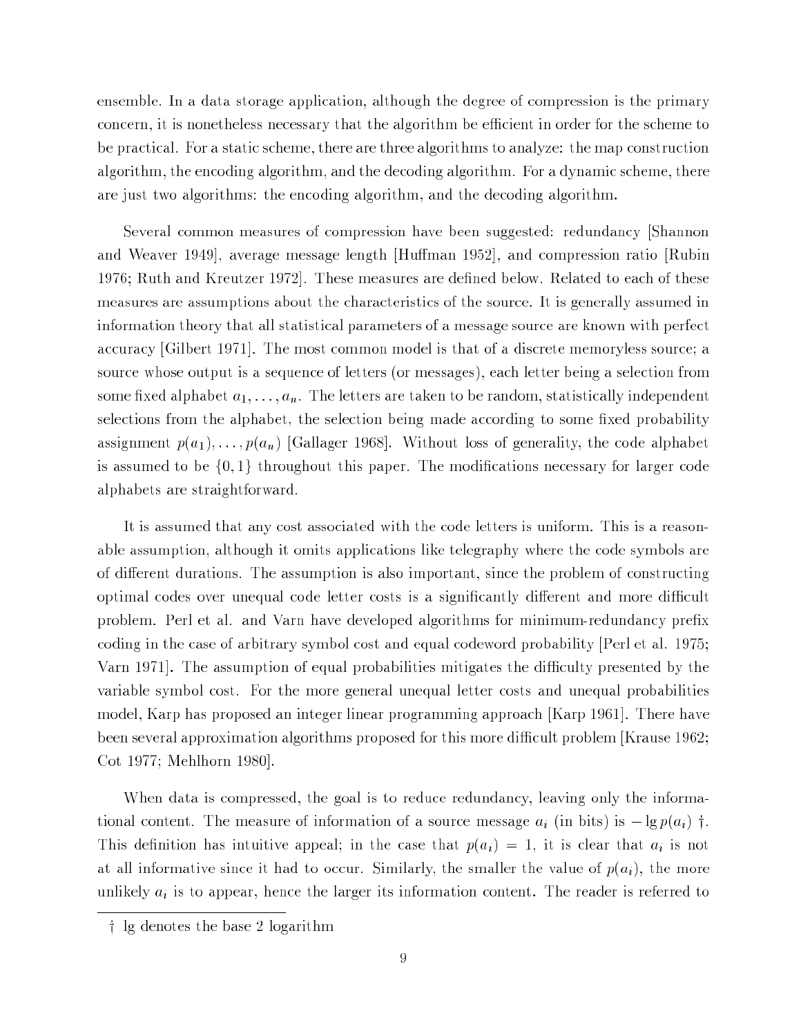ensemble. In a data storage application, although the degree of compression is the primary concern, it is nonetheless necessary that the algorithm be efficient in order for the scheme to be practical. For a static scheme, there are three algorithms to analyze: the map construction algorithm, the encoding algorithm, and the decoding algorithm. For a dynamic scheme, there are just two algorithms: the encoding algorithm, and the decoding algorithm.

Several common measures of compression have been suggested: redundancy [Shannon and Weaver 1949], average message length [Huffman 1952], and compression ratio [Rubin 1976; Ruth and Kreutzer 1972]. These measures are defined below. Related to each of these measures are assumptions about the characteristics of the source. It is generally assumed in information theory that all statistical parameters of a message source are known with perfect accuracy [Gilbert 1971]. The most common model is that of a discrete memoryless source; a source whose output is a sequence of letters (or messages), each letter being a selection from some fixed alphabet $a_1, \ldots, a_n$. The letters are taken to be random, statistically independent selections from the alphabet, the selection being made according to some fixed probability assignment $p(a_1), \ldots, p(a_n)$ [Gallager 1968]. Without loss of generality, the code alphabet is assumed to be $\{0, 1\}$ throughout this paper. The modifications necessary for larger code alphabets are straightforward.

It is assumed that any cost associated with the code letters is uniform. This is a reasonable assumption, although it omits applications like telegraphy where the code symbols are of different durations. The assumption is also important, since the problem of constructing optimal codes over unequal code letter costs is a significantly different and more difficult problem. Perl et al. and Varn have developed algorithms for minimum-redundancy prefix coding in the case of arbitrary symbol cost and equal codeword probability [Perl et al. 1975; Varn 1971]. The assumption of equal probabilities mitigates the difficulty presented by the variable symbol cost. For the more general unequal letter costs and unequal probabilities model, Karp has proposed an integer linear programming approach [Karp 1961]. There have been several approximation algorithms proposed for this more difficult problem [Krause 1962; Cot 1977; Mehlhorn 1980].

When data is compressed, the goal is to reduce redundancy, leaving only the informational content. The measure of information of a source message $a_i$ (in bits) is $-\lg p(a_i)$ †. This definition has intuitive appeal; in the case that $p(a_i) = 1$, it is clear that $a_i$ is not at all informative since it had to occur. Similarly, the smaller the value of $p(a_i)$, the more unlikely $a_i$ is to appear, hence the larger its information content. The reader is referred to

† lg denotes the base 2 logarithm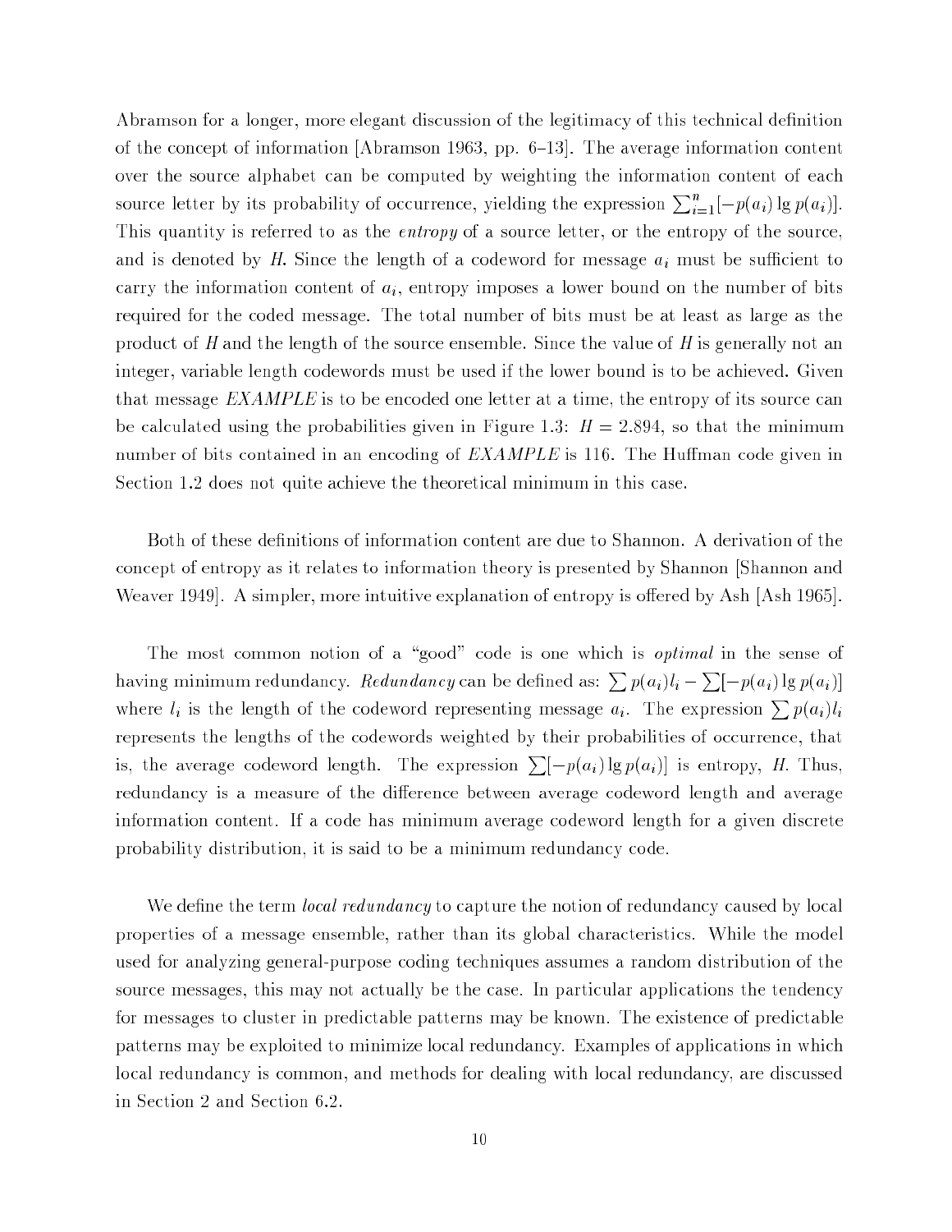Abramson for a longer, more elegant discussion of the legitimacy of this technical definition of the concept of information [Abramson 1963, pp. 6–13]. The average information content over the source alphabet can be computed by weighting the information content of each source letter by its probability of occurrence, yielding the expression $\sum_{i=1}^{n}[-p(a_i)\lg p(a_i)]$. This quantity is referred to as the *entropy* of a source letter, or the entropy of the source, and is denoted by $H$. Since the length of a codeword for message $a_i$ must be sufficient to carry the information content of $a_i$, entropy imposes a lower bound on the number of bits required for the coded message. The total number of bits must be at least as large as the product of $H$ and the length of the source ensemble. Since the value of $H$ is generally not an integer, variable length codewords must be used if the lower bound is to be achieved. Given that message *EXAMPLE* is to be encoded one letter at a time, the entropy of its source can be calculated using the probabilities given in Figure 1.3: $H = 2.894$, so that the minimum number of bits contained in an encoding of *EXAMPLE* is 116. The Huffman code given in Section 1.2 does not quite achieve the theoretical minimum in this case.

Both of these definitions of information content are due to Shannon. A derivation of the concept of entropy as it relates to information theory is presented by Shannon [Shannon and Weaver 1949]. A simpler, more intuitive explanation of entropy is offered by Ash [Ash 1965].

The most common notion of a "good" code is one which is *optimal* in the sense of having minimum redundancy. *Redundancy* can be defined as: $\sum p(a_i)l_i - \sum[-p(a_i)\lg p(a_i)]$ where $l_i$ is the length of the codeword representing message $a_i$. The expression $\sum p(a_i)l_i$ represents the lengths of the codewords weighted by their probabilities of occurrence, that is, the average codeword length. The expression $\sum[-p(a_i)\lg p(a_i)]$ is entropy, $H$. Thus, redundancy is a measure of the difference between average codeword length and average information content. If a code has minimum average codeword length for a given discrete probability distribution, it is said to be a minimum redundancy code.

We define the term *local redundancy* to capture the notion of redundancy caused by local properties of a message ensemble, rather than its global characteristics. While the model used for analyzing general-purpose coding techniques assumes a random distribution of the source messages, this may not actually be the case. In particular applications the tendency for messages to cluster in predictable patterns may be known. The existence of predictable patterns may be exploited to minimize local redundancy. Examples of applications in which local redundancy is common, and methods for dealing with local redundancy, are discussed in Section 2 and Section 6.2.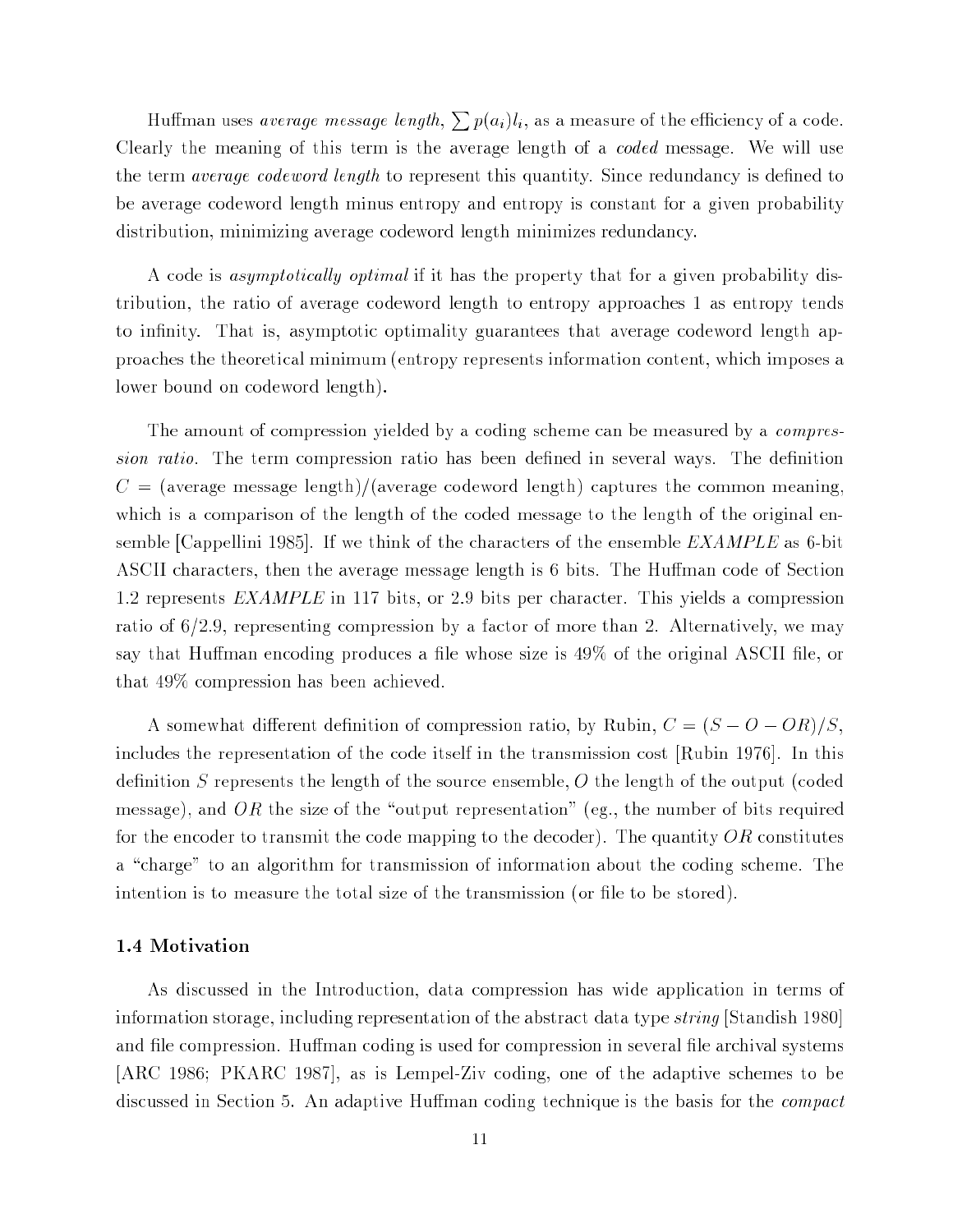Huffman uses *average message length*, $\sum p(a_i)l_i$, as a measure of the efficiency of a code. Clearly the meaning of this term is the average length of a *coded* message. We will use the term *average codeword length* to represent this quantity. Since redundancy is defined to be average codeword length minus entropy and entropy is constant for a given probability distribution, minimizing average codeword length minimizes redundancy.

A code is *asymptotically optimal* if it has the property that for a given probability distribution, the ratio of average codeword length to entropy approaches 1 as entropy tends to infinity. That is, asymptotic optimality guarantees that average codeword length approaches the theoretical minimum (entropy represents information content, which imposes a lower bound on codeword length).

The amount of compression yielded by a coding scheme can be measured by a *compression ratio*. The term compression ratio has been defined in several ways. The definition $C$ = (average message length)/(average codeword length) captures the common meaning, which is a comparison of the length of the coded message to the length of the original ensemble [Cappellini 1985]. If we think of the characters of the ensemble *EXAMPLE* as 6-bit ASCII characters, then the average message length is 6 bits. The Huffman code of Section 1.2 represents *EXAMPLE* in 117 bits, or 2.9 bits per character. This yields a compression ratio of 6/2.9, representing compression by a factor of more than 2. Alternatively, we may say that Huffman encoding produces a file whose size is 49% of the original ASCII file, or that 49% compression has been achieved.

A somewhat different definition of compression ratio, by Rubin, $C = (S - O - OR)/S$, includes the representation of the code itself in the transmission cost [Rubin 1976]. In this definition $S$ represents the length of the source ensemble, $O$ the length of the output (coded message), and $OR$ the size of the "output representation" (eg., the number of bits required for the encoder to transmit the code mapping to the decoder). The quantity $OR$ constitutes a "charge" to an algorithm for transmission of information about the coding scheme. The intention is to measure the total size of the transmission (or file to be stored).

### 1.4 Motivation

As discussed in the Introduction, data compression has wide application in terms of information storage, including representation of the abstract data type *string* [Standish 1980] and file compression. Huffman coding is used for compression in several file archival systems [ARC 1986; PKARC 1987], as is Lempel-Ziv coding, one of the adaptive schemes to be discussed in Section 5. An adaptive Huffman coding technique is the basis for the *compact*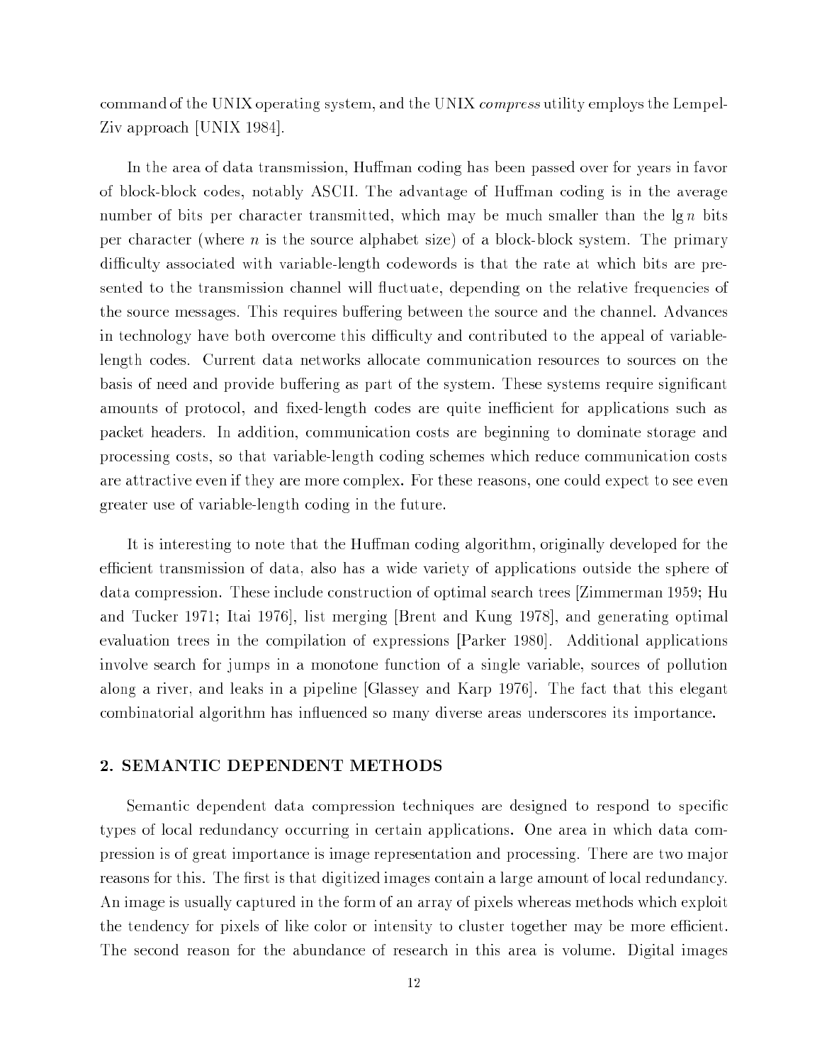command of the UNIX operating system, and the UNIX *compress* utility employs the Lempel-Ziv approach [UNIX 1984].

In the area of data transmission, Huffman coding has been passed over for years in favor of block-block codes, notably ASCII. The advantage of Huffman coding is in the average number of bits per character transmitted, which may be much smaller than the $\lg n$ bits per character (where $n$ is the source alphabet size) of a block-block system. The primary difficulty associated with variable-length codewords is that the rate at which bits are presented to the transmission channel will fluctuate, depending on the relative frequencies of the source messages. This requires buffering between the source and the channel. Advances in technology have both overcome this difficulty and contributed to the appeal of variable-length codes. Current data networks allocate communication resources to sources on the basis of need and provide buffering as part of the system. These systems require significant amounts of protocol, and fixed-length codes are quite inefficient for applications such as packet headers. In addition, communication costs are beginning to dominate storage and processing costs, so that variable-length coding schemes which reduce communication costs are attractive even if they are more complex. For these reasons, one could expect to see even greater use of variable-length coding in the future.

It is interesting to note that the Huffman coding algorithm, originally developed for the efficient transmission of data, also has a wide variety of applications outside the sphere of data compression. These include construction of optimal search trees [Zimmerman 1959; Hu and Tucker 1971; Itai 1976], list merging [Brent and Kung 1978], and generating optimal evaluation trees in the compilation of expressions [Parker 1980]. Additional applications involve search for jumps in a monotone function of a single variable, sources of pollution along a river, and leaks in a pipeline [Glassey and Karp 1976]. The fact that this elegant combinatorial algorithm has influenced so many diverse areas underscores its importance.

## 2. SEMANTIC DEPENDENT METHODS

Semantic dependent data compression techniques are designed to respond to specific types of local redundancy occurring in certain applications. One area in which data compression is of great importance is image representation and processing. There are two major reasons for this. The first is that digitized images contain a large amount of local redundancy. An image is usually captured in the form of an array of pixels whereas methods which exploit the tendency for pixels of like color or intensity to cluster together may be more efficient. The second reason for the abundance of research in this area is volume. Digital images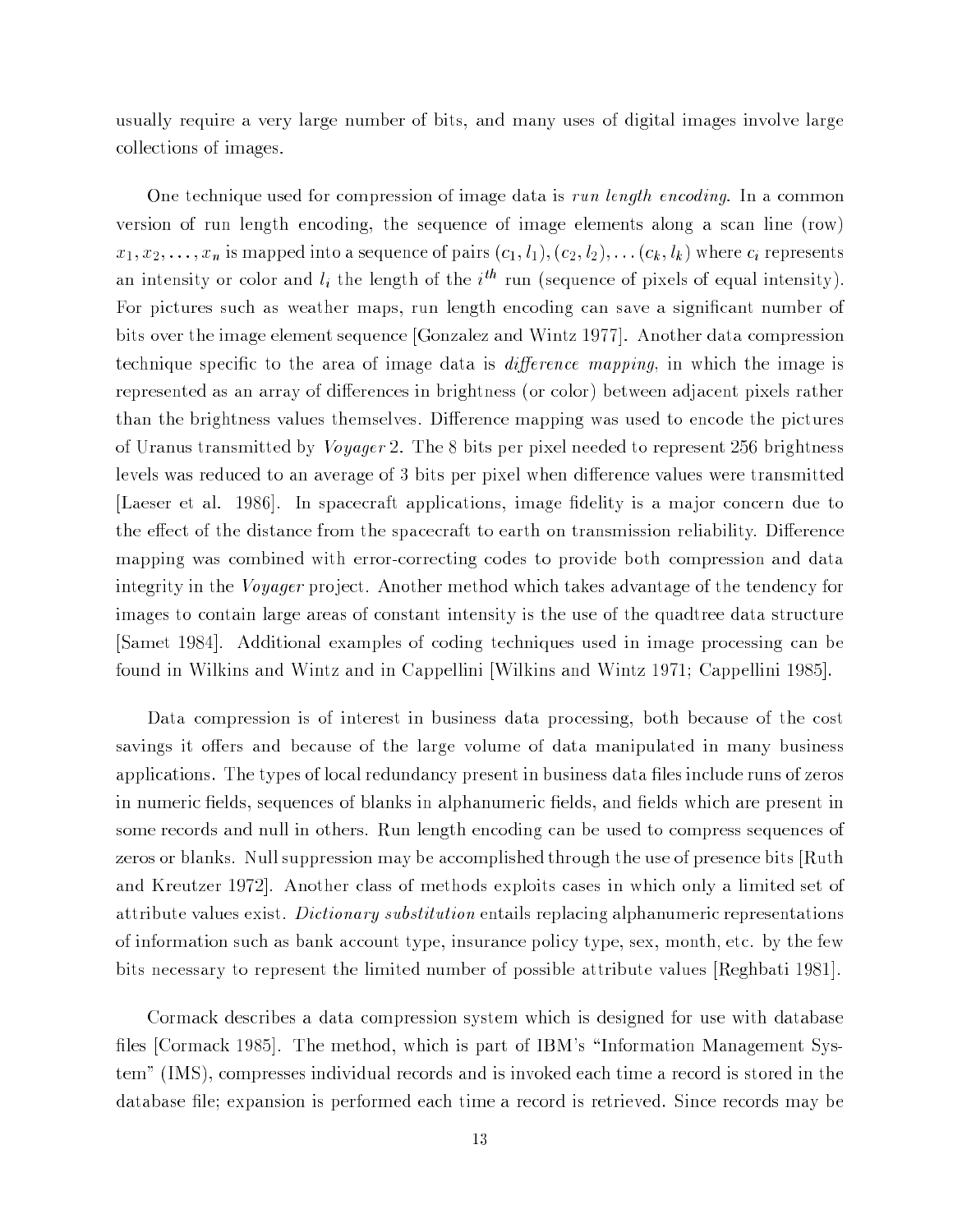usually require a very large number of bits, and many uses of digital images involve large collections of images.

One technique used for compression of image data is *run length encoding*. In a common version of run length encoding, the sequence of image elements along a scan line (row) $x_1, x_2, \ldots, x_n$ is mapped into a sequence of pairs $(c_1, l_1), (c_2, l_2), \ldots (c_k, l_k)$ where $c_i$ represents an intensity or color and $l_i$ the length of the $i^{th}$ run (sequence of pixels of equal intensity). For pictures such as weather maps, run length encoding can save a significant number of bits over the image element sequence [Gonzalez and Wintz 1977]. Another data compression technique specific to the area of image data is *difference mapping*, in which the image is represented as an array of differences in brightness (or color) between adjacent pixels rather than the brightness values themselves. Difference mapping was used to encode the pictures of Uranus transmitted by *Voyager* 2. The 8 bits per pixel needed to represent 256 brightness levels was reduced to an average of 3 bits per pixel when difference values were transmitted [Laeser et al. 1986]. In spacecraft applications, image fidelity is a major concern due to the effect of the distance from the spacecraft to earth on transmission reliability. Difference mapping was combined with error-correcting codes to provide both compression and data integrity in the *Voyager* project. Another method which takes advantage of the tendency for images to contain large areas of constant intensity is the use of the quadtree data structure [Samet 1984]. Additional examples of coding techniques used in image processing can be found in Wilkins and Wintz and in Cappellini [Wilkins and Wintz 1971; Cappellini 1985].

Data compression is of interest in business data processing, both because of the cost savings it offers and because of the large volume of data manipulated in many business applications. The types of local redundancy present in business data files include runs of zeros in numeric fields, sequences of blanks in alphanumeric fields, and fields which are present in some records and null in others. Run length encoding can be used to compress sequences of zeros or blanks. Null suppression may be accomplished through the use of presence bits [Ruth and Kreutzer 1972]. Another class of methods exploits cases in which only a limited set of attribute values exist. *Dictionary substitution* entails replacing alphanumeric representations of information such as bank account type, insurance policy type, sex, month, etc. by the few bits necessary to represent the limited number of possible attribute values [Reghbati 1981].

Cormack describes a data compression system which is designed for use with database files [Cormack 1985]. The method, which is part of IBM's "Information Management System" (IMS), compresses individual records and is invoked each time a record is stored in the database file; expansion is performed each time a record is retrieved. Since records may be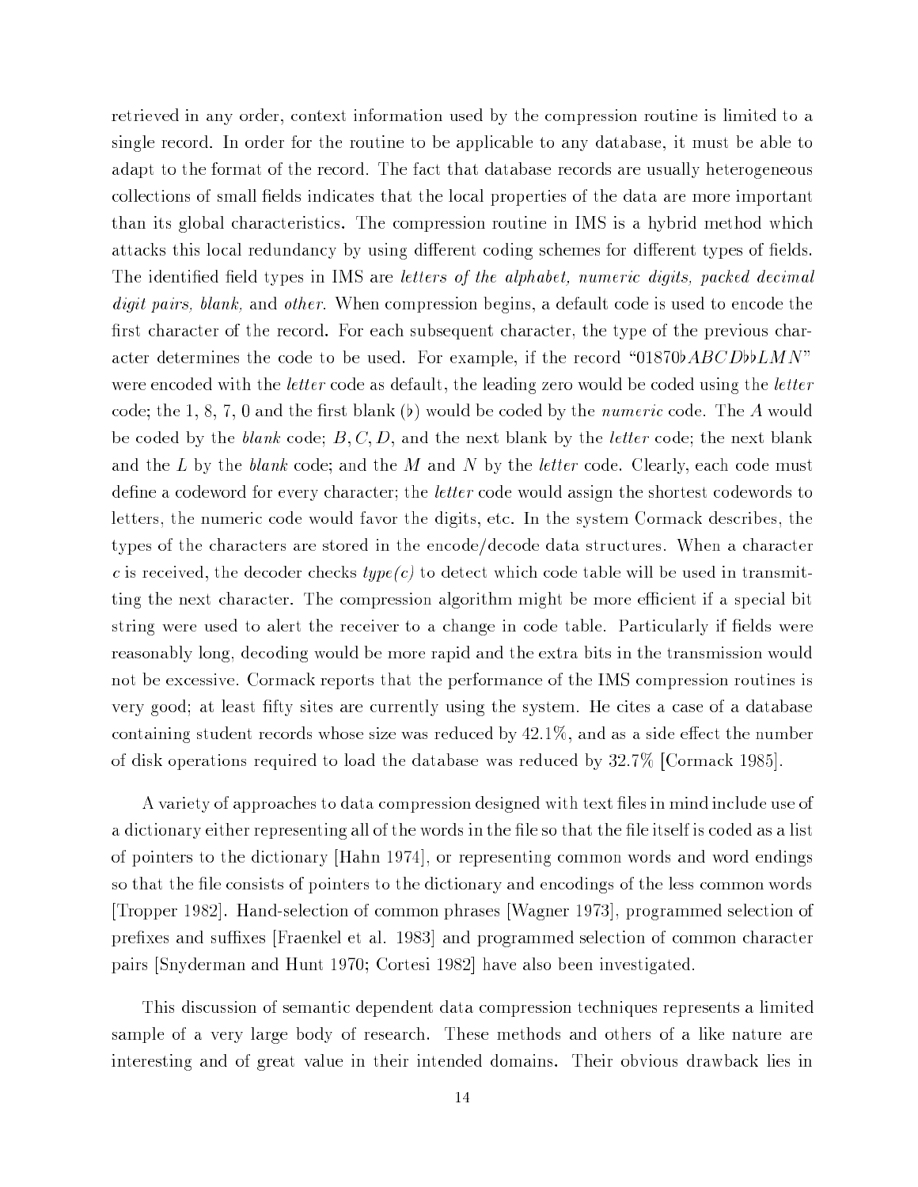retrieved in any order, context information used by the compression routine is limited to a single record. In order for the routine to be applicable to any database, it must be able to adapt to the format of the record. The fact that database records are usually heterogeneous collections of small fields indicates that the local properties of the data are more important than its global characteristics. The compression routine in IMS is a hybrid method which attacks this local redundancy by using different coding schemes for different types of fields. The identified field types in IMS are *letters of the alphabet, numeric digits, packed decimal digit pairs, blank,* and *other*. When compression begins, a default code is used to encode the first character of the record. For each subsequent character, the type of the previous character determines the code to be used. For example, if the record "01870♭$ABCD$♭♭$LMN$" were encoded with the *letter* code as default, the leading zero would be coded using the *letter* code; the 1, 8, 7, 0 and the first blank (♭) would be coded by the *numeric* code. The $A$ would be coded by the *blank* code; $B, C, D$, and the next blank by the *letter* code; the next blank and the $L$ by the *blank* code; and the $M$ and $N$ by the *letter* code. Clearly, each code must define a codeword for every character; the *letter* code would assign the shortest codewords to letters, the numeric code would favor the digits, etc. In the system Cormack describes, the types of the characters are stored in the encode/decode data structures. When a character $c$ is received, the decoder checks *type(c)* to detect which code table will be used in transmitting the next character. The compression algorithm might be more efficient if a special bit string were used to alert the receiver to a change in code table. Particularly if fields were reasonably long, decoding would be more rapid and the extra bits in the transmission would not be excessive. Cormack reports that the performance of the IMS compression routines is very good; at least fifty sites are currently using the system. He cites a case of a database containing student records whose size was reduced by 42.1%, and as a side effect the number of disk operations required to load the database was reduced by 32.7% [Cormack 1985].

A variety of approaches to data compression designed with text files in mind include use of a dictionary either representing all of the words in the file so that the file itself is coded as a list of pointers to the dictionary [Hahn 1974], or representing common words and word endings so that the file consists of pointers to the dictionary and encodings of the less common words [Tropper 1982]. Hand-selection of common phrases [Wagner 1973], programmed selection of prefixes and suffixes [Fraenkel et al. 1983] and programmed selection of common character pairs [Snyderman and Hunt 1970; Cortesi 1982] have also been investigated.

This discussion of semantic dependent data compression techniques represents a limited sample of a very large body of research. These methods and others of a like nature are interesting and of great value in their intended domains. Their obvious drawback lies in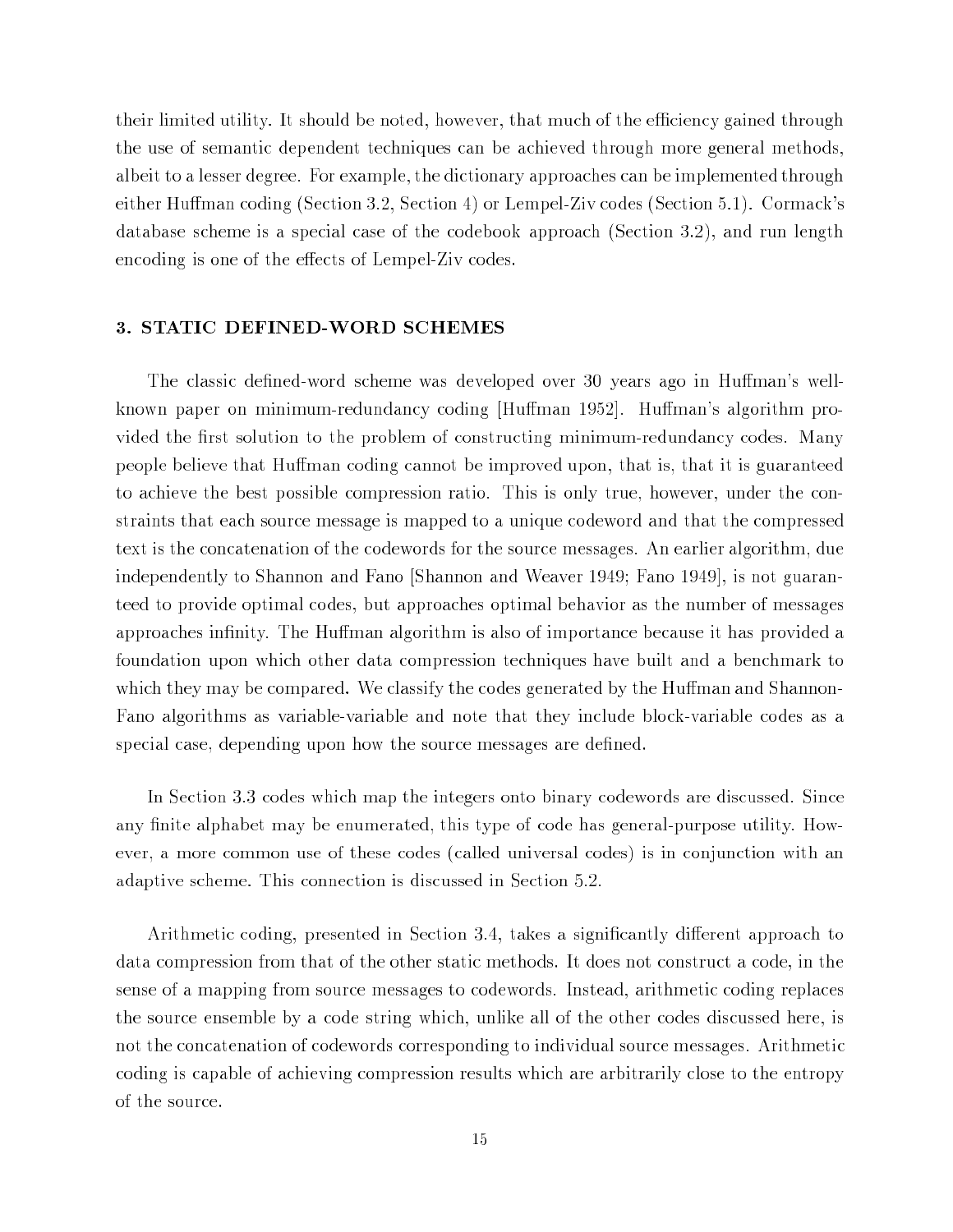their limited utility. It should be noted, however, that much of the efficiency gained through the use of semantic dependent techniques can be achieved through more general methods, albeit to a lesser degree. For example, the dictionary approaches can be implemented through either Huffman coding (Section 3.2, Section 4) or Lempel-Ziv codes (Section 5.1). Cormack's database scheme is a special case of the codebook approach (Section 3.2), and run length encoding is one of the effects of Lempel-Ziv codes.

## 3. STATIC DEFINED-WORD SCHEMES

The classic defined-word scheme was developed over 30 years ago in Huffman's well-known paper on minimum-redundancy coding [Huffman 1952]. Huffman's algorithm provided the first solution to the problem of constructing minimum-redundancy codes. Many people believe that Huffman coding cannot be improved upon, that is, that it is guaranteed to achieve the best possible compression ratio. This is only true, however, under the constraints that each source message is mapped to a unique codeword and that the compressed text is the concatenation of the codewords for the source messages. An earlier algorithm, due independently to Shannon and Fano [Shannon and Weaver 1949; Fano 1949], is not guaranteed to provide optimal codes, but approaches optimal behavior as the number of messages approaches infinity. The Huffman algorithm is also of importance because it has provided a foundation upon which other data compression techniques have built and a benchmark to which they may be compared. We classify the codes generated by the Huffman and Shannon-Fano algorithms as variable-variable and note that they include block-variable codes as a special case, depending upon how the source messages are defined.

In Section 3.3 codes which map the integers onto binary codewords are discussed. Since any finite alphabet may be enumerated, this type of code has general-purpose utility. However, a more common use of these codes (called universal codes) is in conjunction with an adaptive scheme. This connection is discussed in Section 5.2.

Arithmetic coding, presented in Section 3.4, takes a significantly different approach to data compression from that of the other static methods. It does not construct a code, in the sense of a mapping from source messages to codewords. Instead, arithmetic coding replaces the source ensemble by a code string which, unlike all of the other codes discussed here, is not the concatenation of codewords corresponding to individual source messages. Arithmetic coding is capable of achieving compression results which are arbitrarily close to the entropy of the source.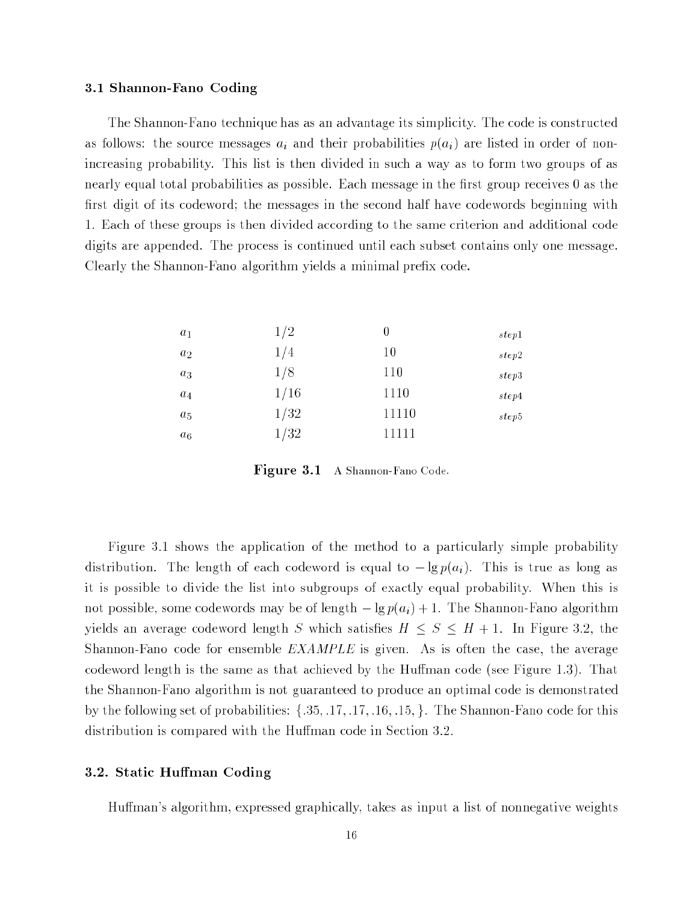### 3.1 Shannon-Fano Coding

The Shannon-Fano technique has as an advantage its simplicity. The code is constructed as follows: the source messages $a_i$ and their probabilities $p(a_i)$ are listed in order of nonincreasing probability. This list is then divided in such a way as to form two groups of as nearly equal total probabilities as possible. Each message in the first group receives 0 as the first digit of its codeword; the messages in the second half have codewords beginning with 1. Each of these groups is then divided according to the same criterion and additional code digits are appended. The process is continued until each subset contains only one message. Clearly the Shannon-Fano algorithm yields a minimal prefix code.

| | | | |
|---|---|---|---|
| $a_1$ | 1/2 | 0 | *step1* |
| $a_2$ | 1/4 | 10 | *step2* |
| $a_3$ | 1/8 | 110 | *step3* |
| $a_4$ | 1/16 | 1110 | *step4* |
| $a_5$ | 1/32 | 11110 | *step5* |
| $a_6$ | 1/32 | 11111 | |

**Figure 3.1** A Shannon-Fano Code.

Figure 3.1 shows the application of the method to a particularly simple probability distribution. The length of each codeword is equal to $-\lg p(a_i)$. This is true as long as it is possible to divide the list into subgroups of exactly equal probability. When this is not possible, some codewords may be of length $-\lg p(a_i) + 1$. The Shannon-Fano algorithm yields an average codeword length $S$ which satisfies $H \leq S \leq H + 1$. In Figure 3.2, the Shannon-Fano code for ensemble *EXAMPLE* is given. As is often the case, the average codeword length is the same as that achieved by the Huffman code (see Figure 1.3). That the Shannon-Fano algorithm is not guaranteed to produce an optimal code is demonstrated by the following set of probabilities: $\{.35, .17, .17, .16, .15, \}$. The Shannon-Fano code for this distribution is compared with the Huffman code in Section 3.2.

### 3.2. Static Huffman Coding

Huffman's algorithm, expressed graphically, takes as input a list of nonnegative weights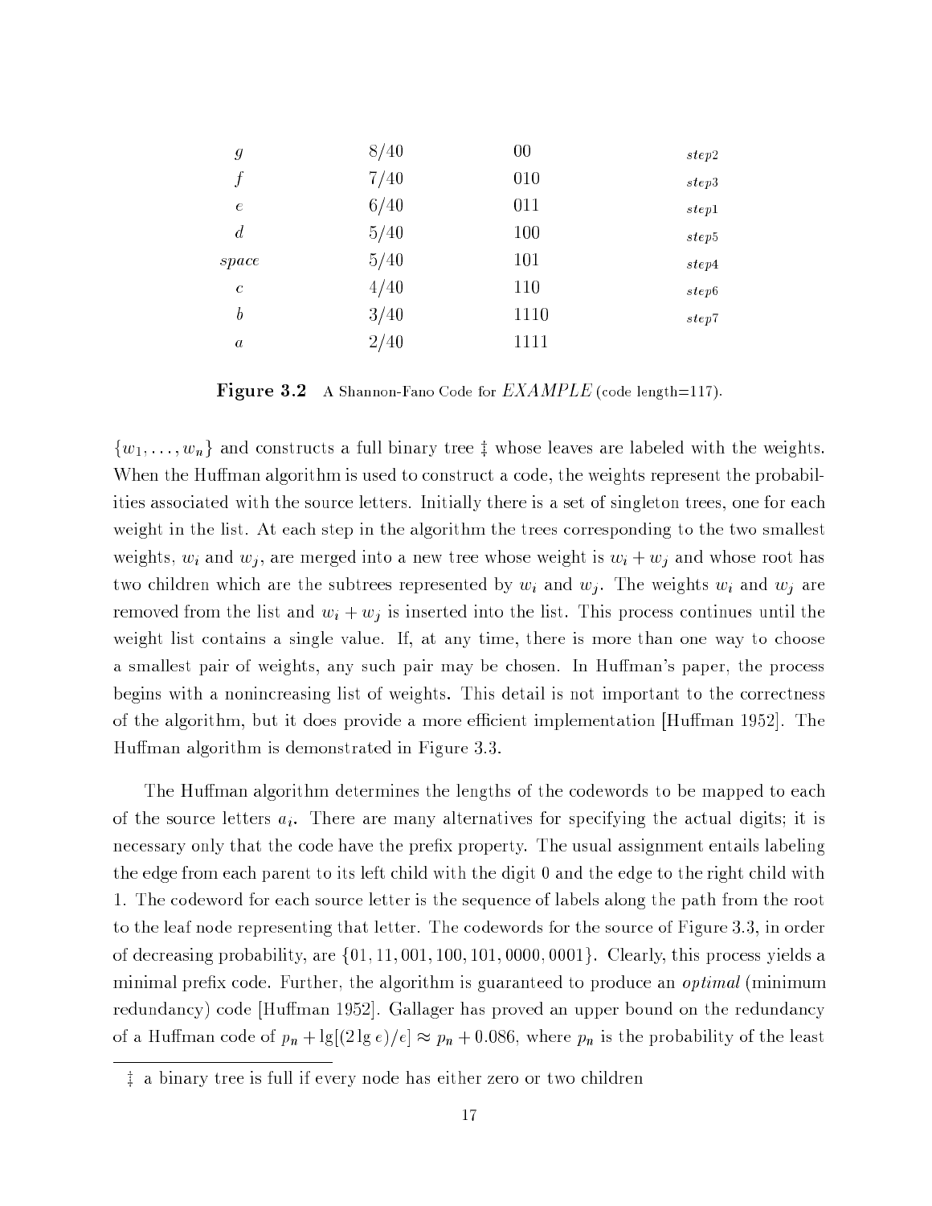| | | | |
|---|---|---|---|
| $g$ | 8/40 | 00 | $step2$ |
| $f$ | 7/40 | 010 | $step3$ |
| $e$ | 6/40 | 011 | $step1$ |
| $d$ | 5/40 | 100 | $step5$ |
| $space$ | 5/40 | 101 | $step4$ |
| $c$ | 4/40 | 110 | $step6$ |
| $b$ | 3/40 | 1110 | $step7$ |
| $a$ | 2/40 | 1111 | |

**Figure 3.2** A Shannon-Fano Code for $EXAMPLE$ (code length=117).

$\{w_1, \ldots, w_n\}$ and constructs a full binary tree ‡ whose leaves are labeled with the weights. When the Huffman algorithm is used to construct a code, the weights represent the probabilities associated with the source letters. Initially there is a set of singleton trees, one for each weight in the list. At each step in the algorithm the trees corresponding to the two smallest weights, $w_i$ and $w_j$, are merged into a new tree whose weight is $w_i + w_j$ and whose root has two children which are the subtrees represented by $w_i$ and $w_j$. The weights $w_i$ and $w_j$ are removed from the list and $w_i + w_j$ is inserted into the list. This process continues until the weight list contains a single value. If, at any time, there is more than one way to choose a smallest pair of weights, any such pair may be chosen. In Huffman's paper, the process begins with a nonincreasing list of weights. This detail is not important to the correctness of the algorithm, but it does provide a more efficient implementation [Huffman 1952]. The Huffman algorithm is demonstrated in Figure 3.3.

The Huffman algorithm determines the lengths of the codewords to be mapped to each of the source letters $a_i$. There are many alternatives for specifying the actual digits; it is necessary only that the code have the prefix property. The usual assignment entails labeling the edge from each parent to its left child with the digit 0 and the edge to the right child with 1. The codeword for each source letter is the sequence of labels along the path from the root to the leaf node representing that letter. The codewords for the source of Figure 3.3, in order of decreasing probability, are $\{01, 11, 001, 100, 101, 0000, 0001\}$. Clearly, this process yields a minimal prefix code. Further, the algorithm is guaranteed to produce an *optimal* (minimum redundancy) code [Huffman 1952]. Gallager has proved an upper bound on the redundancy of a Huffman code of $p_n + \lg[(2 \lg e)/e] \approx p_n + 0.086$, where $p_n$ is the probability of the least

‡ a binary tree is full if every node has either zero or two children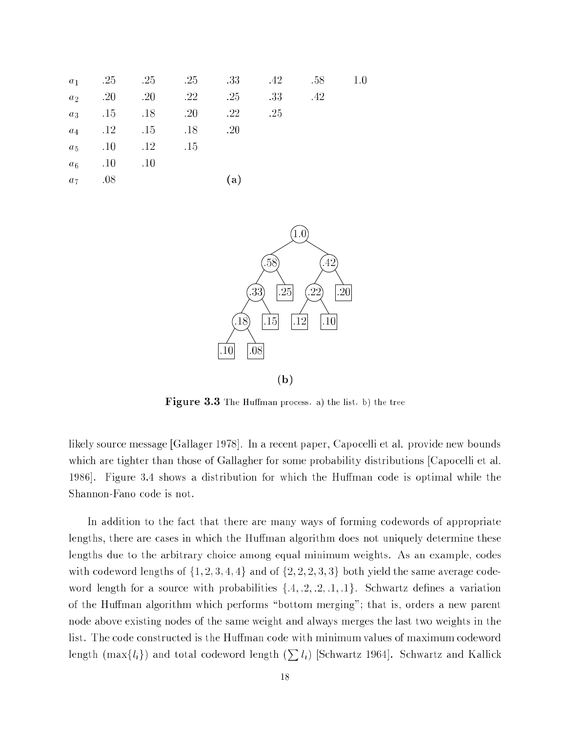| | | | | | | | |
|---|---|---|---|---|---|---|---|
| $a_1$ | .25 | .25 | .25 | .33 | .42 | .58 | 1.0 |
| $a_2$ | .20 | .20 | .22 | .25 | .33 | .42 | |
| $a_3$ | .15 | .18 | .20 | .22 | .25 | | |
| $a_4$ | .12 | .15 | .18 | .20 | | | |
| $a_5$ | .10 | .12 | .15 | | | | |
| $a_6$ | .10 | .10 | | | | | |
| $a_7$ | .08 | | | | | | |

(a)

```
              (1.0)
           /        \
       (.58)        (.42)
       /   \        /    \
   (.33)  [.25]  (.22)  [.20]
   /   \         /   \
(.18) [.15]   [.12] [.10]
 /  \
[.10] [.08]
```

(b)

**Figure 3.3** The Huffman process. a) the list. b) the tree

likely source message [Gallager 1978]. In a recent paper, Capocelli et al. provide new bounds which are tighter than those of Gallagher for some probability distributions [Capocelli et al. 1986]. Figure 3.4 shows a distribution for which the Huffman code is optimal while the Shannon-Fano code is not.

In addition to the fact that there are many ways of forming codewords of appropriate lengths, there are cases in which the Huffman algorithm does not uniquely determine these lengths due to the arbitrary choice among equal minimum weights. As an example, codes with codeword lengths of $\{1, 2, 3, 4, 4\}$ and of $\{2, 2, 2, 3, 3\}$ both yield the same average codeword length for a source with probabilities $\{.4, .2, .2, .1, .1\}$. Schwartz defines a variation of the Huffman algorithm which performs "bottom merging"; that is, orders a new parent node above existing nodes of the same weight and always merges the last two weights in the list. The code constructed is the Huffman code with minimum values of maximum codeword length ($\max\{l_i\}$) and total codeword length ($\sum l_i$) [Schwartz 1964]. Schwartz and Kallick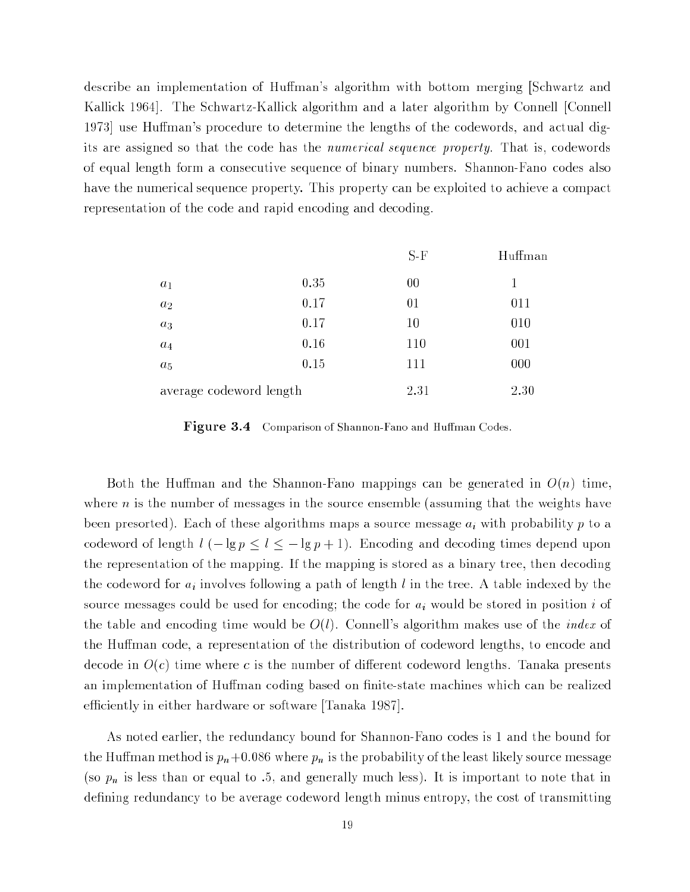describe an implementation of Huffman's algorithm with bottom merging [Schwartz and Kallick 1964]. The Schwartz-Kallick algorithm and a later algorithm by Connell [Connell 1973] use Huffman's procedure to determine the lengths of the codewords, and actual digits are assigned so that the code has the *numerical sequence property*. That is, codewords of equal length form a consecutive sequence of binary numbers. Shannon-Fano codes also have the numerical sequence property. This property can be exploited to achieve a compact representation of the code and rapid encoding and decoding.

| | | S-F | Huffman |
|---|---|---|---|
| $a_1$ | 0.35 | 00 | 1 |
| $a_2$ | 0.17 | 01 | 011 |
| $a_3$ | 0.17 | 10 | 010 |
| $a_4$ | 0.16 | 110 | 001 |
| $a_5$ | 0.15 | 111 | 000 |
| average codeword length | | 2.31 | 2.30 |

**Figure 3.4** Comparison of Shannon-Fano and Huffman Codes.

Both the Huffman and the Shannon-Fano mappings can be generated in $O(n)$ time, where $n$ is the number of messages in the source ensemble (assuming that the weights have been presorted). Each of these algorithms maps a source message $a_i$ with probability $p$ to a codeword of length $l$ ($-\lg p \leq l \leq -\lg p + 1$). Encoding and decoding times depend upon the representation of the mapping. If the mapping is stored as a binary tree, then decoding the codeword for $a_i$ involves following a path of length $l$ in the tree. A table indexed by the source messages could be used for encoding; the code for $a_i$ would be stored in position $i$ of the table and encoding time would be $O(l)$. Connell's algorithm makes use of the *index* of the Huffman code, a representation of the distribution of codeword lengths, to encode and decode in $O(c)$ time where $c$ is the number of different codeword lengths. Tanaka presents an implementation of Huffman coding based on finite-state machines which can be realized efficiently in either hardware or software [Tanaka 1987].

As noted earlier, the redundancy bound for Shannon-Fano codes is 1 and the bound for the Huffman method is $p_n + 0.086$ where $p_n$ is the probability of the least likely source message (so $p_n$ is less than or equal to .5, and generally much less). It is important to note that in defining redundancy to be average codeword length minus entropy, the cost of transmitting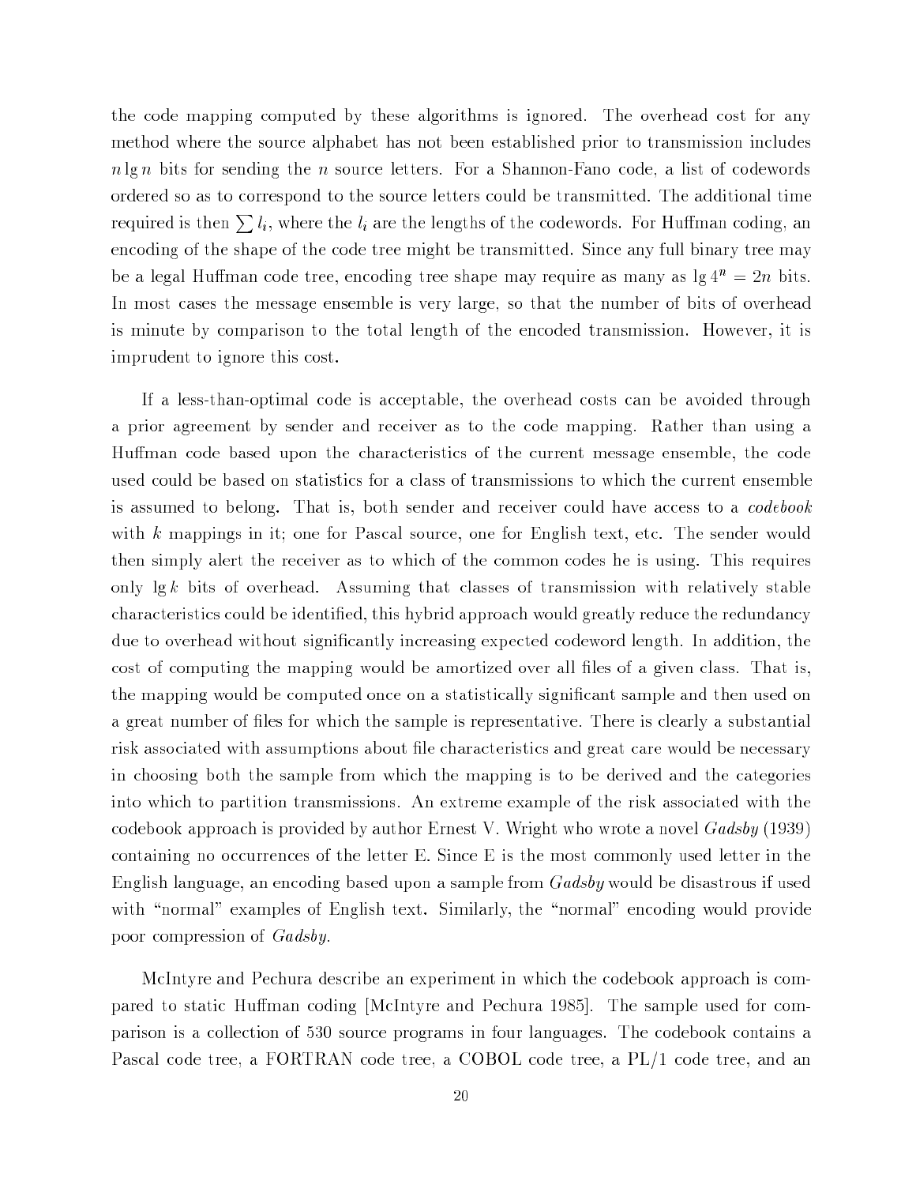the code mapping computed by these algorithms is ignored. The overhead cost for any method where the source alphabet has not been established prior to transmission includes $n \lg n$ bits for sending the $n$ source letters. For a Shannon-Fano code, a list of codewords ordered so as to correspond to the source letters could be transmitted. The additional time required is then $\sum l_i$, where the $l_i$ are the lengths of the codewords. For Huffman coding, an encoding of the shape of the code tree might be transmitted. Since any full binary tree may be a legal Huffman code tree, encoding tree shape may require as many as $\lg 4^n = 2n$ bits. In most cases the message ensemble is very large, so that the number of bits of overhead is minute by comparison to the total length of the encoded transmission. However, it is imprudent to ignore this cost.

If a less-than-optimal code is acceptable, the overhead costs can be avoided through a prior agreement by sender and receiver as to the code mapping. Rather than using a Huffman code based upon the characteristics of the current message ensemble, the code used could be based on statistics for a class of transmissions to which the current ensemble is assumed to belong. That is, both sender and receiver could have access to a *codebook* with $k$ mappings in it; one for Pascal source, one for English text, etc. The sender would then simply alert the receiver as to which of the common codes he is using. This requires only $\lg k$ bits of overhead. Assuming that classes of transmission with relatively stable characteristics could be identified, this hybrid approach would greatly reduce the redundancy due to overhead without significantly increasing expected codeword length. In addition, the cost of computing the mapping would be amortized over all files of a given class. That is, the mapping would be computed once on a statistically significant sample and then used on a great number of files for which the sample is representative. There is clearly a substantial risk associated with assumptions about file characteristics and great care would be necessary in choosing both the sample from which the mapping is to be derived and the categories into which to partition transmissions. An extreme example of the risk associated with the codebook approach is provided by author Ernest V. Wright who wrote a novel *Gadsby* (1939) containing no occurrences of the letter E. Since E is the most commonly used letter in the English language, an encoding based upon a sample from *Gadsby* would be disastrous if used with "normal" examples of English text. Similarly, the "normal" encoding would provide poor compression of *Gadsby*.

McIntyre and Pechura describe an experiment in which the codebook approach is compared to static Huffman coding [McIntyre and Pechura 1985]. The sample used for comparison is a collection of 530 source programs in four languages. The codebook contains a Pascal code tree, a FORTRAN code tree, a COBOL code tree, a PL/1 code tree, and an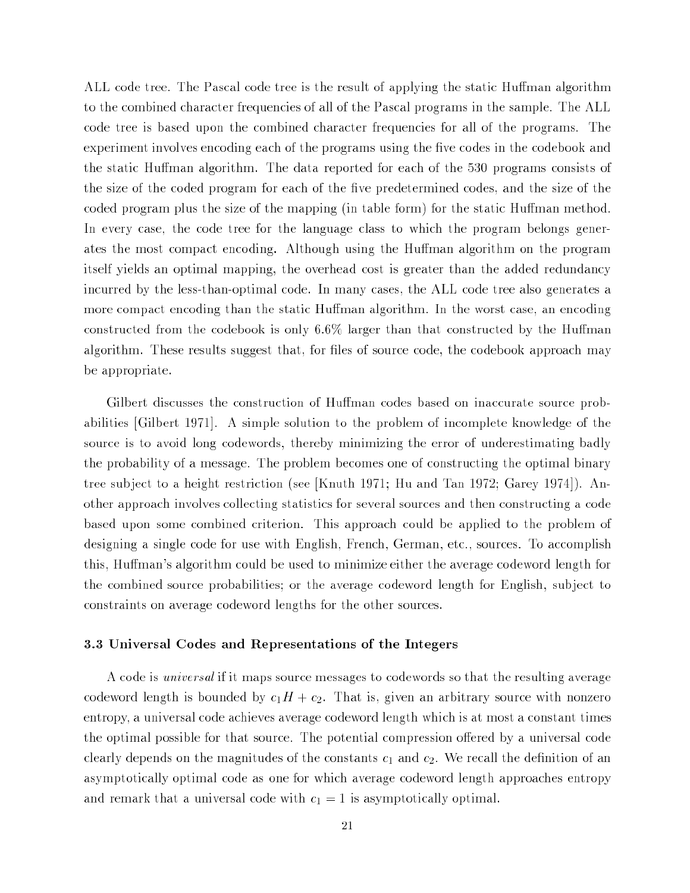ALL code tree. The Pascal code tree is the result of applying the static Huffman algorithm to the combined character frequencies of all of the Pascal programs in the sample. The ALL code tree is based upon the combined character frequencies for all of the programs. The experiment involves encoding each of the programs using the five codes in the codebook and the static Huffman algorithm. The data reported for each of the 530 programs consists of the size of the coded program for each of the five predetermined codes, and the size of the coded program plus the size of the mapping (in table form) for the static Huffman method. In every case, the code tree for the language class to which the program belongs generates the most compact encoding. Although using the Huffman algorithm on the program itself yields an optimal mapping, the overhead cost is greater than the added redundancy incurred by the less-than-optimal code. In many cases, the ALL code tree also generates a more compact encoding than the static Huffman algorithm. In the worst case, an encoding constructed from the codebook is only 6.6% larger than that constructed by the Huffman algorithm. These results suggest that, for files of source code, the codebook approach may be appropriate.

Gilbert discusses the construction of Huffman codes based on inaccurate source probabilities [Gilbert 1971]. A simple solution to the problem of incomplete knowledge of the source is to avoid long codewords, thereby minimizing the error of underestimating badly the probability of a message. The problem becomes one of constructing the optimal binary tree subject to a height restriction (see [Knuth 1971; Hu and Tan 1972; Garey 1974]). Another approach involves collecting statistics for several sources and then constructing a code based upon some combined criterion. This approach could be applied to the problem of designing a single code for use with English, French, German, etc., sources. To accomplish this, Huffman's algorithm could be used to minimize either the average codeword length for the combined source probabilities; or the average codeword length for English, subject to constraints on average codeword lengths for the other sources.

### 3.3 Universal Codes and Representations of the Integers

A code is *universal* if it maps source messages to codewords so that the resulting average codeword length is bounded by $c_1 H + c_2$. That is, given an arbitrary source with nonzero entropy, a universal code achieves average codeword length which is at most a constant times the optimal possible for that source. The potential compression offered by a universal code clearly depends on the magnitudes of the constants $c_1$ and $c_2$. We recall the definition of an asymptotically optimal code as one for which average codeword length approaches entropy and remark that a universal code with $c_1 = 1$ is asymptotically optimal.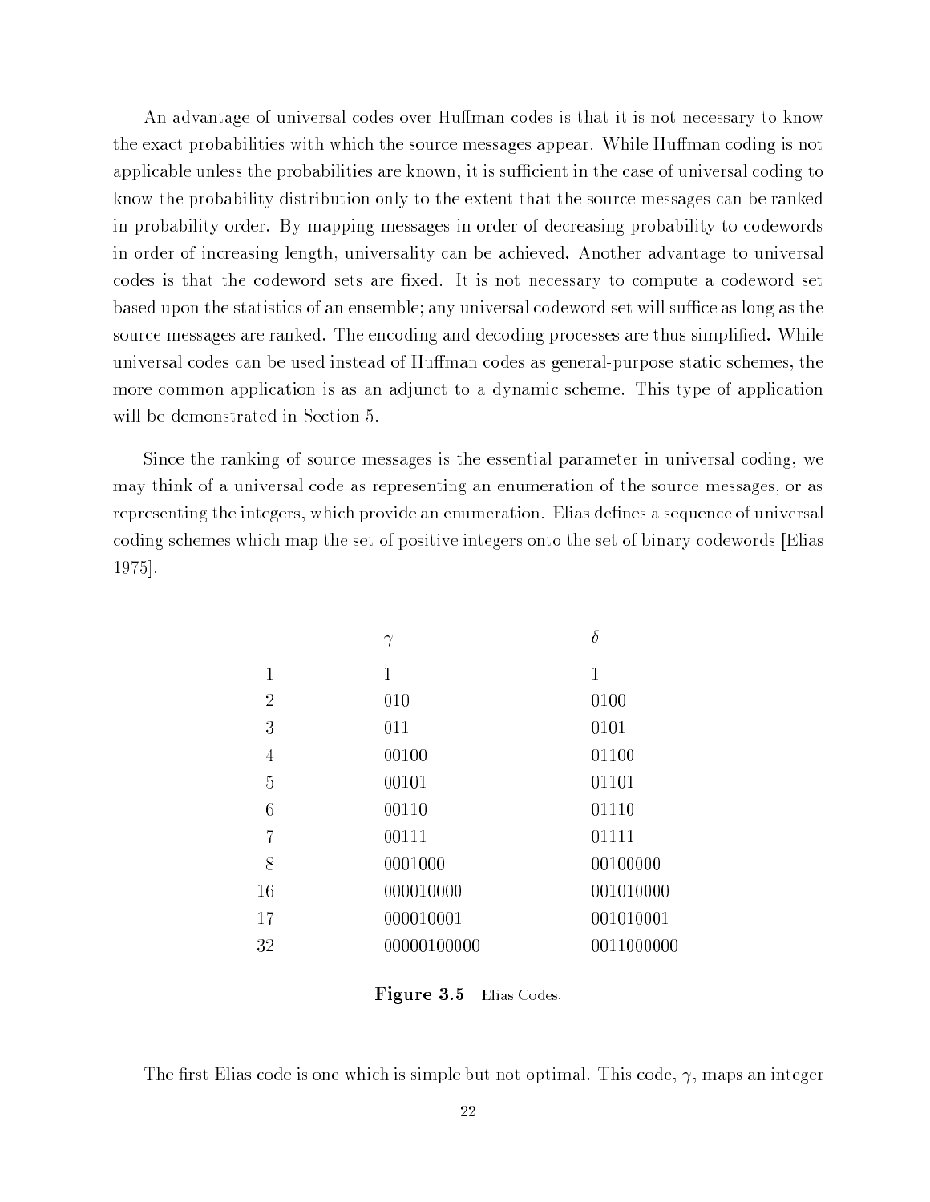An advantage of universal codes over Huffman codes is that it is not necessary to know the exact probabilities with which the source messages appear. While Huffman coding is not applicable unless the probabilities are known, it is sufficient in the case of universal coding to know the probability distribution only to the extent that the source messages can be ranked in probability order. By mapping messages in order of decreasing probability to codewords in order of increasing length, universality can be achieved. Another advantage to universal codes is that the codeword sets are fixed. It is not necessary to compute a codeword set based upon the statistics of an ensemble; any universal codeword set will suffice as long as the source messages are ranked. The encoding and decoding processes are thus simplified. While universal codes can be used instead of Huffman codes as general-purpose static schemes, the more common application is as an adjunct to a dynamic scheme. This type of application will be demonstrated in Section 5.

Since the ranking of source messages is the essential parameter in universal coding, we may think of a universal code as representing an enumeration of the source messages, or as representing the integers, which provide an enumeration. Elias defines a sequence of universal coding schemes which map the set of positive integers onto the set of binary codewords [Elias 1975].

| | $\gamma$ | $\delta$ |
|---|---|---|
| 1 | 1 | 1 |
| 2 | 010 | 0100 |
| 3 | 011 | 0101 |
| 4 | 00100 | 01100 |
| 5 | 00101 | 01101 |
| 6 | 00110 | 01110 |
| 7 | 00111 | 01111 |
| 8 | 0001000 | 00100000 |
| 16 | 000010000 | 001010000 |
| 17 | 000010001 | 001010001 |
| 32 | 00000100000 | 0011000000 |

**Figure 3.5** Elias Codes.

The first Elias code is one which is simple but not optimal. This code, $\gamma$, maps an integer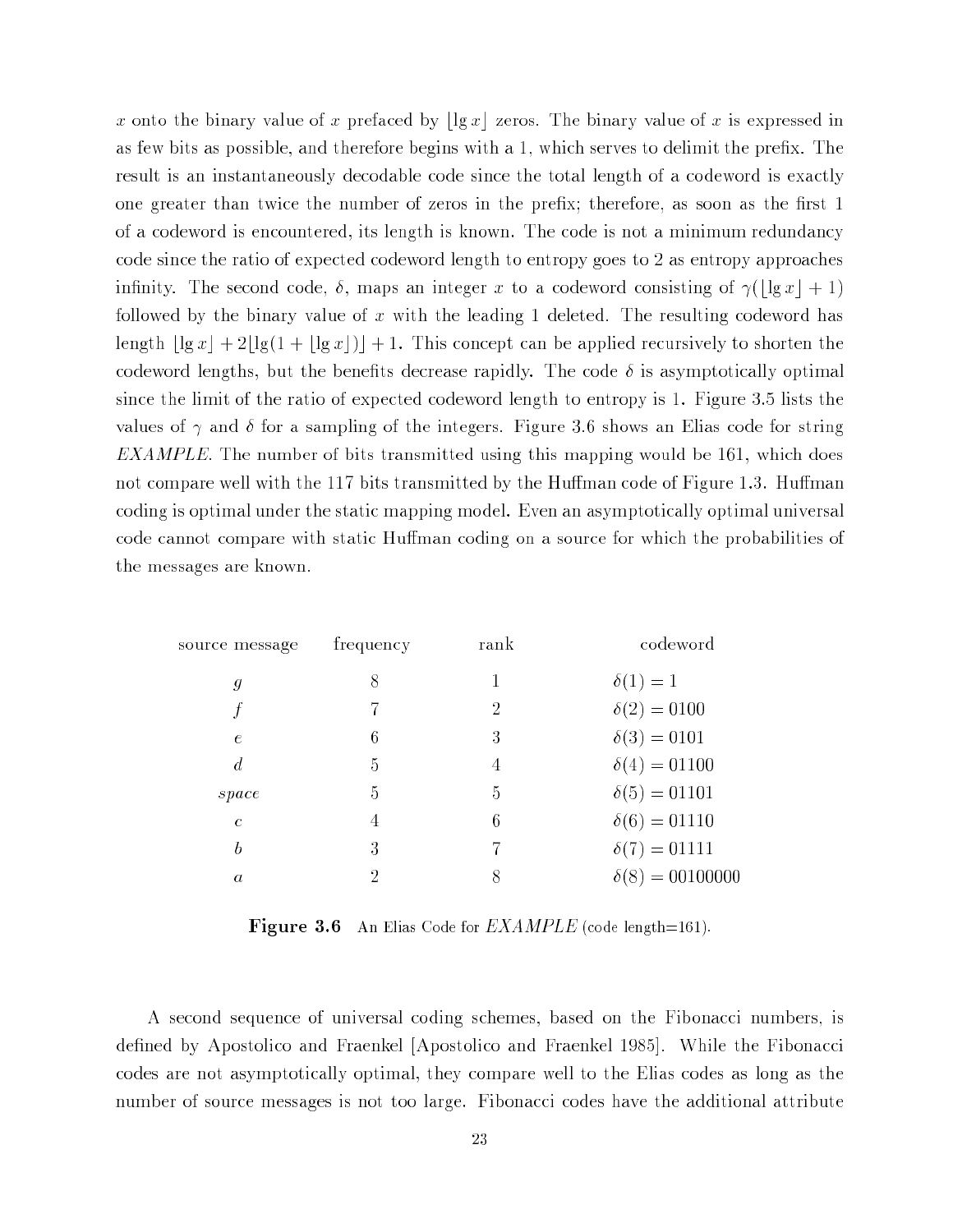$x$ onto the binary value of $x$ prefaced by $\lfloor \lg x \rfloor$ zeros. The binary value of $x$ is expressed in as few bits as possible, and therefore begins with a 1, which serves to delimit the prefix. The result is an instantaneously decodable code since the total length of a codeword is exactly one greater than twice the number of zeros in the prefix; therefore, as soon as the first 1 of a codeword is encountered, its length is known. The code is not a minimum redundancy code since the ratio of expected codeword length to entropy goes to 2 as entropy approaches infinity. The second code, $\delta$, maps an integer $x$ to a codeword consisting of $\gamma(\lfloor \lg x \rfloor + 1)$ followed by the binary value of $x$ with the leading 1 deleted. The resulting codeword has length $\lfloor \lg x \rfloor + 2\lfloor \lg(1 + \lfloor \lg x \rfloor) \rfloor + 1$. This concept can be applied recursively to shorten the codeword lengths, but the benefits decrease rapidly. The code $\delta$ is asymptotically optimal since the limit of the ratio of expected codeword length to entropy is 1. Figure 3.5 lists the values of $\gamma$ and $\delta$ for a sampling of the integers. Figure 3.6 shows an Elias code for string *EXAMPLE*. The number of bits transmitted using this mapping would be 161, which does not compare well with the 117 bits transmitted by the Huffman code of Figure 1.3. Huffman coding is optimal under the static mapping model. Even an asymptotically optimal universal code cannot compare with static Huffman coding on a source for which the probabilities of the messages are known.

| source message | frequency | rank | codeword |
|---|---|---|---|
| $g$ | 8 | 1 | $\delta(1) = 1$ |
| $f$ | 7 | 2 | $\delta(2) = 0100$ |
| $e$ | 6 | 3 | $\delta(3) = 0101$ |
| $d$ | 5 | 4 | $\delta(4) = 01100$ |
| *space* | 5 | 5 | $\delta(5) = 01101$ |
| $c$ | 4 | 6 | $\delta(6) = 01110$ |
| $b$ | 3 | 7 | $\delta(7) = 01111$ |
| $a$ | 2 | 8 | $\delta(8) = 00100000$ |

**Figure 3.6** An Elias Code for *EXAMPLE* (code length=161).

A second sequence of universal coding schemes, based on the Fibonacci numbers, is defined by Apostolico and Fraenkel [Apostolico and Fraenkel 1985]. While the Fibonacci codes are not asymptotically optimal, they compare well to the Elias codes as long as the number of source messages is not too large. Fibonacci codes have the additional attribute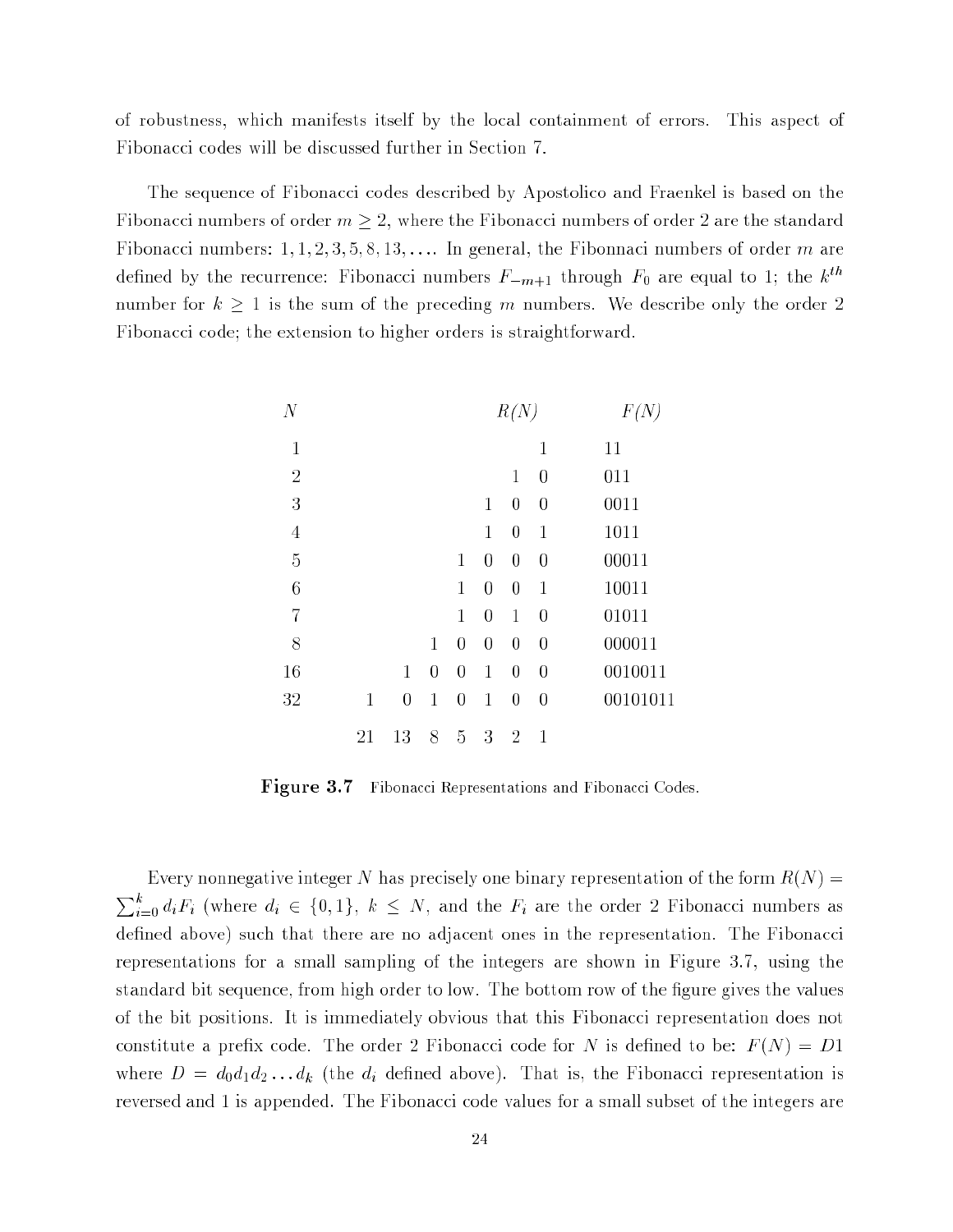of robustness, which manifests itself by the local containment of errors. This aspect of Fibonacci codes will be discussed further in Section 7.

The sequence of Fibonacci codes described by Apostolico and Fraenkel is based on the Fibonacci numbers of order $m \geq 2$, where the Fibonacci numbers of order 2 are the standard Fibonacci numbers: $1, 1, 2, 3, 5, 8, 13, \ldots$. In general, the Fibonnaci numbers of order $m$ are defined by the recurrence: Fibonacci numbers $F_{-m+1}$ through $F_0$ are equal to 1; the $k^{th}$ number for $k \geq 1$ is the sum of the preceding $m$ numbers. We describe only the order 2 Fibonacci code; the extension to higher orders is straightforward.

| $N$ | | | | R(N) | | | | F(N) |
|---|---|---|---|---|---|---|---|---|
| 1 | | | | | | | 1 | 11 |
| 2 | | | | | | 1 | 0 | 011 |
| 3 | | | | | 1 | 0 | 0 | 0011 |
| 4 | | | | | 1 | 0 | 1 | 1011 |
| 5 | | | | 1 | 0 | 0 | 0 | 00011 |
| 6 | | | | 1 | 0 | 0 | 1 | 10011 |
| 7 | | | | 1 | 0 | 1 | 0 | 01011 |
| 8 | | | 1 | 0 | 0 | 0 | 0 | 000011 |
| 16 | | 1 | 0 | 0 | 1 | 0 | 0 | 0010011 |
| 32 | 1 | 0 | 1 | 0 | 1 | 0 | 0 | 00101011 |
| | 21 | 13 | 8 | 5 | 3 | 2 | 1 | |

**Figure 3.7** Fibonacci Representations and Fibonacci Codes.

Every nonnegative integer $N$ has precisely one binary representation of the form $R(N) = \sum_{i=0}^{k} d_i F_i$ (where $d_i \in \{0, 1\}$, $k \leq N$, and the $F_i$ are the order 2 Fibonacci numbers as defined above) such that there are no adjacent ones in the representation. The Fibonacci representations for a small sampling of the integers are shown in Figure 3.7, using the standard bit sequence, from high order to low. The bottom row of the figure gives the values of the bit positions. It is immediately obvious that this Fibonacci representation does not constitute a prefix code. The order 2 Fibonacci code for $N$ is defined to be: $F(N) = D1$ where $D = d_0 d_1 d_2 \ldots d_k$ (the $d_i$ defined above). That is, the Fibonacci representation is reversed and 1 is appended. The Fibonacci code values for a small subset of the integers are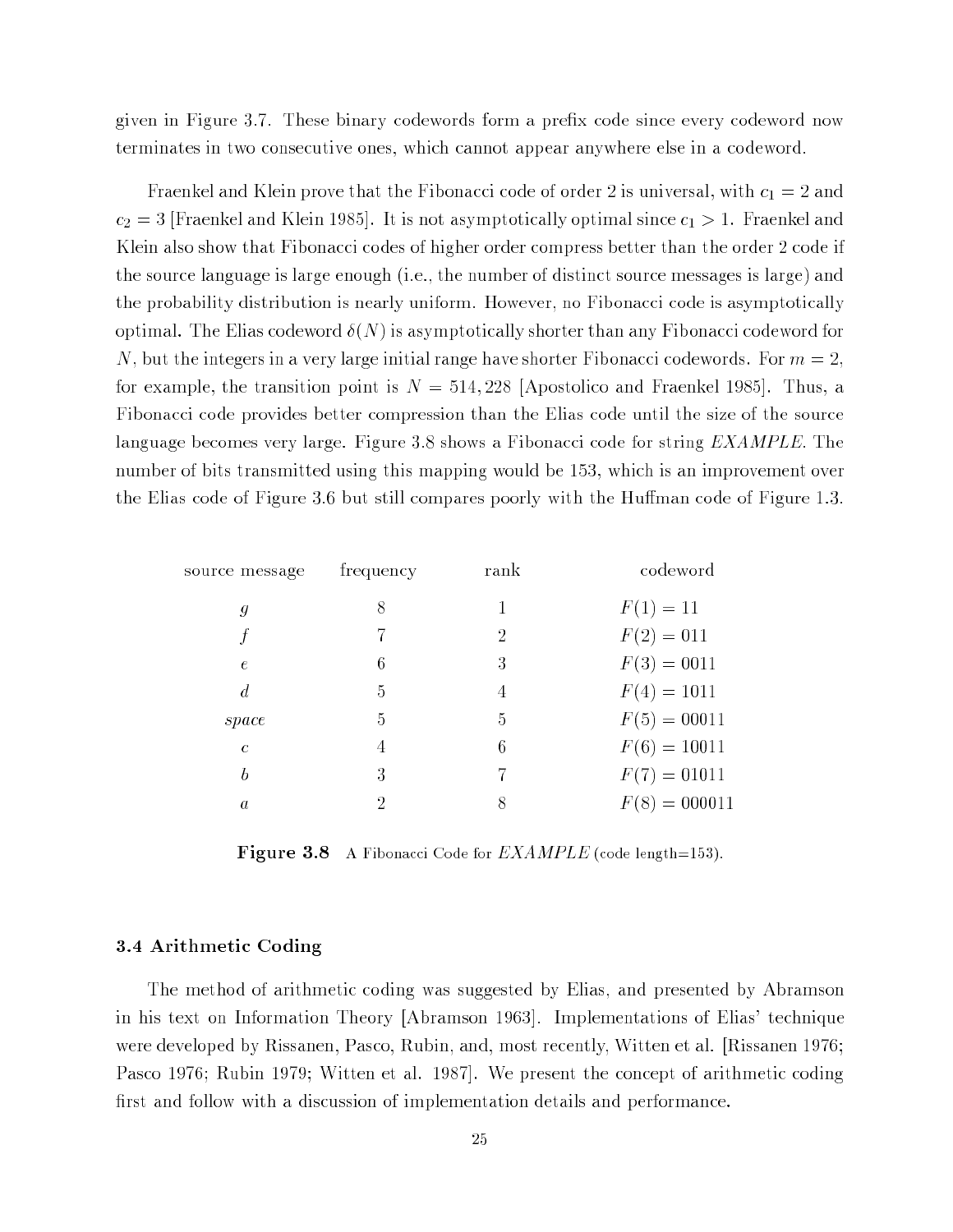given in Figure 3.7. These binary codewords form a prefix code since every codeword now terminates in two consecutive ones, which cannot appear anywhere else in a codeword.

Fraenkel and Klein prove that the Fibonacci code of order 2 is universal, with $c_1 = 2$ and $c_2 = 3$ [Fraenkel and Klein 1985]. It is not asymptotically optimal since $c_1 > 1$. Fraenkel and Klein also show that Fibonacci codes of higher order compress better than the order 2 code if the source language is large enough (i.e., the number of distinct source messages is large) and the probability distribution is nearly uniform. However, no Fibonacci code is asymptotically optimal. The Elias codeword $\delta(N)$ is asymptotically shorter than any Fibonacci codeword for $N$, but the integers in a very large initial range have shorter Fibonacci codewords. For $m = 2$, for example, the transition point is $N = 514,228$ [Apostolico and Fraenkel 1985]. Thus, a Fibonacci code provides better compression than the Elias code until the size of the source language becomes very large. Figure 3.8 shows a Fibonacci code for string *EXAMPLE*. The number of bits transmitted using this mapping would be 153, which is an improvement over the Elias code of Figure 3.6 but still compares poorly with the Huffman code of Figure 1.3.

| source message | frequency | rank | codeword |
|---|---|---|---|
| $g$ | 8 | 1 | $F(1) = 11$ |
| $f$ | 7 | 2 | $F(2) = 011$ |
| $e$ | 6 | 3 | $F(3) = 0011$ |
| $d$ | 5 | 4 | $F(4) = 1011$ |
| *space* | 5 | 5 | $F(5) = 00011$ |
| $c$ | 4 | 6 | $F(6) = 10011$ |
| $b$ | 3 | 7 | $F(7) = 01011$ |
| $a$ | 2 | 8 | $F(8) = 000011$ |

**Figure 3.8** A Fibonacci Code for *EXAMPLE* (code length=153).

### 3.4 Arithmetic Coding

The method of arithmetic coding was suggested by Elias, and presented by Abramson in his text on Information Theory [Abramson 1963]. Implementations of Elias' technique were developed by Rissanen, Pasco, Rubin, and, most recently, Witten et al. [Rissanen 1976; Pasco 1976; Rubin 1979; Witten et al. 1987]. We present the concept of arithmetic coding first and follow with a discussion of implementation details and performance.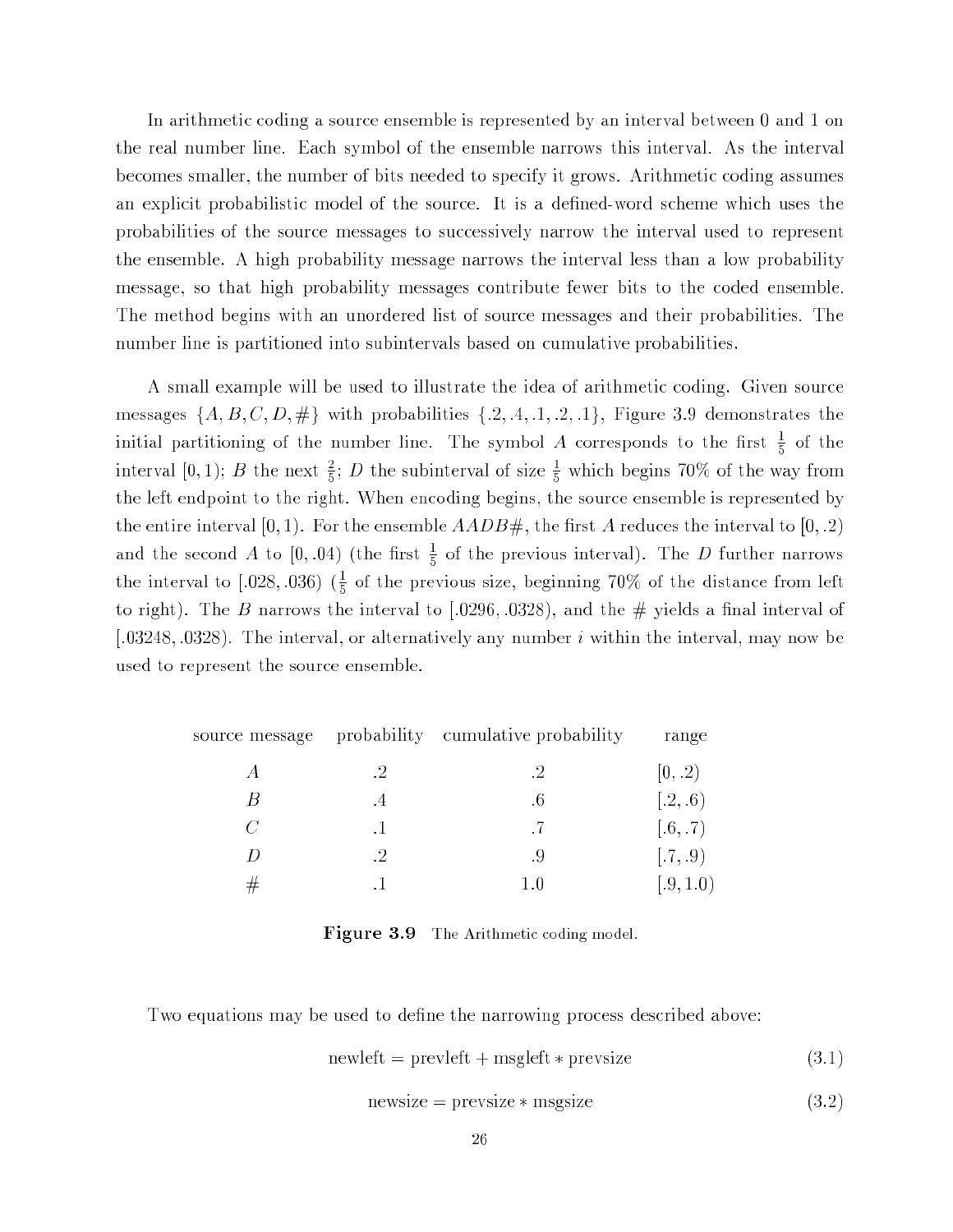In arithmetic coding a source ensemble is represented by an interval between 0 and 1 on the real number line. Each symbol of the ensemble narrows this interval. As the interval becomes smaller, the number of bits needed to specify it grows. Arithmetic coding assumes an explicit probabilistic model of the source. It is a defined-word scheme which uses the probabilities of the source messages to successively narrow the interval used to represent the ensemble. A high probability message narrows the interval less than a low probability message, so that high probability messages contribute fewer bits to the coded ensemble. The method begins with an unordered list of source messages and their probabilities. The number line is partitioned into subintervals based on cumulative probabilities.

A small example will be used to illustrate the idea of arithmetic coding. Given source messages $\{A, B, C, D, \#\}$ with probabilities $\{.2, .4, .1, .2, .1\}$, Figure 3.9 demonstrates the initial partitioning of the number line. The symbol $A$ corresponds to the first $\frac{1}{5}$ of the interval $[0, 1)$; $B$ the next $\frac{2}{5}$; $D$ the subinterval of size $\frac{1}{5}$ which begins 70% of the way from the left endpoint to the right. When encoding begins, the source ensemble is represented by the entire interval $[0, 1)$. For the ensemble $AADB\#$, the first $A$ reduces the interval to $[0, .2)$ and the second $A$ to $[0, .04)$ (the first $\frac{1}{5}$ of the previous interval). The $D$ further narrows the interval to $[.028, .036)$ ($\frac{1}{5}$ of the previous size, beginning 70% of the distance from left to right). The $B$ narrows the interval to $[.0296, .0328)$, and the $\#$ yields a final interval of $[.03248, .0328)$. The interval, or alternatively any number $i$ within the interval, may now be used to represent the source ensemble.

| source message | probability | cumulative probability | range |
|---|---|---|---|
| $A$ | .2 | .2 | $[0, .2)$ |
| $B$ | .4 | .6 | $[.2, .6)$ |
| $C$ | .1 | .7 | $[.6, .7)$ |
| $D$ | .2 | .9 | $[.7, .9)$ |
| $\#$ | .1 | 1.0 | $[.9, 1.0)$ |

**Figure 3.9** The Arithmetic coding model.

Two equations may be used to define the narrowing process described above:

$$\text{newleft} = \text{prevleft} + \text{msgleft} * \text{prevsize} \tag{3.1}$$

$$\text{newsize} = \text{prevsize} * \text{msgsize} \tag{3.2}$$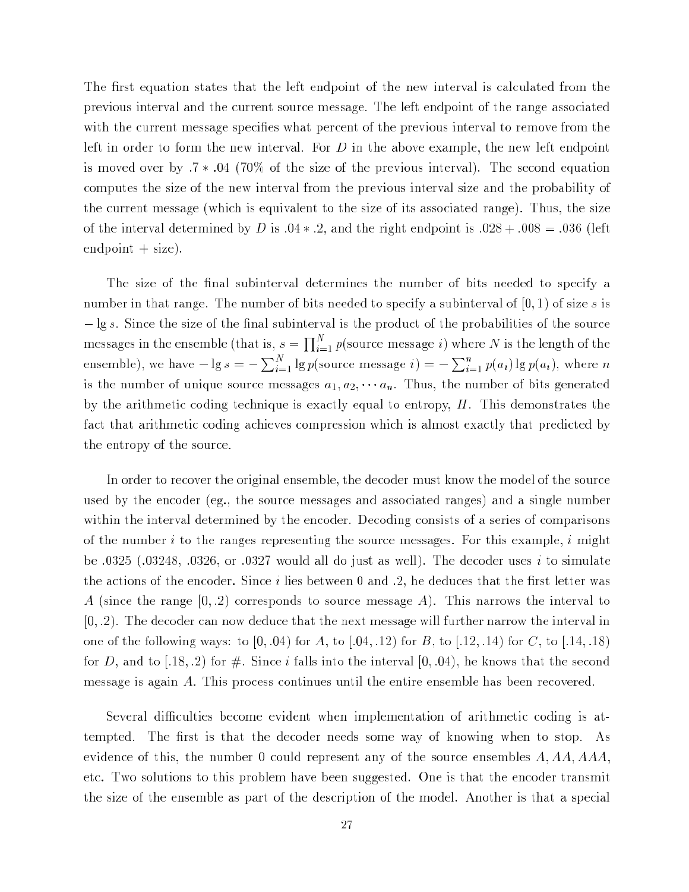The first equation states that the left endpoint of the new interval is calculated from the previous interval and the current source message. The left endpoint of the range associated with the current message specifies what percent of the previous interval to remove from the left in order to form the new interval. For $D$ in the above example, the new left endpoint is moved over by $.7 * .04$ (70% of the size of the previous interval). The second equation computes the size of the new interval from the previous interval size and the probability of the current message (which is equivalent to the size of its associated range). Thus, the size of the interval determined by $D$ is $.04 * .2$, and the right endpoint is $.028 + .008 = .036$ (left endpoint + size).

The size of the final subinterval determines the number of bits needed to specify a number in that range. The number of bits needed to specify a subinterval of $[0, 1)$ of size $s$ is $-\lg s$. Since the size of the final subinterval is the product of the probabilities of the source messages in the ensemble (that is, $s = \prod_{i=1}^{N} p(\text{source message } i)$ where $N$ is the length of the ensemble), we have $-\lg s = -\sum_{i=1}^{N} \lg p(\text{source message } i) = -\sum_{i=1}^{n} p(a_i) \lg p(a_i)$, where $n$ is the number of unique source messages $a_1, a_2, \cdots a_n$. Thus, the number of bits generated by the arithmetic coding technique is exactly equal to entropy, $H$. This demonstrates the fact that arithmetic coding achieves compression which is almost exactly that predicted by the entropy of the source.

In order to recover the original ensemble, the decoder must know the model of the source used by the encoder (eg., the source messages and associated ranges) and a single number within the interval determined by the encoder. Decoding consists of a series of comparisons of the number $i$ to the ranges representing the source messages. For this example, $i$ might be .0325 (.03248, .0326, or .0327 would all do just as well). The decoder uses $i$ to simulate the actions of the encoder. Since $i$ lies between 0 and .2, he deduces that the first letter was $A$ (since the range $[0, .2)$ corresponds to source message $A$). This narrows the interval to $[0, .2)$. The decoder can now deduce that the next message will further narrow the interval in one of the following ways: to $[0, .04)$ for $A$, to $[.04, .12)$ for $B$, to $[.12, .14)$ for $C$, to $[.14, .18)$ for $D$, and to $[.18, .2)$ for #. Since $i$ falls into the interval $[0, .04)$, he knows that the second message is again $A$. This process continues until the entire ensemble has been recovered.

Several difficulties become evident when implementation of arithmetic coding is attempted. The first is that the decoder needs some way of knowing when to stop. As evidence of this, the number 0 could represent any of the source ensembles $A, AA, AAA$, etc. Two solutions to this problem have been suggested. One is that the encoder transmit the size of the ensemble as part of the description of the model. Another is that a special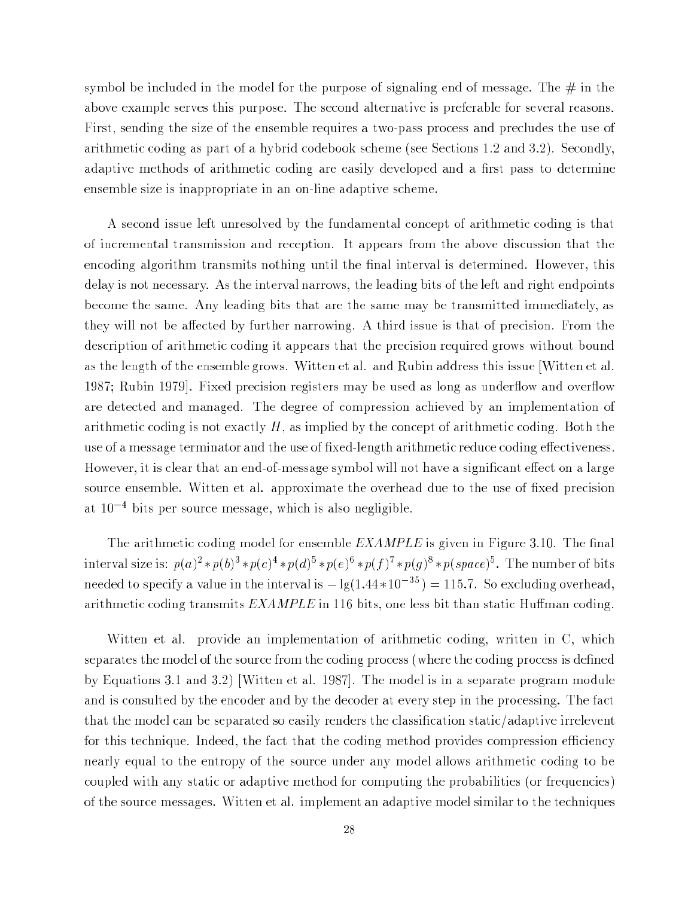symbol be included in the model for the purpose of signaling end of message. The # in the above example serves this purpose. The second alternative is preferable for several reasons. First, sending the size of the ensemble requires a two-pass process and precludes the use of arithmetic coding as part of a hybrid codebook scheme (see Sections 1.2 and 3.2). Secondly, adaptive methods of arithmetic coding are easily developed and a first pass to determine ensemble size is inappropriate in an on-line adaptive scheme.

A second issue left unresolved by the fundamental concept of arithmetic coding is that of incremental transmission and reception. It appears from the above discussion that the encoding algorithm transmits nothing until the final interval is determined. However, this delay is not necessary. As the interval narrows, the leading bits of the left and right endpoints become the same. Any leading bits that are the same may be transmitted immediately, as they will not be affected by further narrowing. A third issue is that of precision. From the description of arithmetic coding it appears that the precision required grows without bound as the length of the ensemble grows. Witten et al. and Rubin address this issue [Witten et al. 1987; Rubin 1979]. Fixed precision registers may be used as long as underflow and overflow are detected and managed. The degree of compression achieved by an implementation of arithmetic coding is not exactly $H$, as implied by the concept of arithmetic coding. Both the use of a message terminator and the use of fixed-length arithmetic reduce coding effectiveness. However, it is clear that an end-of-message symbol will not have a significant effect on a large source ensemble. Witten et al. approximate the overhead due to the use of fixed precision at $10^{-4}$ bits per source message, which is also negligible.

The arithmetic coding model for ensemble *EXAMPLE* is given in Figure 3.10. The final interval size is: $p(a)^2 * p(b)^3 * p(c)^4 * p(d)^5 * p(e)^6 * p(f)^7 * p(g)^8 * p(space)^5$. The number of bits needed to specify a value in the interval is $-\lg(1.44 * 10^{-35}) = 115.7$. So excluding overhead, arithmetic coding transmits *EXAMPLE* in 116 bits, one less bit than static Huffman coding.

Witten et al. provide an implementation of arithmetic coding, written in C, which separates the model of the source from the coding process (where the coding process is defined by Equations 3.1 and 3.2) [Witten et al. 1987]. The model is in a separate program module and is consulted by the encoder and by the decoder at every step in the processing. The fact that the model can be separated so easily renders the classification static/adaptive irrelevent for this technique. Indeed, the fact that the coding method provides compression efficiency nearly equal to the entropy of the source under any model allows arithmetic coding to be coupled with any static or adaptive method for computing the probabilities (or frequencies) of the source messages. Witten et al. implement an adaptive model similar to the techniques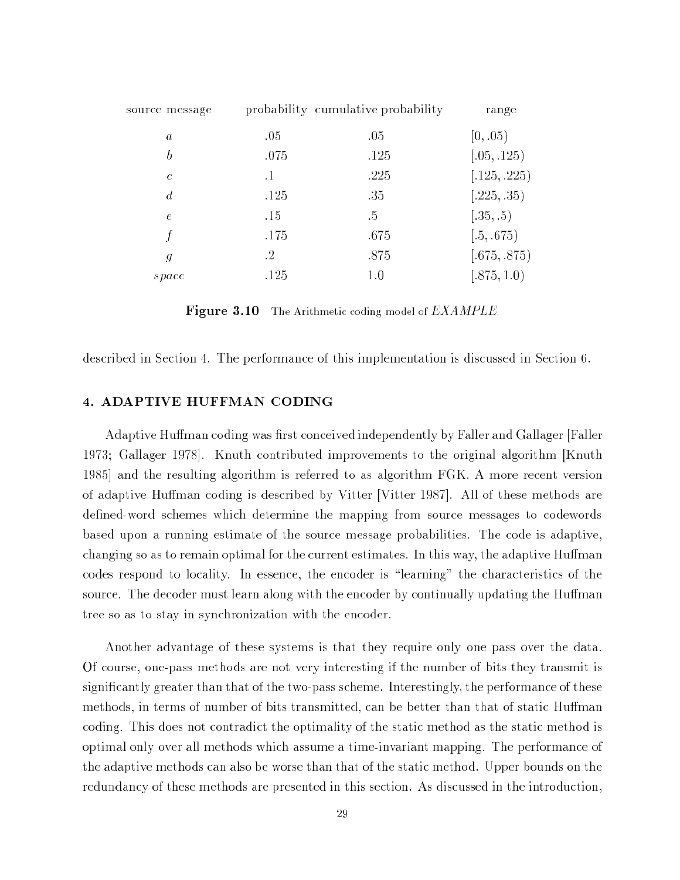| source message | probability | cumulative probability | range |
|---|---|---|---|
| $a$ | .05 | .05 | $[0, .05)$ |
| $b$ | .075 | .125 | $[.05, .125)$ |
| $c$ | .1 | .225 | $[.125, .225)$ |
| $d$ | .125 | .35 | $[.225, .35)$ |
| $e$ | .15 | .5 | $[.35, .5)$ |
| $f$ | .175 | .675 | $[.5, .675)$ |
| $g$ | .2 | .875 | $[.675, .875)$ |
| $space$ | .125 | 1.0 | $[.875, 1.0)$ |

**Figure 3.10** The Arithmetic coding model of *EXAMPLE*.

described in Section 4. The performance of this implementation is discussed in Section 6.

## 4. ADAPTIVE HUFFMAN CODING

Adaptive Huffman coding was first conceived independently by Faller and Gallager [Faller 1973; Gallager 1978]. Knuth contributed improvements to the original algorithm [Knuth 1985] and the resulting algorithm is referred to as algorithm FGK. A more recent version of adaptive Huffman coding is described by Vitter [Vitter 1987]. All of these methods are defined-word schemes which determine the mapping from source messages to codewords based upon a running estimate of the source message probabilities. The code is adaptive, changing so as to remain optimal for the current estimates. In this way, the adaptive Huffman codes respond to locality. In essence, the encoder is "learning" the characteristics of the source. The decoder must learn along with the encoder by continually updating the Huffman tree so as to stay in synchronization with the encoder.

Another advantage of these systems is that they require only one pass over the data. Of course, one-pass methods are not very interesting if the number of bits they transmit is significantly greater than that of the two-pass scheme. Interestingly, the performance of these methods, in terms of number of bits transmitted, can be better than that of static Huffman coding. This does not contradict the optimality of the static method as the static method is optimal only over all methods which assume a time-invariant mapping. The performance of the adaptive methods can also be worse than that of the static method. Upper bounds on the redundancy of these methods are presented in this section. As discussed in the introduction,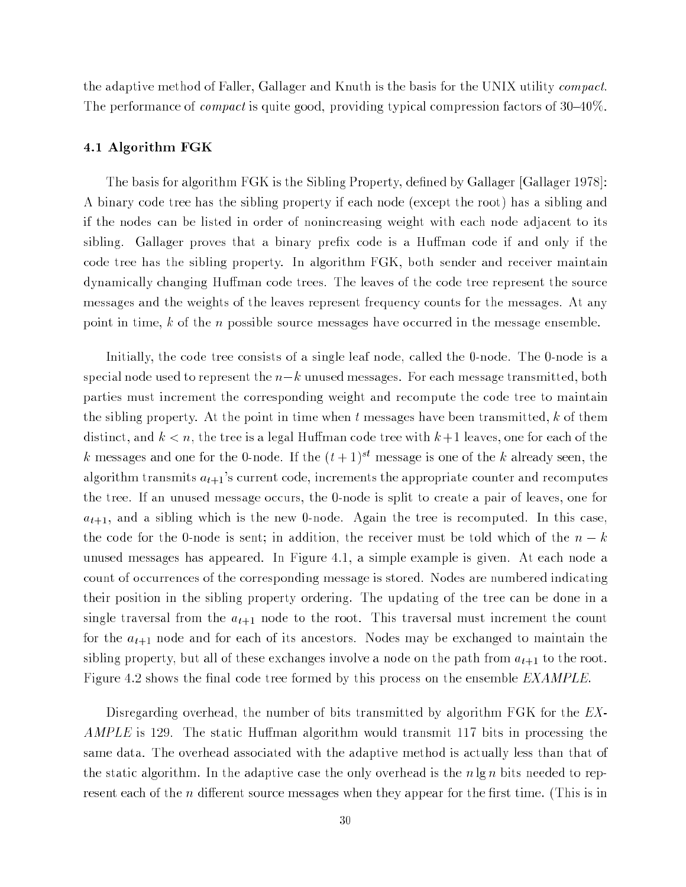the adaptive method of Faller, Gallager and Knuth is the basis for the UNIX utility *compact*. The performance of *compact* is quite good, providing typical compression factors of 30–40%.

### 4.1 Algorithm FGK

The basis for algorithm FGK is the Sibling Property, defined by Gallager [Gallager 1978]: A binary code tree has the sibling property if each node (except the root) has a sibling and if the nodes can be listed in order of nonincreasing weight with each node adjacent to its sibling. Gallager proves that a binary prefix code is a Huffman code if and only if the code tree has the sibling property. In algorithm FGK, both sender and receiver maintain dynamically changing Huffman code trees. The leaves of the code tree represent the source messages and the weights of the leaves represent frequency counts for the messages. At any point in time, $k$ of the $n$ possible source messages have occurred in the message ensemble.

Initially, the code tree consists of a single leaf node, called the 0-node. The 0-node is a special node used to represent the $n-k$ unused messages. For each message transmitted, both parties must increment the corresponding weight and recompute the code tree to maintain the sibling property. At the point in time when $t$ messages have been transmitted, $k$ of them distinct, and $k < n$, the tree is a legal Huffman code tree with $k+1$ leaves, one for each of the $k$ messages and one for the 0-node. If the $(t+1)^{st}$ message is one of the $k$ already seen, the algorithm transmits $a_{t+1}$'s current code, increments the appropriate counter and recomputes the tree. If an unused message occurs, the 0-node is split to create a pair of leaves, one for $a_{t+1}$, and a sibling which is the new 0-node. Again the tree is recomputed. In this case, the code for the 0-node is sent; in addition, the receiver must be told which of the $n-k$ unused messages has appeared. In Figure 4.1, a simple example is given. At each node a count of occurrences of the corresponding message is stored. Nodes are numbered indicating their position in the sibling property ordering. The updating of the tree can be done in a single traversal from the $a_{t+1}$ node to the root. This traversal must increment the count for the $a_{t+1}$ node and for each of its ancestors. Nodes may be exchanged to maintain the sibling property, but all of these exchanges involve a node on the path from $a_{t+1}$ to the root. Figure 4.2 shows the final code tree formed by this process on the ensemble *EXAMPLE*.

Disregarding overhead, the number of bits transmitted by algorithm FGK for the *EXAMPLE* is 129. The static Huffman algorithm would transmit 117 bits in processing the same data. The overhead associated with the adaptive method is actually less than that of the static algorithm. In the adaptive case the only overhead is the $n \lg n$ bits needed to represent each of the $n$ different source messages when they appear for the first time. (This is in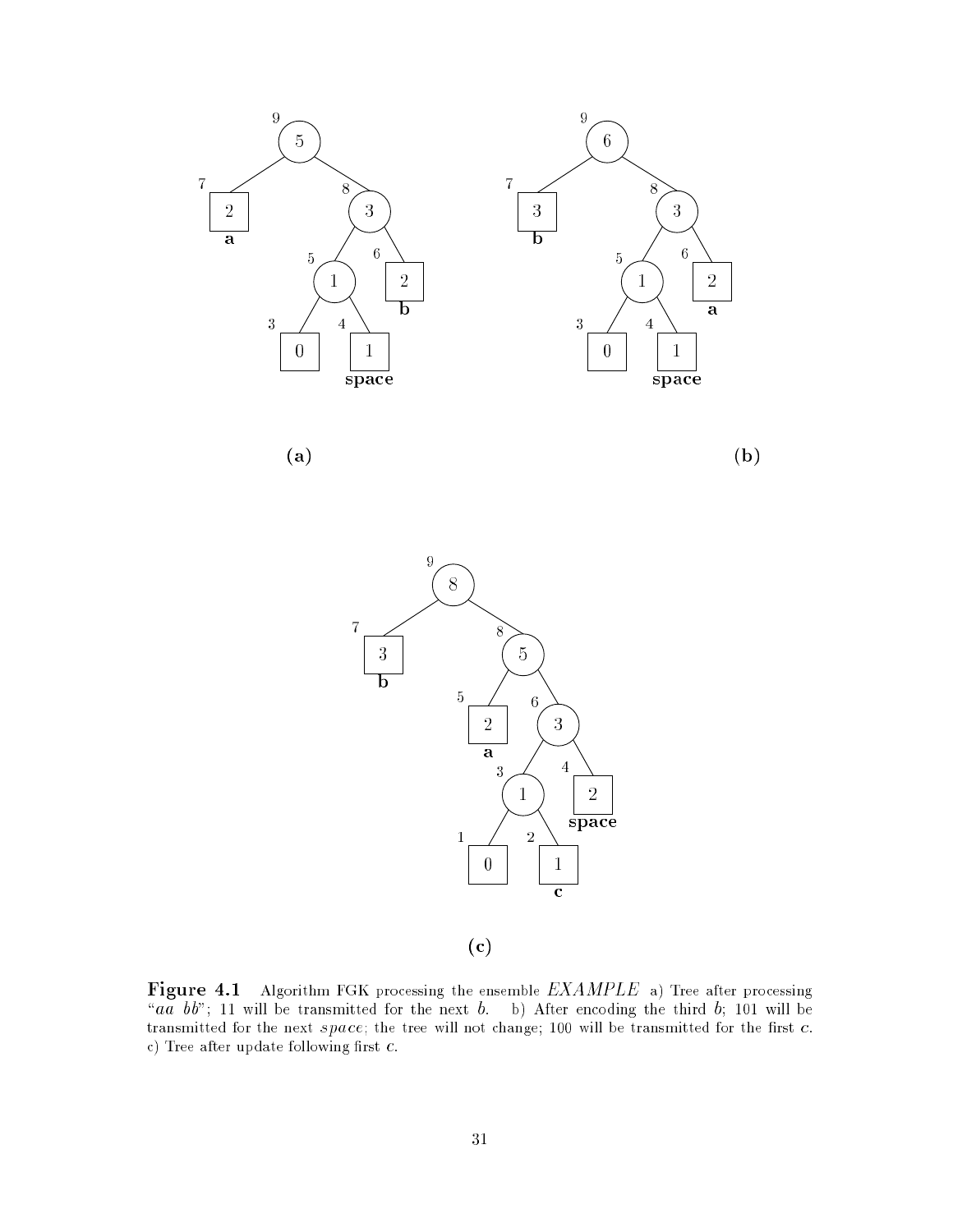(a)

(b)

(c)

**Figure 4.1** Algorithm FGK processing the ensemble *EXAMPLE* a) Tree after processing "*aa bb*"; 11 will be transmitted for the next *b*. b) After encoding the third *b*; 101 will be transmitted for the next *space*; the tree will not change; 100 will be transmitted for the first *c*. c) Tree after update following first *c*.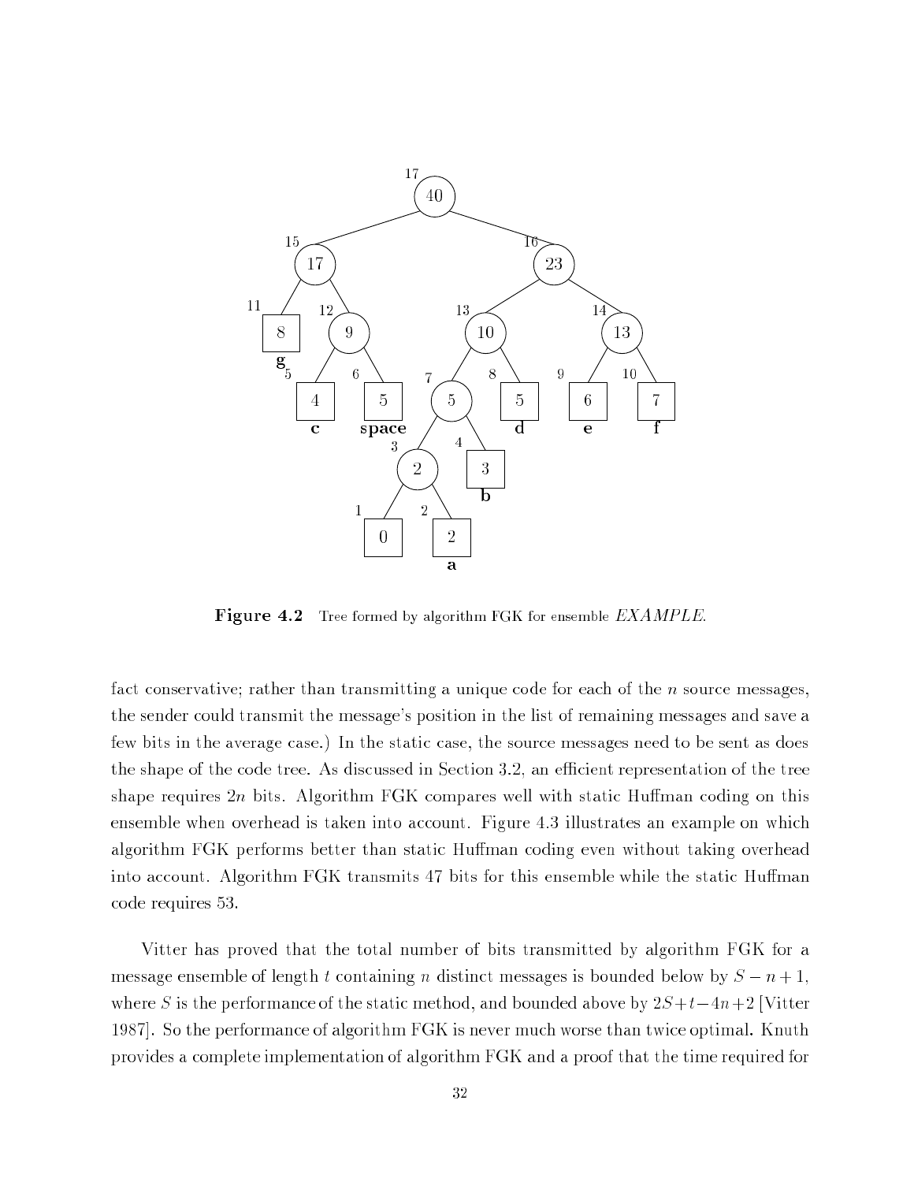**Figure 4.2** Tree formed by algorithm FGK for ensemble *EXAMPLE*.

fact conservative; rather than transmitting a unique code for each of the $n$ source messages, the sender could transmit the message's position in the list of remaining messages and save a few bits in the average case.) In the static case, the source messages need to be sent as does the shape of the code tree. As discussed in Section 3.2, an efficient representation of the tree shape requires $2n$ bits. Algorithm FGK compares well with static Huffman coding on this ensemble when overhead is taken into account. Figure 4.3 illustrates an example on which algorithm FGK performs better than static Huffman coding even without taking overhead into account. Algorithm FGK transmits 47 bits for this ensemble while the static Huffman code requires 53.

Vitter has proved that the total number of bits transmitted by algorithm FGK for a message ensemble of length $t$ containing $n$ distinct messages is bounded below by $S - n + 1$, where $S$ is the performance of the static method, and bounded above by $2S + t - 4n + 2$ [Vitter 1987]. So the performance of algorithm FGK is never much worse than twice optimal. Knuth provides a complete implementation of algorithm FGK and a proof that the time required for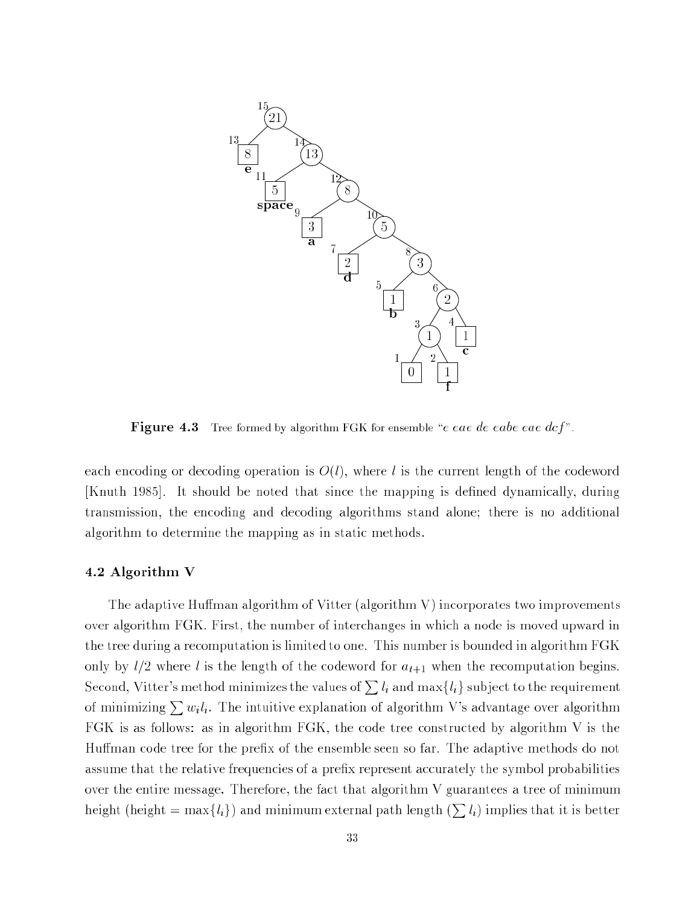**Figure 4.3** Tree formed by algorithm FGK for ensemble "*e eae de eabe eae dcf*".

each encoding or decoding operation is $O(l)$, where $l$ is the current length of the codeword [Knuth 1985]. It should be noted that since the mapping is defined dynamically, during transmission, the encoding and decoding algorithms stand alone; there is no additional algorithm to determine the mapping as in static methods.

### 4.2 Algorithm V

The adaptive Huffman algorithm of Vitter (algorithm V) incorporates two improvements over algorithm FGK. First, the number of interchanges in which a node is moved upward in the tree during a recomputation is limited to one. This number is bounded in algorithm FGK only by $l/2$ where $l$ is the length of the codeword for $a_{t+1}$ when the recomputation begins. Second, Vitter's method minimizes the values of $\sum l_i$ and $\max\{l_i\}$ subject to the requirement of minimizing $\sum w_i l_i$. The intuitive explanation of algorithm V's advantage over algorithm FGK is as follows: as in algorithm FGK, the code tree constructed by algorithm V is the Huffman code tree for the prefix of the ensemble seen so far. The adaptive methods do not assume that the relative frequencies of a prefix represent accurately the symbol probabilities over the entire message. Therefore, the fact that algorithm V guarantees a tree of minimum height (height $= \max\{l_i\}$) and minimum external path length ($\sum l_i$) implies that it is better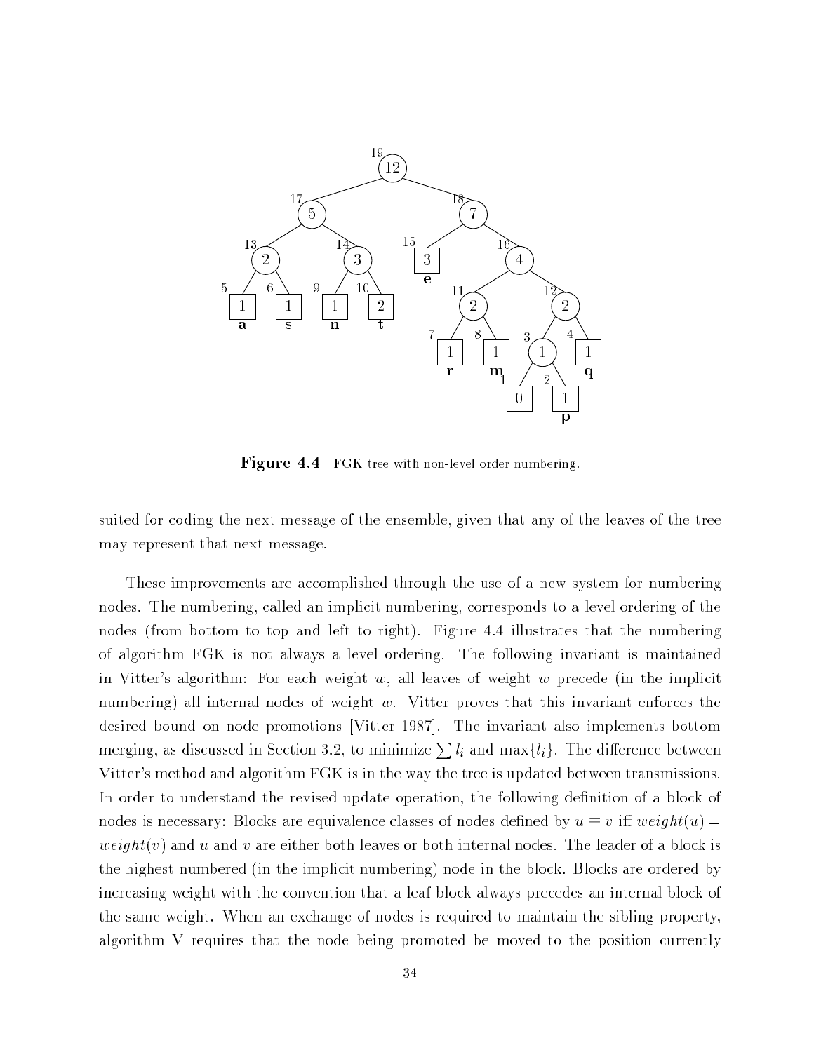Figure 4.4 FGK tree with non-level order numbering.

suited for coding the next message of the ensemble, given that any of the leaves of the tree may represent that next message.

These improvements are accomplished through the use of a new system for numbering nodes. The numbering, called an implicit numbering, corresponds to a level ordering of the nodes (from bottom to top and left to right). Figure 4.4 illustrates that the numbering of algorithm FGK is not always a level ordering. The following invariant is maintained in Vitter's algorithm: For each weight $w$, all leaves of weight $w$ precede (in the implicit numbering) all internal nodes of weight $w$. Vitter proves that this invariant enforces the desired bound on node promotions [Vitter 1987]. The invariant also implements bottom merging, as discussed in Section 3.2, to minimize $\sum l_i$ and $\max\{l_i\}$. The difference between Vitter's method and algorithm FGK is in the way the tree is updated between transmissions. In order to understand the revised update operation, the following definition of a block of nodes is necessary: Blocks are equivalence classes of nodes defined by $u \equiv v$ iff $weight(u) = weight(v)$ and $u$ and $v$ are either both leaves or both internal nodes. The leader of a block is the highest-numbered (in the implicit numbering) node in the block. Blocks are ordered by increasing weight with the convention that a leaf block always precedes an internal block of the same weight. When an exchange of nodes is required to maintain the sibling property, algorithm V requires that the node being promoted be moved to the position currently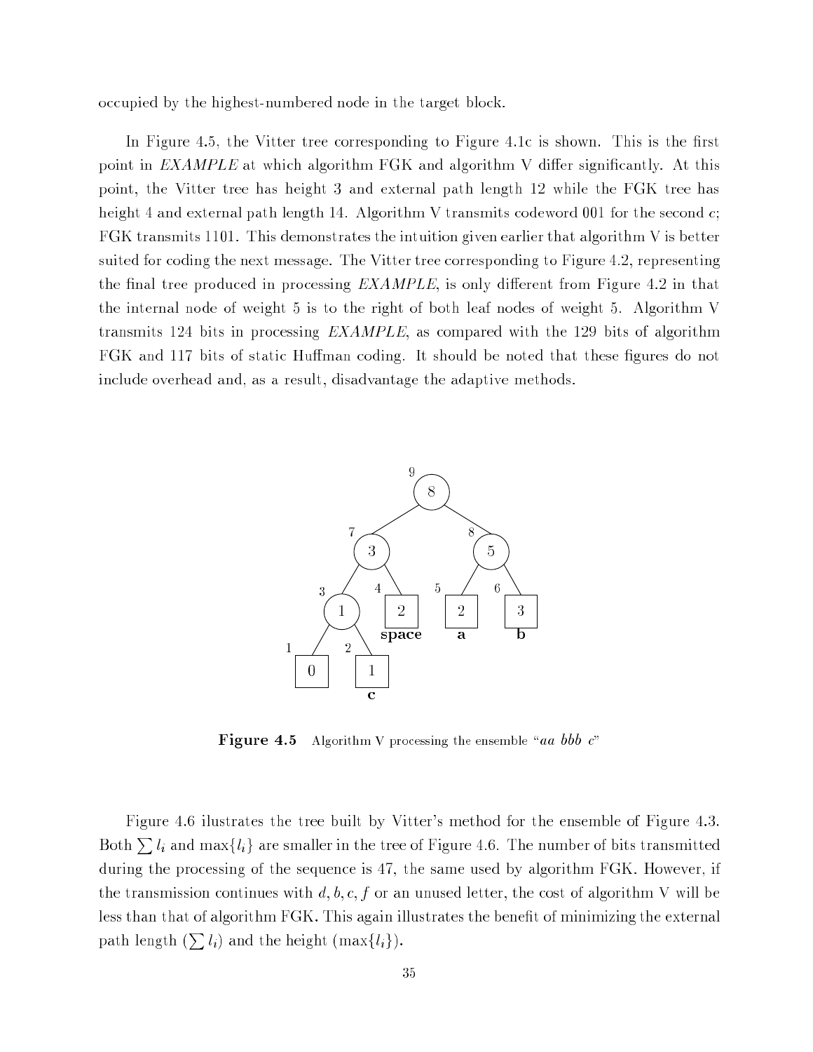occupied by the highest-numbered node in the target block.

In Figure 4.5, the Vitter tree corresponding to Figure 4.1c is shown. This is the first point in *EXAMPLE* at which algorithm FGK and algorithm V differ significantly. At this point, the Vitter tree has height 3 and external path length 12 while the FGK tree has height 4 and external path length 14. Algorithm V transmits codeword 001 for the second $c$; FGK transmits 1101. This demonstrates the intuition given earlier that algorithm V is better suited for coding the next message. The Vitter tree corresponding to Figure 4.2, representing the final tree produced in processing *EXAMPLE*, is only different from Figure 4.2 in that the internal node of weight 5 is to the right of both leaf nodes of weight 5. Algorithm V transmits 124 bits in processing *EXAMPLE*, as compared with the 129 bits of algorithm FGK and 117 bits of static Huffman coding. It should be noted that these figures do not include overhead and, as a result, disadvantage the adaptive methods.

**Figure 4.5** Algorithm V processing the ensemble "*aa bbb c*"

Figure 4.6 ilustrates the tree built by Vitter's method for the ensemble of Figure 4.3. Both $\sum l_i$ and $\max\{l_i\}$ are smaller in the tree of Figure 4.6. The number of bits transmitted during the processing of the sequence is 47, the same used by algorithm FGK. However, if the transmission continues with $d, b, c, f$ or an unused letter, the cost of algorithm V will be less than that of algorithm FGK. This again illustrates the benefit of minimizing the external path length ($\sum l_i$) and the height ($\max\{l_i\}$).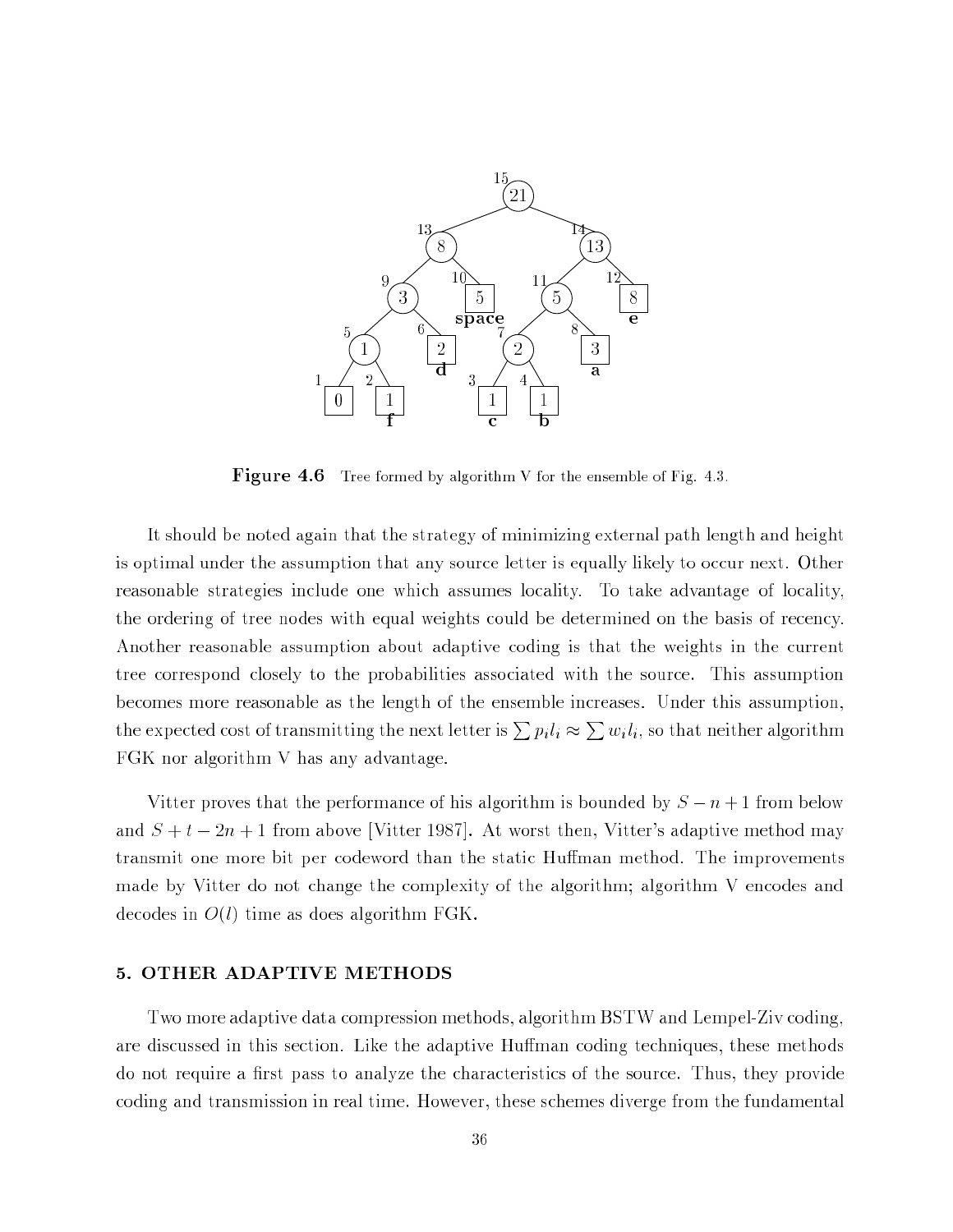Figure 4.6 Tree formed by algorithm V for the ensemble of Fig. 4.3.

It should be noted again that the strategy of minimizing external path length and height is optimal under the assumption that any source letter is equally likely to occur next. Other reasonable strategies include one which assumes locality. To take advantage of locality, the ordering of tree nodes with equal weights could be determined on the basis of recency. Another reasonable assumption about adaptive coding is that the weights in the current tree correspond closely to the probabilities associated with the source. This assumption becomes more reasonable as the length of the ensemble increases. Under this assumption, the expected cost of transmitting the next letter is $\sum p_i l_i \approx \sum w_i l_i$, so that neither algorithm FGK nor algorithm V has any advantage.

Vitter proves that the performance of his algorithm is bounded by $S - n + 1$ from below and $S + t - 2n + 1$ from above [Vitter 1987]. At worst then, Vitter's adaptive method may transmit one more bit per codeword than the static Huffman method. The improvements made by Vitter do not change the complexity of the algorithm; algorithm V encodes and decodes in $O(l)$ time as does algorithm FGK.

## 5. OTHER ADAPTIVE METHODS

Two more adaptive data compression methods, algorithm BSTW and Lempel-Ziv coding, are discussed in this section. Like the adaptive Huffman coding techniques, these methods do not require a first pass to analyze the characteristics of the source. Thus, they provide coding and transmission in real time. However, these schemes diverge from the fundamental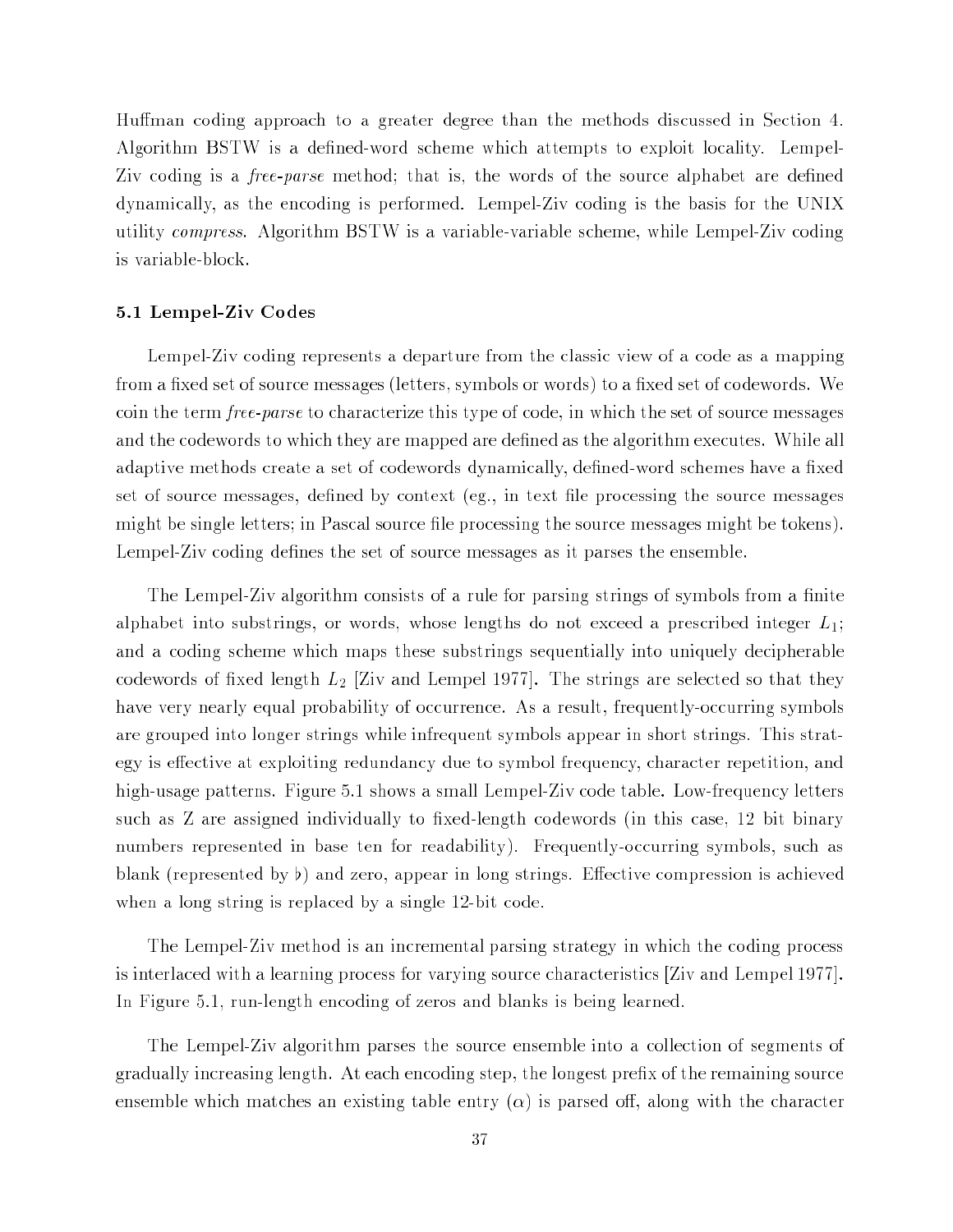Huffman coding approach to a greater degree than the methods discussed in Section 4. Algorithm BSTW is a defined-word scheme which attempts to exploit locality. Lempel-Ziv coding is a *free-parse* method; that is, the words of the source alphabet are defined dynamically, as the encoding is performed. Lempel-Ziv coding is the basis for the UNIX utility *compress*. Algorithm BSTW is a variable-variable scheme, while Lempel-Ziv coding is variable-block.

### 5.1 Lempel-Ziv Codes

Lempel-Ziv coding represents a departure from the classic view of a code as a mapping from a fixed set of source messages (letters, symbols or words) to a fixed set of codewords. We coin the term *free-parse* to characterize this type of code, in which the set of source messages and the codewords to which they are mapped are defined as the algorithm executes. While all adaptive methods create a set of codewords dynamically, defined-word schemes have a fixed set of source messages, defined by context (eg., in text file processing the source messages might be single letters; in Pascal source file processing the source messages might be tokens). Lempel-Ziv coding defines the set of source messages as it parses the ensemble.

The Lempel-Ziv algorithm consists of a rule for parsing strings of symbols from a finite alphabet into substrings, or words, whose lengths do not exceed a prescribed integer $L_1$; and a coding scheme which maps these substrings sequentially into uniquely decipherable codewords of fixed length $L_2$ [Ziv and Lempel 1977]. The strings are selected so that they have very nearly equal probability of occurrence. As a result, frequently-occurring symbols are grouped into longer strings while infrequent symbols appear in short strings. This strategy is effective at exploiting redundancy due to symbol frequency, character repetition, and high-usage patterns. Figure 5.1 shows a small Lempel-Ziv code table. Low-frequency letters such as Z are assigned individually to fixed-length codewords (in this case, 12 bit binary numbers represented in base ten for readability). Frequently-occurring symbols, such as blank (represented by $\flat$) and zero, appear in long strings. Effective compression is achieved when a long string is replaced by a single 12-bit code.

The Lempel-Ziv method is an incremental parsing strategy in which the coding process is interlaced with a learning process for varying source characteristics [Ziv and Lempel 1977]. In Figure 5.1, run-length encoding of zeros and blanks is being learned.

The Lempel-Ziv algorithm parses the source ensemble into a collection of segments of gradually increasing length. At each encoding step, the longest prefix of the remaining source ensemble which matches an existing table entry ($\alpha$) is parsed off, along with the character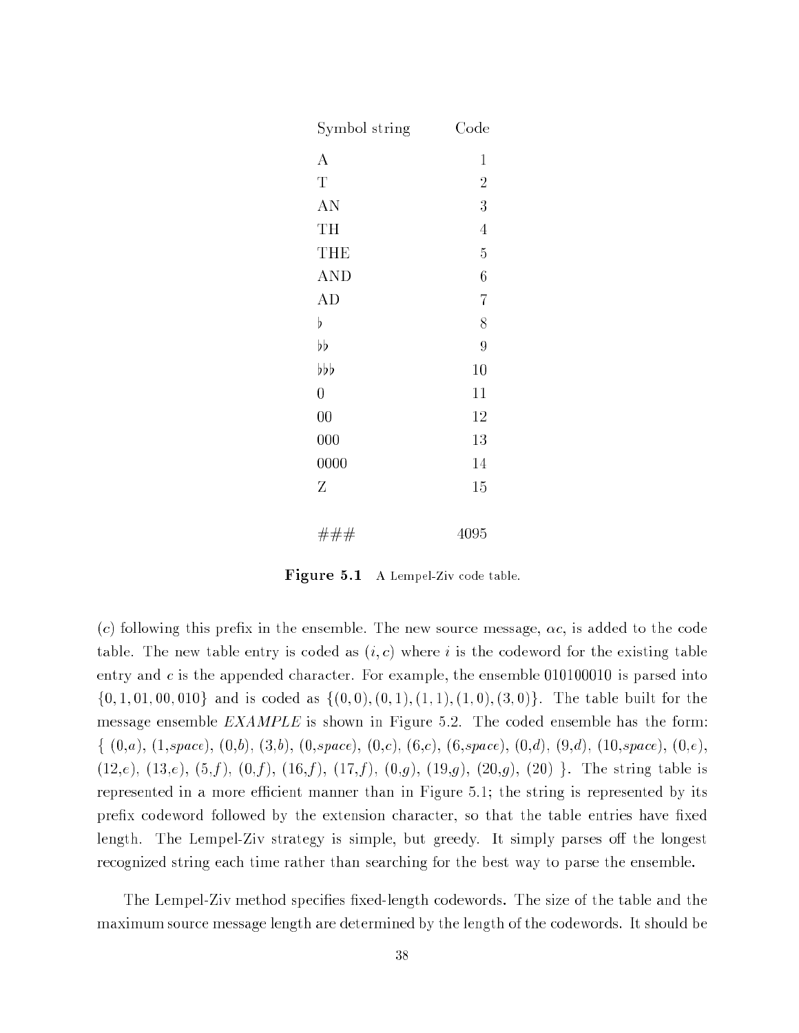| Symbol string | Code |
|---|---|
| A | 1 |
| T | 2 |
| AN | 3 |
| TH | 4 |
| THE | 5 |
| AND | 6 |
| AD | 7 |
| ♭ | 8 |
| ♭♭ | 9 |
| ♭♭♭ | 10 |
| 0 | 11 |
| 00 | 12 |
| 000 | 13 |
| 0000 | 14 |
| Z | 15 |
| | |
| ### | 4095 |

**Figure 5.1** A Lempel-Ziv code table.

($c$) following this prefix in the ensemble. The new source message, $\alpha c$, is added to the code table. The new table entry is coded as $(i, c)$ where $i$ is the codeword for the existing table entry and $c$ is the appended character. For example, the ensemble 010100010 is parsed into $\{0, 1, 01, 00, 010\}$ and is coded as $\{(0, 0), (0, 1), (1, 1), (1, 0), (3, 0)\}$. The table built for the message ensemble *EXAMPLE* is shown in Figure 5.2. The coded ensemble has the form: { (0,*a*), (1,*space*), (0,*b*), (3,*b*), (0,*space*), (0,*c*), (6,*c*), (6,*space*), (0,*d*), (9,*d*), (10,*space*), (0,*e*), (12,*e*), (13,*e*), (5,*f*), (0,*f*), (16,*f*), (17,*f*), (0,*g*), (19,*g*), (20,*g*), (20) }. The string table is represented in a more efficient manner than in Figure 5.1; the string is represented by its prefix codeword followed by the extension character, so that the table entries have fixed length. The Lempel-Ziv strategy is simple, but greedy. It simply parses off the longest recognized string each time rather than searching for the best way to parse the ensemble.

The Lempel-Ziv method specifies fixed-length codewords. The size of the table and the maximum source message length are determined by the length of the codewords. It should be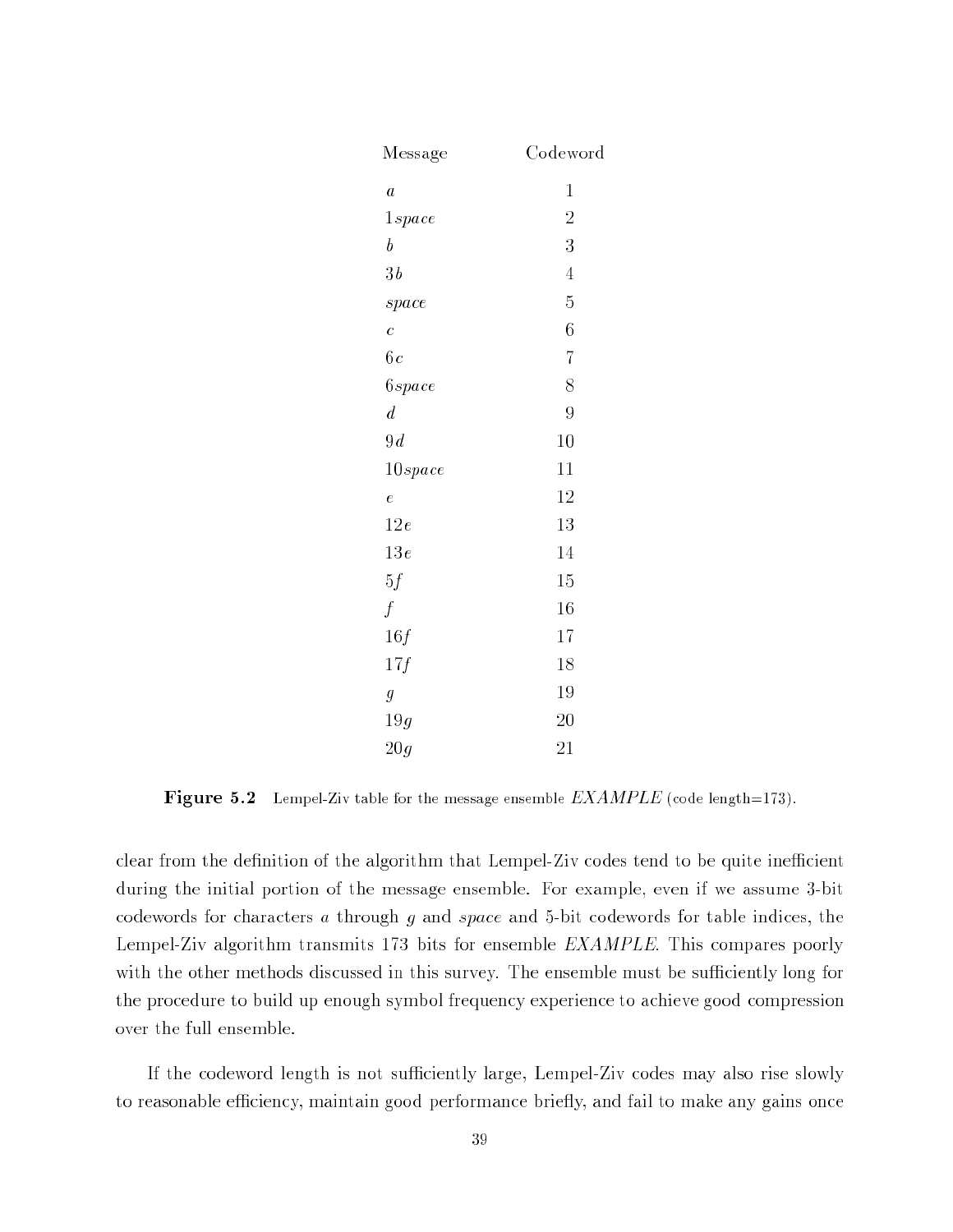| Message | Codeword |
|---|---|
| $a$ | 1 |
| $1space$ | 2 |
| $b$ | 3 |
| $3b$ | 4 |
| $space$ | 5 |
| $c$ | 6 |
| $6c$ | 7 |
| $6space$ | 8 |
| $d$ | 9 |
| $9d$ | 10 |
| $10space$ | 11 |
| $e$ | 12 |
| $12e$ | 13 |
| $13e$ | 14 |
| $5f$ | 15 |
| $f$ | 16 |
| $16f$ | 17 |
| $17f$ | 18 |
| $g$ | 19 |
| $19g$ | 20 |
| $20g$ | 21 |

**Figure 5.2** Lempel-Ziv table for the message ensemble *EXAMPLE* (code length=173).

clear from the definition of the algorithm that Lempel-Ziv codes tend to be quite inefficient during the initial portion of the message ensemble. For example, even if we assume 3-bit codewords for characters $a$ through $g$ and *space* and 5-bit codewords for table indices, the Lempel-Ziv algorithm transmits 173 bits for ensemble *EXAMPLE*. This compares poorly with the other methods discussed in this survey. The ensemble must be sufficiently long for the procedure to build up enough symbol frequency experience to achieve good compression over the full ensemble.

If the codeword length is not sufficiently large, Lempel-Ziv codes may also rise slowly to reasonable efficiency, maintain good performance briefly, and fail to make any gains once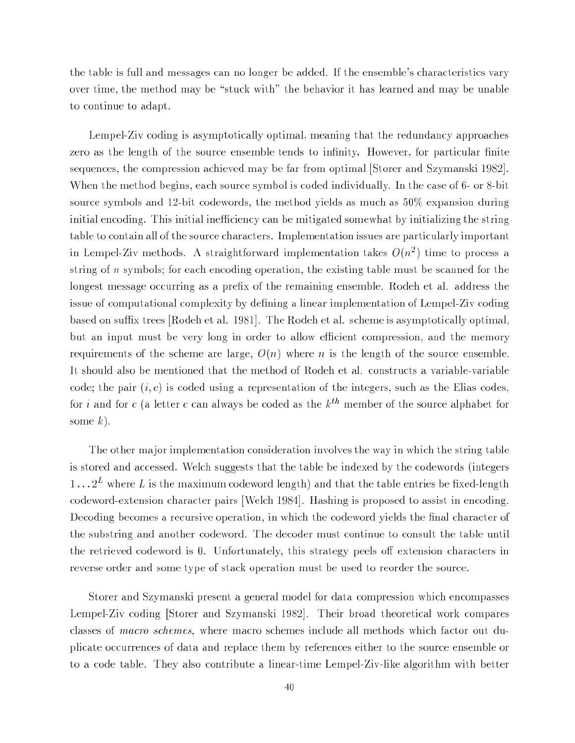the table is full and messages can no longer be added. If the ensemble's characteristics vary over time, the method may be "stuck with" the behavior it has learned and may be unable to continue to adapt.

Lempel-Ziv coding is asymptotically optimal, meaning that the redundancy approaches zero as the length of the source ensemble tends to infinity. However, for particular finite sequences, the compression achieved may be far from optimal [Storer and Szymanski 1982]. When the method begins, each source symbol is coded individually. In the case of 6- or 8-bit source symbols and 12-bit codewords, the method yields as much as 50% expansion during initial encoding. This initial inefficiency can be mitigated somewhat by initializing the string table to contain all of the source characters. Implementation issues are particularly important in Lempel-Ziv methods. A straightforward implementation takes $O(n^2)$ time to process a string of $n$ symbols; for each encoding operation, the existing table must be scanned for the longest message occurring as a prefix of the remaining ensemble. Rodeh et al. address the issue of computational complexity by defining a linear implementation of Lempel-Ziv coding based on suffix trees [Rodeh et al. 1981]. The Rodeh et al. scheme is asymptotically optimal, but an input must be very long in order to allow efficient compression, and the memory requirements of the scheme are large, $O(n)$ where $n$ is the length of the source ensemble. It should also be mentioned that the method of Rodeh et al. constructs a variable-variable code; the pair $(i, c)$ is coded using a representation of the integers, such as the Elias codes, for $i$ and for $c$ (a letter $c$ can always be coded as the $k^{th}$ member of the source alphabet for some $k$).

The other major implementation consideration involves the way in which the string table is stored and accessed. Welch suggests that the table be indexed by the codewords (integers $1 \ldots 2^L$ where $L$ is the maximum codeword length) and that the table entries be fixed-length codeword-extension character pairs [Welch 1984]. Hashing is proposed to assist in encoding. Decoding becomes a recursive operation, in which the codeword yields the final character of the substring and another codeword. The decoder must continue to consult the table until the retrieved codeword is 0. Unfortunately, this strategy peels off extension characters in reverse order and some type of stack operation must be used to reorder the source.

Storer and Szymanski present a general model for data compression which encompasses Lempel-Ziv coding [Storer and Szymanski 1982]. Their broad theoretical work compares classes of *macro schemes*, where macro schemes include all methods which factor out duplicate occurrences of data and replace them by references either to the source ensemble or to a code table. They also contribute a linear-time Lempel-Ziv-like algorithm with better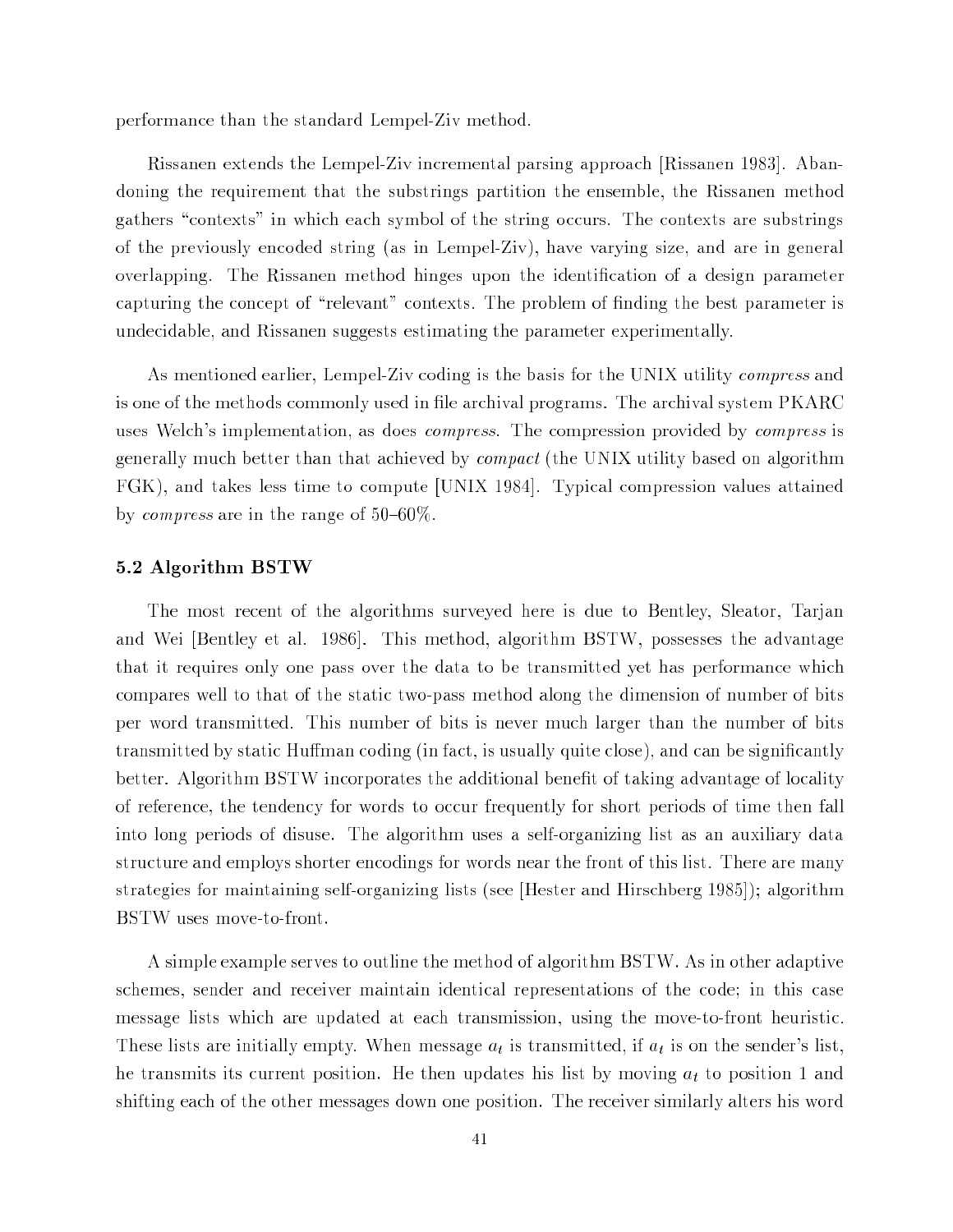performance than the standard Lempel-Ziv method.

Rissanen extends the Lempel-Ziv incremental parsing approach [Rissanen 1983]. Abandoning the requirement that the substrings partition the ensemble, the Rissanen method gathers "contexts" in which each symbol of the string occurs. The contexts are substrings of the previously encoded string (as in Lempel-Ziv), have varying size, and are in general overlapping. The Rissanen method hinges upon the identification of a design parameter capturing the concept of "relevant" contexts. The problem of finding the best parameter is undecidable, and Rissanen suggests estimating the parameter experimentally.

As mentioned earlier, Lempel-Ziv coding is the basis for the UNIX utility *compress* and is one of the methods commonly used in file archival programs. The archival system PKARC uses Welch's implementation, as does *compress*. The compression provided by *compress* is generally much better than that achieved by *compact* (the UNIX utility based on algorithm FGK), and takes less time to compute [UNIX 1984]. Typical compression values attained by *compress* are in the range of 50–60%.

### 5.2 Algorithm BSTW

The most recent of the algorithms surveyed here is due to Bentley, Sleator, Tarjan and Wei [Bentley et al. 1986]. This method, algorithm BSTW, possesses the advantage that it requires only one pass over the data to be transmitted yet has performance which compares well to that of the static two-pass method along the dimension of number of bits per word transmitted. This number of bits is never much larger than the number of bits transmitted by static Huffman coding (in fact, is usually quite close), and can be significantly better. Algorithm BSTW incorporates the additional benefit of taking advantage of locality of reference, the tendency for words to occur frequently for short periods of time then fall into long periods of disuse. The algorithm uses a self-organizing list as an auxiliary data structure and employs shorter encodings for words near the front of this list. There are many strategies for maintaining self-organizing lists (see [Hester and Hirschberg 1985]); algorithm BSTW uses move-to-front.

A simple example serves to outline the method of algorithm BSTW. As in other adaptive schemes, sender and receiver maintain identical representations of the code; in this case message lists which are updated at each transmission, using the move-to-front heuristic. These lists are initially empty. When message $a_t$ is transmitted, if $a_t$ is on the sender's list, he transmits its current position. He then updates his list by moving $a_t$ to position 1 and shifting each of the other messages down one position. The receiver similarly alters his word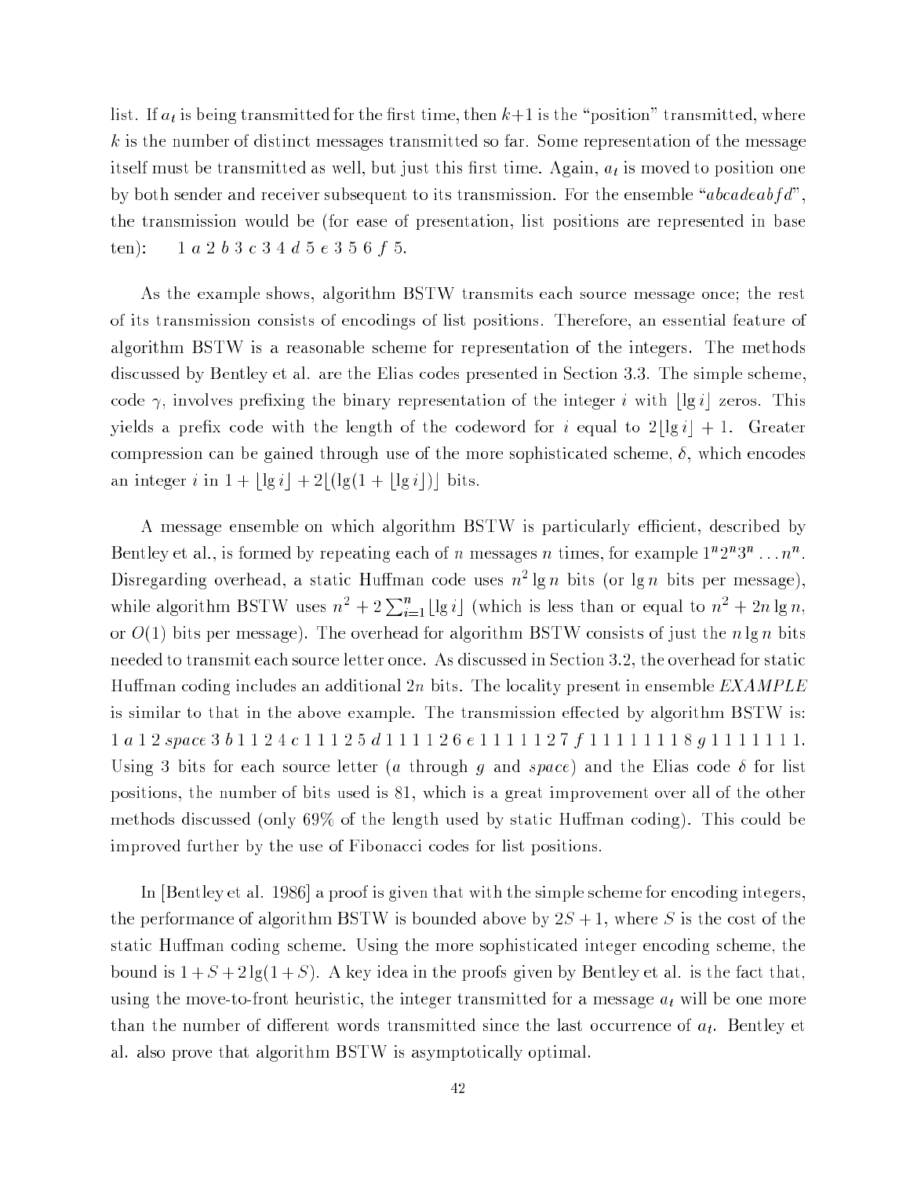list. If $a_t$ is being transmitted for the first time, then $k+1$ is the "position" transmitted, where $k$ is the number of distinct messages transmitted so far. Some representation of the message itself must be transmitted as well, but just this first time. Again, $a_t$ is moved to position one by both sender and receiver subsequent to its transmission. For the ensemble "*abcadeabfd*", the transmission would be (for ease of presentation, list positions are represented in base ten): $1\ a\ 2\ b\ 3\ c\ 3\ 4\ d\ 5\ e\ 3\ 5\ 6\ f\ 5$.

As the example shows, algorithm BSTW transmits each source message once; the rest of its transmission consists of encodings of list positions. Therefore, an essential feature of algorithm BSTW is a reasonable scheme for representation of the integers. The methods discussed by Bentley et al. are the Elias codes presented in Section 3.3. The simple scheme, code $\gamma$, involves prefixing the binary representation of the integer $i$ with $\lfloor \lg i \rfloor$ zeros. This yields a prefix code with the length of the codeword for $i$ equal to $2\lfloor \lg i \rfloor + 1$. Greater compression can be gained through use of the more sophisticated scheme, $\delta$, which encodes an integer $i$ in $1 + \lfloor \lg i \rfloor + 2\lfloor (\lg(1 + \lfloor \lg i \rfloor) \rfloor$ bits.

A message ensemble on which algorithm BSTW is particularly efficient, described by Bentley et al., is formed by repeating each of $n$ messages $n$ times, for example $1^n 2^n 3^n \ldots n^n$. Disregarding overhead, a static Huffman code uses $n^2 \lg n$ bits (or $\lg n$ bits per message), while algorithm BSTW uses $n^2 + 2\sum_{i=1}^{n} \lfloor \lg i \rfloor$ (which is less than or equal to $n^2 + 2n \lg n$, or $O(1)$ bits per message). The overhead for algorithm BSTW consists of just the $n \lg n$ bits needed to transmit each source letter once. As discussed in Section 3.2, the overhead for static Huffman coding includes an additional $2n$ bits. The locality present in ensemble *EXAMPLE* is similar to that in the above example. The transmission effected by algorithm BSTW is: $1\ a\ 1\ 2$ *space* $3\ b\ 1\ 1\ 2\ 4\ c\ 1\ 1\ 1\ 2\ 5\ d\ 1\ 1\ 1\ 1\ 2\ 6\ e\ 1\ 1\ 1\ 1\ 1\ 2\ 7\ f\ 1\ 1\ 1\ 1\ 1\ 1\ 1\ 8\ g\ 1\ 1\ 1\ 1\ 1\ 1\ 1$. Using 3 bits for each source letter ($a$ through $g$ and *space*) and the Elias code $\delta$ for list positions, the number of bits used is 81, which is a great improvement over all of the other methods discussed (only 69% of the length used by static Huffman coding). This could be improved further by the use of Fibonacci codes for list positions.

In [Bentley et al. 1986] a proof is given that with the simple scheme for encoding integers, the performance of algorithm BSTW is bounded above by $2S + 1$, where $S$ is the cost of the static Huffman coding scheme. Using the more sophisticated integer encoding scheme, the bound is $1 + S + 2\lg(1 + S)$. A key idea in the proofs given by Bentley et al. is the fact that, using the move-to-front heuristic, the integer transmitted for a message $a_t$ will be one more than the number of different words transmitted since the last occurrence of $a_t$. Bentley et al. also prove that algorithm BSTW is asymptotically optimal.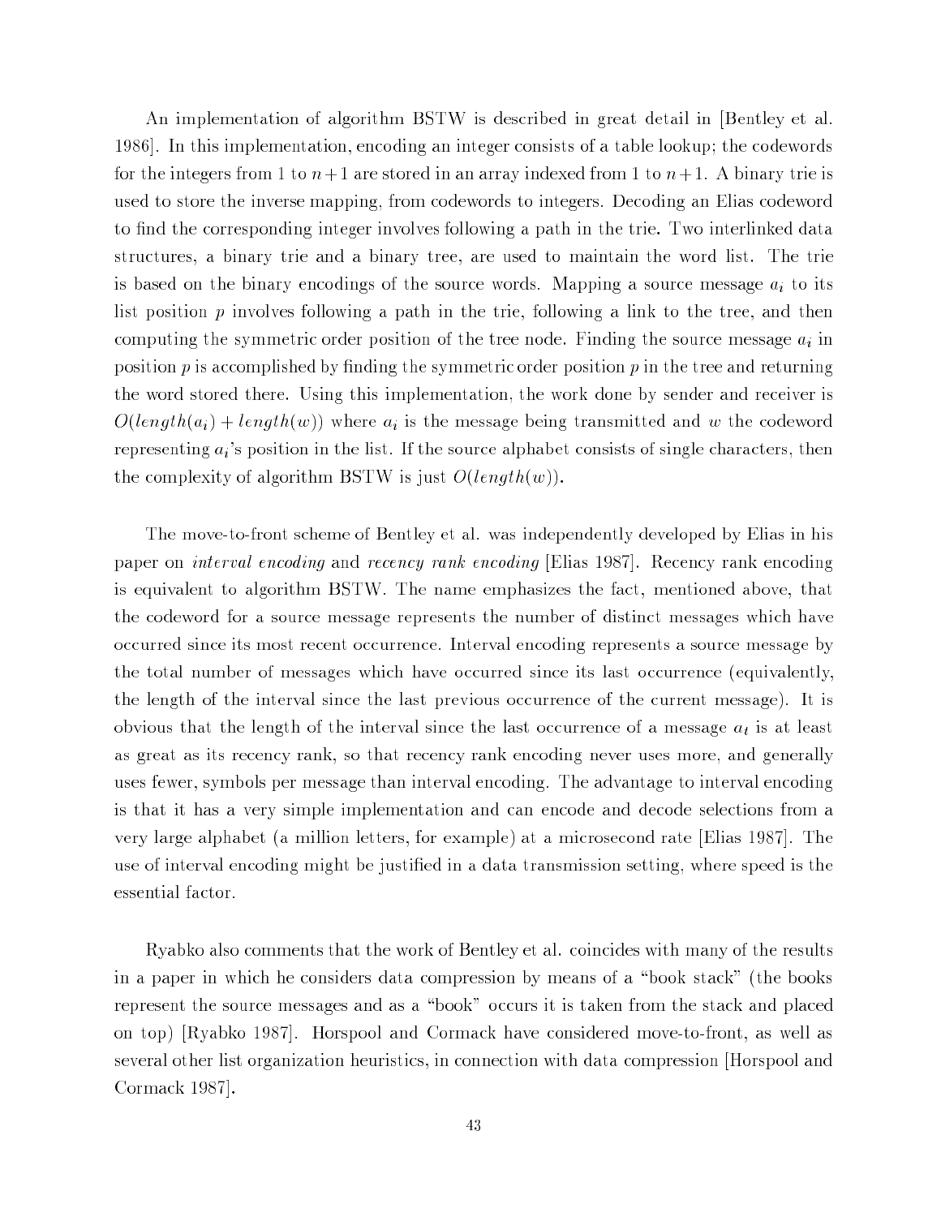An implementation of algorithm BSTW is described in great detail in [Bentley et al. 1986]. In this implementation, encoding an integer consists of a table lookup; the codewords for the integers from 1 to $n+1$ are stored in an array indexed from 1 to $n+1$. A binary trie is used to store the inverse mapping, from codewords to integers. Decoding an Elias codeword to find the corresponding integer involves following a path in the trie. Two interlinked data structures, a binary trie and a binary tree, are used to maintain the word list. The trie is based on the binary encodings of the source words. Mapping a source message $a_i$ to its list position $p$ involves following a path in the trie, following a link to the tree, and then computing the symmetric order position of the tree node. Finding the source message $a_i$ in position $p$ is accomplished by finding the symmetric order position $p$ in the tree and returning the word stored there. Using this implementation, the work done by sender and receiver is $O(length(a_i) + length(w))$ where $a_i$ is the message being transmitted and $w$ the codeword representing $a_i$'s position in the list. If the source alphabet consists of single characters, then the complexity of algorithm BSTW is just $O(length(w))$.

The move-to-front scheme of Bentley et al. was independently developed by Elias in his paper on *interval encoding* and *recency rank encoding* [Elias 1987]. Recency rank encoding is equivalent to algorithm BSTW. The name emphasizes the fact, mentioned above, that the codeword for a source message represents the number of distinct messages which have occurred since its most recent occurrence. Interval encoding represents a source message by the total number of messages which have occurred since its last occurrence (equivalently, the length of the interval since the last previous occurrence of the current message). It is obvious that the length of the interval since the last occurrence of a message $a_t$ is at least as great as its recency rank, so that recency rank encoding never uses more, and generally uses fewer, symbols per message than interval encoding. The advantage to interval encoding is that it has a very simple implementation and can encode and decode selections from a very large alphabet (a million letters, for example) at a microsecond rate [Elias 1987]. The use of interval encoding might be justified in a data transmission setting, where speed is the essential factor.

Ryabko also comments that the work of Bentley et al. coincides with many of the results in a paper in which he considers data compression by means of a "book stack" (the books represent the source messages and as a "book" occurs it is taken from the stack and placed on top) [Ryabko 1987]. Horspool and Cormack have considered move-to-front, as well as several other list organization heuristics, in connection with data compression [Horspool and Cormack 1987].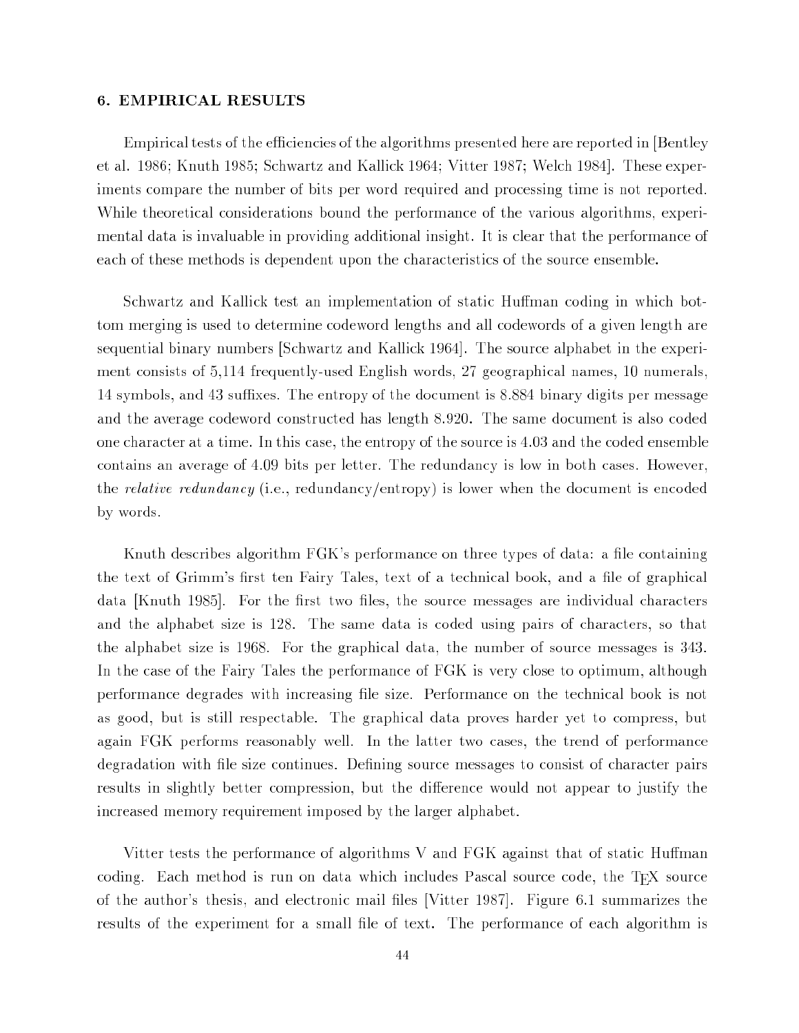## 6. EMPIRICAL RESULTS

Empirical tests of the efficiencies of the algorithms presented here are reported in [Bentley et al. 1986; Knuth 1985; Schwartz and Kallick 1964; Vitter 1987; Welch 1984]. These experiments compare the number of bits per word required and processing time is not reported. While theoretical considerations bound the performance of the various algorithms, experimental data is invaluable in providing additional insight. It is clear that the performance of each of these methods is dependent upon the characteristics of the source ensemble.

Schwartz and Kallick test an implementation of static Huffman coding in which bottom merging is used to determine codeword lengths and all codewords of a given length are sequential binary numbers [Schwartz and Kallick 1964]. The source alphabet in the experiment consists of 5,114 frequently-used English words, 27 geographical names, 10 numerals, 14 symbols, and 43 suffixes. The entropy of the document is 8.884 binary digits per message and the average codeword constructed has length 8.920. The same document is also coded one character at a time. In this case, the entropy of the source is 4.03 and the coded ensemble contains an average of 4.09 bits per letter. The redundancy is low in both cases. However, the *relative redundancy* (i.e., redundancy/entropy) is lower when the document is encoded by words.

Knuth describes algorithm FGK's performance on three types of data: a file containing the text of Grimm's first ten Fairy Tales, text of a technical book, and a file of graphical data [Knuth 1985]. For the first two files, the source messages are individual characters and the alphabet size is 128. The same data is coded using pairs of characters, so that the alphabet size is 1968. For the graphical data, the number of source messages is 343. In the case of the Fairy Tales the performance of FGK is very close to optimum, although performance degrades with increasing file size. Performance on the technical book is not as good, but is still respectable. The graphical data proves harder yet to compress, but again FGK performs reasonably well. In the latter two cases, the trend of performance degradation with file size continues. Defining source messages to consist of character pairs results in slightly better compression, but the difference would not appear to justify the increased memory requirement imposed by the larger alphabet.

Vitter tests the performance of algorithms V and FGK against that of static Huffman coding. Each method is run on data which includes Pascal source code, the TEX source of the author's thesis, and electronic mail files [Vitter 1987]. Figure 6.1 summarizes the results of the experiment for a small file of text. The performance of each algorithm is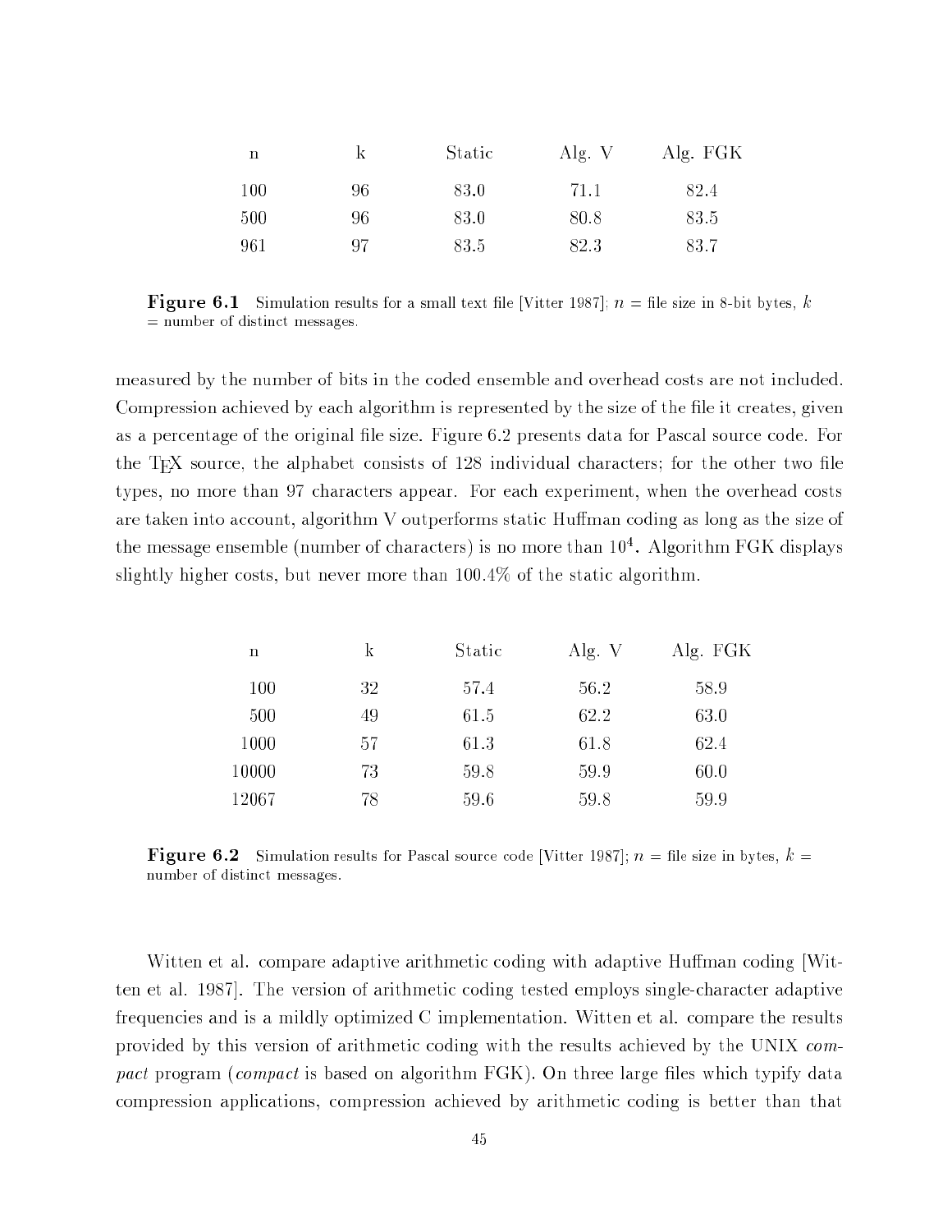| n | k | Static | Alg. V | Alg. FGK |
|---|---|---|---|---|
| 100 | 96 | 83.0 | 71.1 | 82.4 |
| 500 | 96 | 83.0 | 80.8 | 83.5 |
| 961 | 97 | 83.5 | 82.3 | 83.7 |

**Figure 6.1** Simulation results for a small text file [Vitter 1987]; $n$ = file size in 8-bit bytes, $k$ = number of distinct messages.

measured by the number of bits in the coded ensemble and overhead costs are not included. Compression achieved by each algorithm is represented by the size of the file it creates, given as a percentage of the original file size. Figure 6.2 presents data for Pascal source code. For the TEX source, the alphabet consists of 128 individual characters; for the other two file types, no more than 97 characters appear. For each experiment, when the overhead costs are taken into account, algorithm V outperforms static Huffman coding as long as the size of the message ensemble (number of characters) is no more than $10^4$. Algorithm FGK displays slightly higher costs, but never more than 100.4% of the static algorithm.

| n | k | Static | Alg. V | Alg. FGK |
|---|---|---|---|---|
| 100 | 32 | 57.4 | 56.2 | 58.9 |
| 500 | 49 | 61.5 | 62.2 | 63.0 |
| 1000 | 57 | 61.3 | 61.8 | 62.4 |
| 10000 | 73 | 59.8 | 59.9 | 60.0 |
| 12067 | 78 | 59.6 | 59.8 | 59.9 |

**Figure 6.2** Simulation results for Pascal source code [Vitter 1987]; $n$ = file size in bytes, $k$ = number of distinct messages.

Witten et al. compare adaptive arithmetic coding with adaptive Huffman coding [Witten et al. 1987]. The version of arithmetic coding tested employs single-character adaptive frequencies and is a mildly optimized C implementation. Witten et al. compare the results provided by this version of arithmetic coding with the results achieved by the UNIX *compact* program (*compact* is based on algorithm FGK). On three large files which typify data compression applications, compression achieved by arithmetic coding is better than that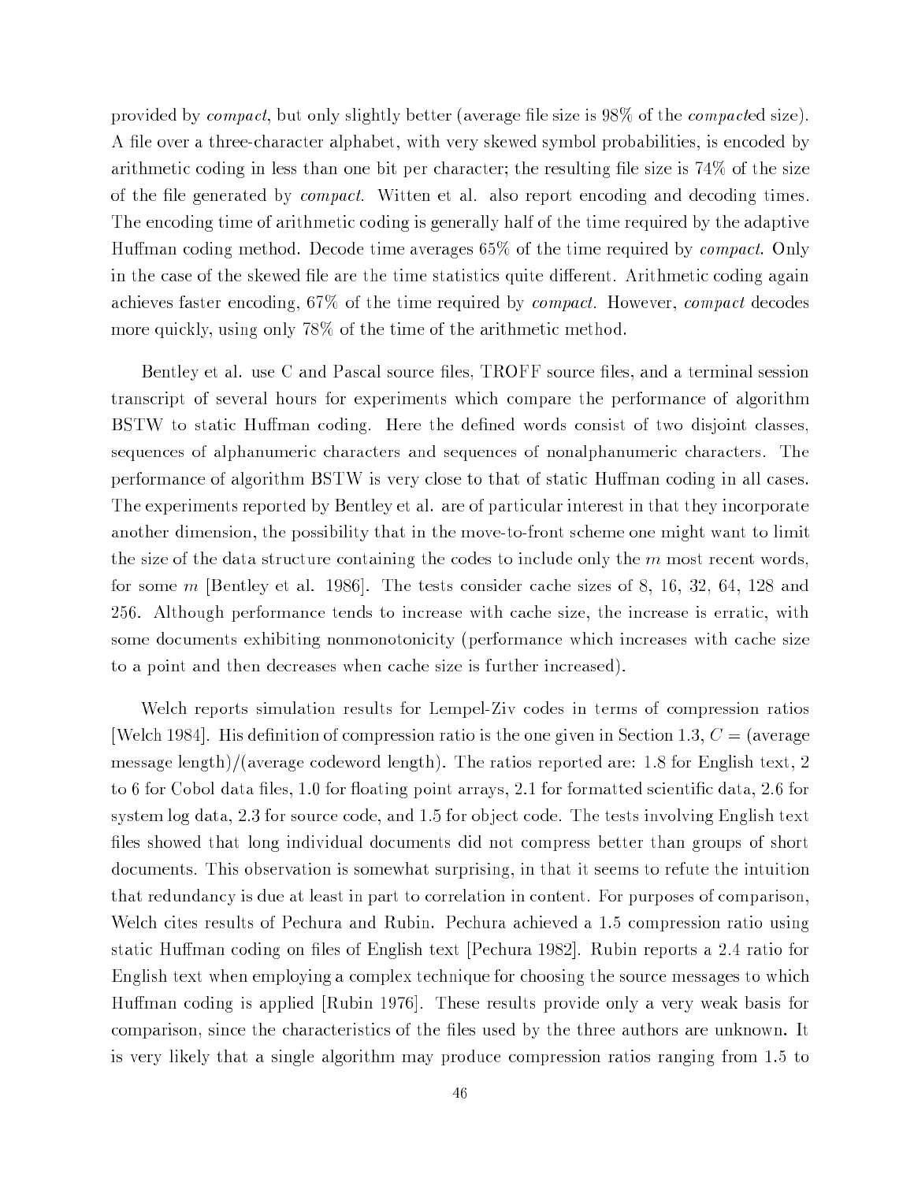provided by *compact*, but only slightly better (average file size is 98% of the *compact*ed size). A file over a three-character alphabet, with very skewed symbol probabilities, is encoded by arithmetic coding in less than one bit per character; the resulting file size is 74% of the size of the file generated by *compact*. Witten et al. also report encoding and decoding times. The encoding time of arithmetic coding is generally half of the time required by the adaptive Huffman coding method. Decode time averages 65% of the time required by *compact*. Only in the case of the skewed file are the time statistics quite different. Arithmetic coding again achieves faster encoding, 67% of the time required by *compact*. However, *compact* decodes more quickly, using only 78% of the time of the arithmetic method.

Bentley et al. use C and Pascal source files, TROFF source files, and a terminal session transcript of several hours for experiments which compare the performance of algorithm BSTW to static Huffman coding. Here the defined words consist of two disjoint classes, sequences of alphanumeric characters and sequences of nonalphanumeric characters. The performance of algorithm BSTW is very close to that of static Huffman coding in all cases. The experiments reported by Bentley et al. are of particular interest in that they incorporate another dimension, the possibility that in the move-to-front scheme one might want to limit the size of the data structure containing the codes to include only the $m$ most recent words, for some $m$ [Bentley et al. 1986]. The tests consider cache sizes of 8, 16, 32, 64, 128 and 256. Although performance tends to increase with cache size, the increase is erratic, with some documents exhibiting nonmonotonicity (performance which increases with cache size to a point and then decreases when cache size is further increased).

Welch reports simulation results for Lempel-Ziv codes in terms of compression ratios [Welch 1984]. His definition of compression ratio is the one given in Section 1.3, $C =$ (average message length)/(average codeword length). The ratios reported are: 1.8 for English text, 2 to 6 for Cobol data files, 1.0 for floating point arrays, 2.1 for formatted scientific data, 2.6 for system log data, 2.3 for source code, and 1.5 for object code. The tests involving English text files showed that long individual documents did not compress better than groups of short documents. This observation is somewhat surprising, in that it seems to refute the intuition that redundancy is due at least in part to correlation in content. For purposes of comparison, Welch cites results of Pechura and Rubin. Pechura achieved a 1.5 compression ratio using static Huffman coding on files of English text [Pechura 1982]. Rubin reports a 2.4 ratio for English text when employing a complex technique for choosing the source messages to which Huffman coding is applied [Rubin 1976]. These results provide only a very weak basis for comparison, since the characteristics of the files used by the three authors are unknown. It is very likely that a single algorithm may produce compression ratios ranging from 1.5 to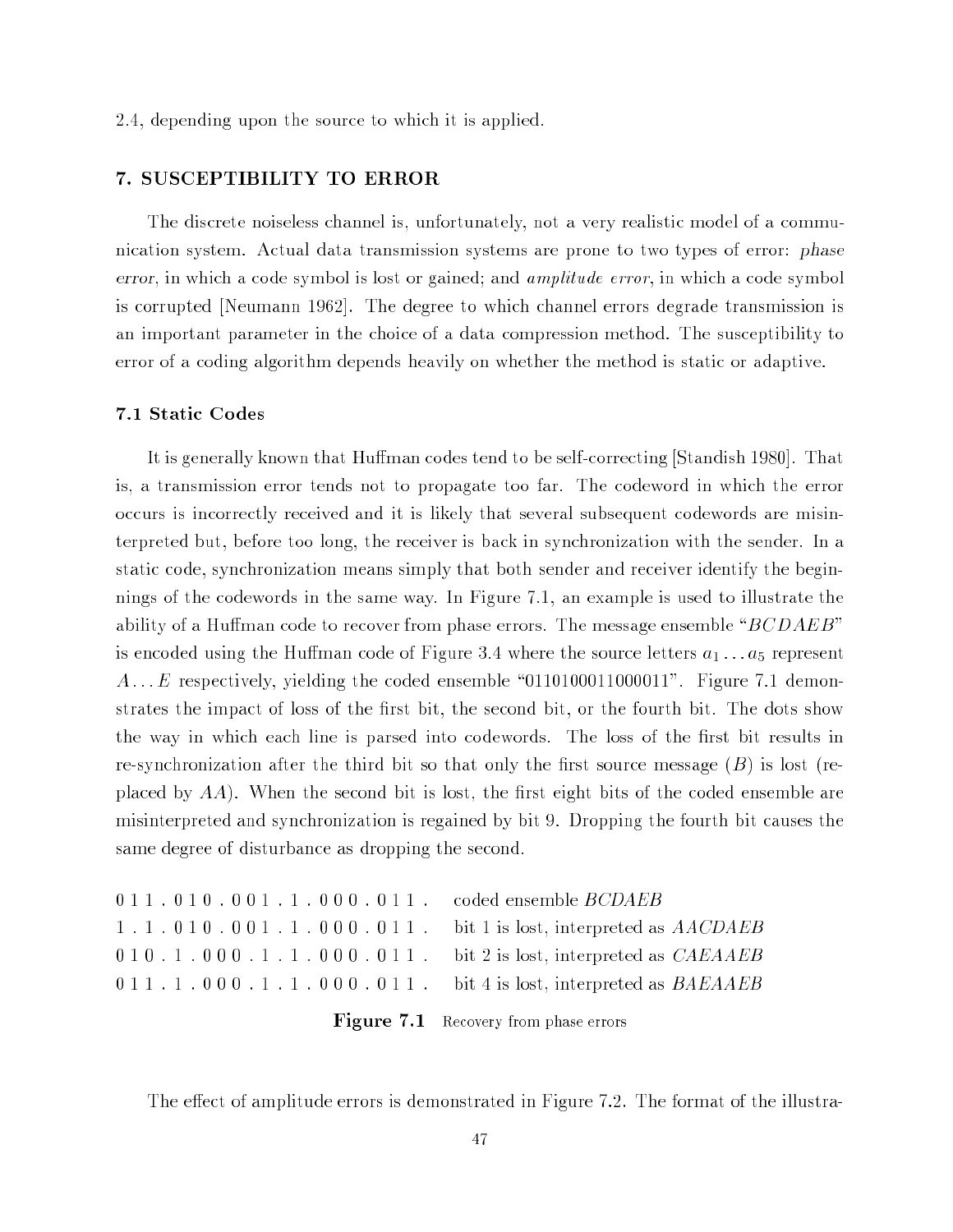2.4, depending upon the source to which it is applied.

## 7. SUSCEPTIBILITY TO ERROR

The discrete noiseless channel is, unfortunately, not a very realistic model of a communication system. Actual data transmission systems are prone to two types of error: *phase error*, in which a code symbol is lost or gained; and *amplitude error*, in which a code symbol is corrupted [Neumann 1962]. The degree to which channel errors degrade transmission is an important parameter in the choice of a data compression method. The susceptibility to error of a coding algorithm depends heavily on whether the method is static or adaptive.

### 7.1 Static Codes

It is generally known that Huffman codes tend to be self-correcting [Standish 1980]. That is, a transmission error tends not to propagate too far. The codeword in which the error occurs is incorrectly received and it is likely that several subsequent codewords are misinterpreted but, before too long, the receiver is back in synchronization with the sender. In a static code, synchronization means simply that both sender and receiver identify the beginnings of the codewords in the same way. In Figure 7.1, an example is used to illustrate the ability of a Huffman code to recover from phase errors. The message ensemble "$BCDAEB$" is encoded using the Huffman code of Figure 3.4 where the source letters $a_1 \ldots a_5$ represent $A \ldots E$ respectively, yielding the coded ensemble "0110100011000011". Figure 7.1 demonstrates the impact of loss of the first bit, the second bit, or the fourth bit. The dots show the way in which each line is parsed into codewords. The loss of the first bit results in re-synchronization after the third bit so that only the first source message ($B$) is lost (replaced by $AA$). When the second bit is lost, the first eight bits of the coded ensemble are misinterpreted and synchronization is regained by bit 9. Dropping the fourth bit causes the same degree of disturbance as dropping the second.

```
0 1 1 . 0 1 0 . 0 0 1 . 1 . 0 0 0 . 0 1 1 .   coded ensemble BCDAEB
1 . 1 . 0 1 0 . 0 0 1 . 1 . 0 0 0 . 0 1 1 .   bit 1 is lost, interpreted as AACDAEB
0 1 0 . 1 . 0 0 0 . 1 . 1 . 0 0 0 . 0 1 1 .   bit 2 is lost, interpreted as CAEAAEB
0 1 1 . 1 . 0 0 0 . 1 . 1 . 0 0 0 . 0 1 1 .   bit 4 is lost, interpreted as BAEAAEB
```

**Figure 7.1** Recovery from phase errors

The effect of amplitude errors is demonstrated in Figure 7.2. The format of the illustra-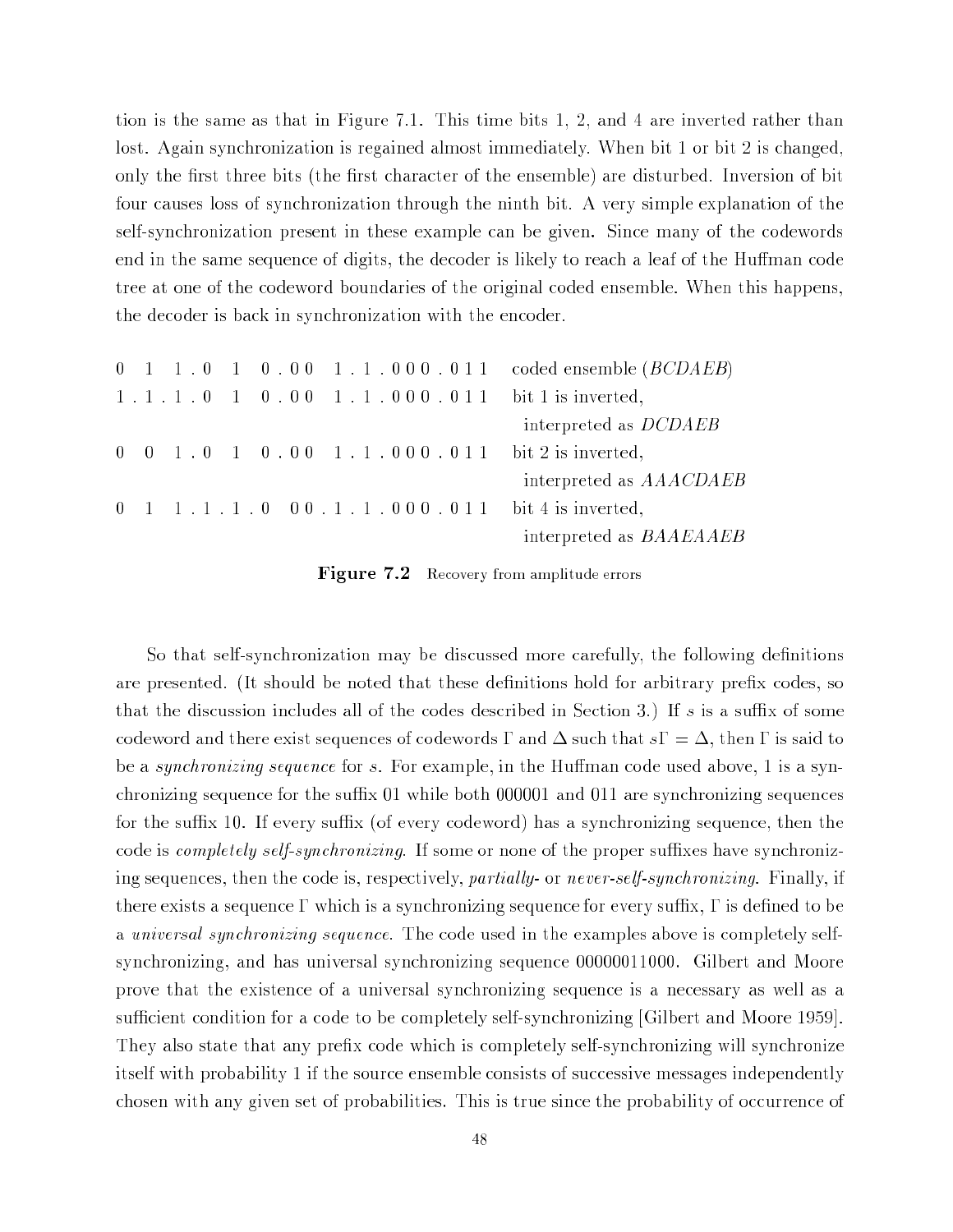tion is the same as that in Figure 7.1. This time bits 1, 2, and 4 are inverted rather than lost. Again synchronization is regained almost immediately. When bit 1 or bit 2 is changed, only the first three bits (the first character of the ensemble) are disturbed. Inversion of bit four causes loss of synchronization through the ninth bit. A very simple explanation of the self-synchronization present in these example can be given. Since many of the codewords end in the same sequence of digits, the decoder is likely to reach a leaf of the Huffman code tree at one of the codeword boundaries of the original coded ensemble. When this happens, the decoder is back in synchronization with the encoder.

```
0 1 1 . 0 1 0 . 0 0 1 . 1 . 0 0 0 . 0 1 1    coded ensemble (BCDAEB)
1 . 1 . 1 . 0 1 0 . 0 0 1 . 1 . 0 0 0 . 0 1 1    bit 1 is inverted,
                                                  interpreted as DCDAEB
0 0 1 . 0 1 0 . 0 0 1 . 1 . 0 0 0 . 0 1 1    bit 2 is inverted,
                                                  interpreted as AAACDAEB
0 1 1 . 1 . 1 . 0 0 0 . 1 . 1 . 0 0 0 . 0 1 1    bit 4 is inverted,
                                                  interpreted as BAAEAAEB
```

**Figure 7.2** Recovery from amplitude errors

So that self-synchronization may be discussed more carefully, the following definitions are presented. (It should be noted that these definitions hold for arbitrary prefix codes, so that the discussion includes all of the codes described in Section 3.) If $s$ is a suffix of some codeword and there exist sequences of codewords $\Gamma$ and $\Delta$ such that $s\Gamma = \Delta$, then $\Gamma$ is said to be a *synchronizing sequence* for $s$. For example, in the Huffman code used above, 1 is a synchronizing sequence for the suffix 01 while both 000001 and 011 are synchronizing sequences for the suffix 10. If every suffix (of every codeword) has a synchronizing sequence, then the code is *completely self-synchronizing*. If some or none of the proper suffixes have synchronizing sequences, then the code is, respectively, *partially-* or *never-self-synchronizing*. Finally, if there exists a sequence $\Gamma$ which is a synchronizing sequence for every suffix, $\Gamma$ is defined to be a *universal synchronizing sequence*. The code used in the examples above is completely self-synchronizing, and has universal synchronizing sequence 00000011000. Gilbert and Moore prove that the existence of a universal synchronizing sequence is a necessary as well as a sufficient condition for a code to be completely self-synchronizing [Gilbert and Moore 1959]. They also state that any prefix code which is completely self-synchronizing will synchronize itself with probability 1 if the source ensemble consists of successive messages independently chosen with any given set of probabilities. This is true since the probability of occurrence of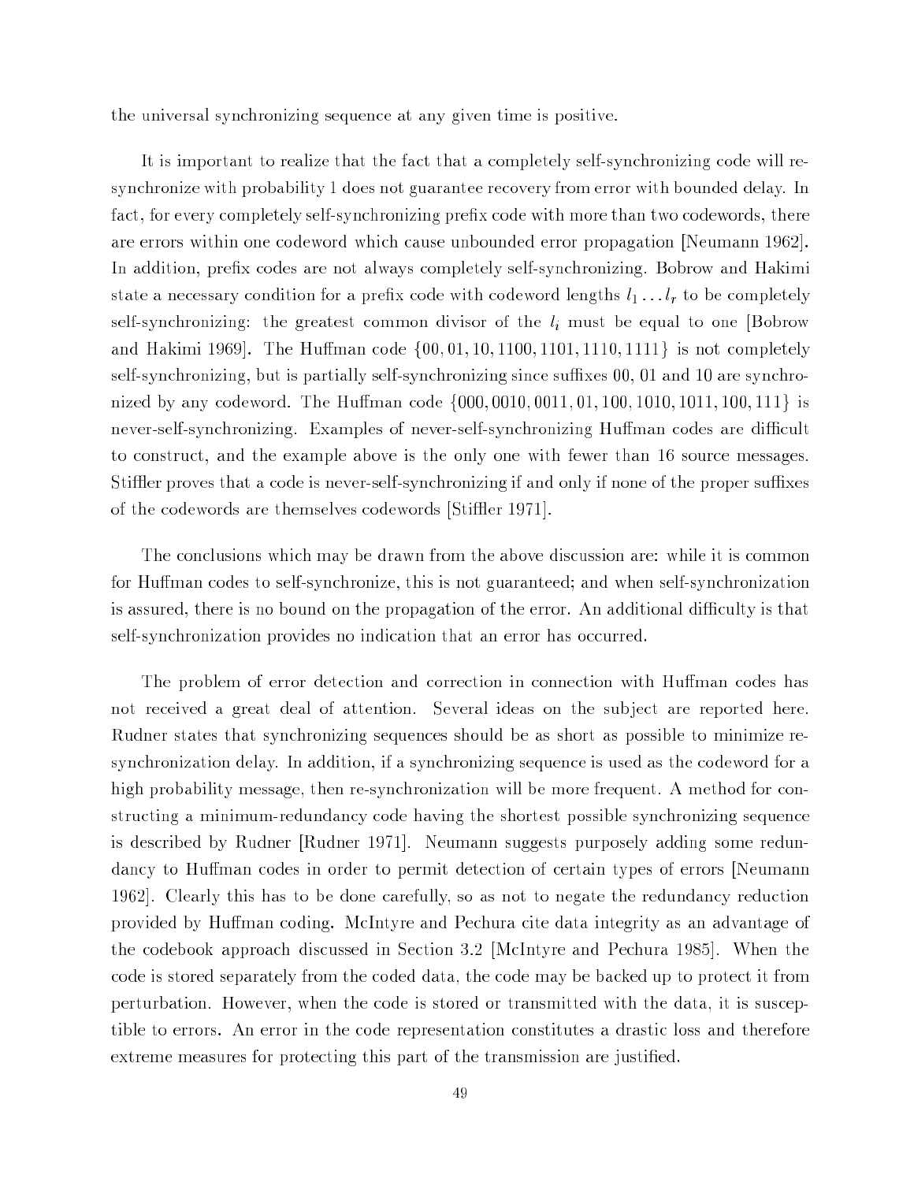the universal synchronizing sequence at any given time is positive.

It is important to realize that the fact that a completely self-synchronizing code will re-synchronize with probability 1 does not guarantee recovery from error with bounded delay. In fact, for every completely self-synchronizing prefix code with more than two codewords, there are errors within one codeword which cause unbounded error propagation [Neumann 1962]. In addition, prefix codes are not always completely self-synchronizing. Bobrow and Hakimi state a necessary condition for a prefix code with codeword lengths $l_1 \ldots l_r$ to be completely self-synchronizing: the greatest common divisor of the $l_i$ must be equal to one [Bobrow and Hakimi 1969]. The Huffman code $\{00, 01, 10, 1100, 1101, 1110, 1111\}$ is not completely self-synchronizing, but is partially self-synchronizing since suffixes 00, 01 and 10 are synchronized by any codeword. The Huffman code $\{000, 0010, 0011, 01, 100, 1010, 1011, 100, 111\}$ is never-self-synchronizing. Examples of never-self-synchronizing Huffman codes are difficult to construct, and the example above is the only one with fewer than 16 source messages. Stiffler proves that a code is never-self-synchronizing if and only if none of the proper suffixes of the codewords are themselves codewords [Stiffler 1971].

The conclusions which may be drawn from the above discussion are: while it is common for Huffman codes to self-synchronize, this is not guaranteed; and when self-synchronization is assured, there is no bound on the propagation of the error. An additional difficulty is that self-synchronization provides no indication that an error has occurred.

The problem of error detection and correction in connection with Huffman codes has not received a great deal of attention. Several ideas on the subject are reported here. Rudner states that synchronizing sequences should be as short as possible to minimize re-synchronization delay. In addition, if a synchronizing sequence is used as the codeword for a high probability message, then re-synchronization will be more frequent. A method for constructing a minimum-redundancy code having the shortest possible synchronizing sequence is described by Rudner [Rudner 1971]. Neumann suggests purposely adding some redundancy to Huffman codes in order to permit detection of certain types of errors [Neumann 1962]. Clearly this has to be done carefully, so as not to negate the redundancy reduction provided by Huffman coding. McIntyre and Pechura cite data integrity as an advantage of the codebook approach discussed in Section 3.2 [McIntyre and Pechura 1985]. When the code is stored separately from the coded data, the code may be backed up to protect it from perturbation. However, when the code is stored or transmitted with the data, it is susceptible to errors. An error in the code representation constitutes a drastic loss and therefore extreme measures for protecting this part of the transmission are justified.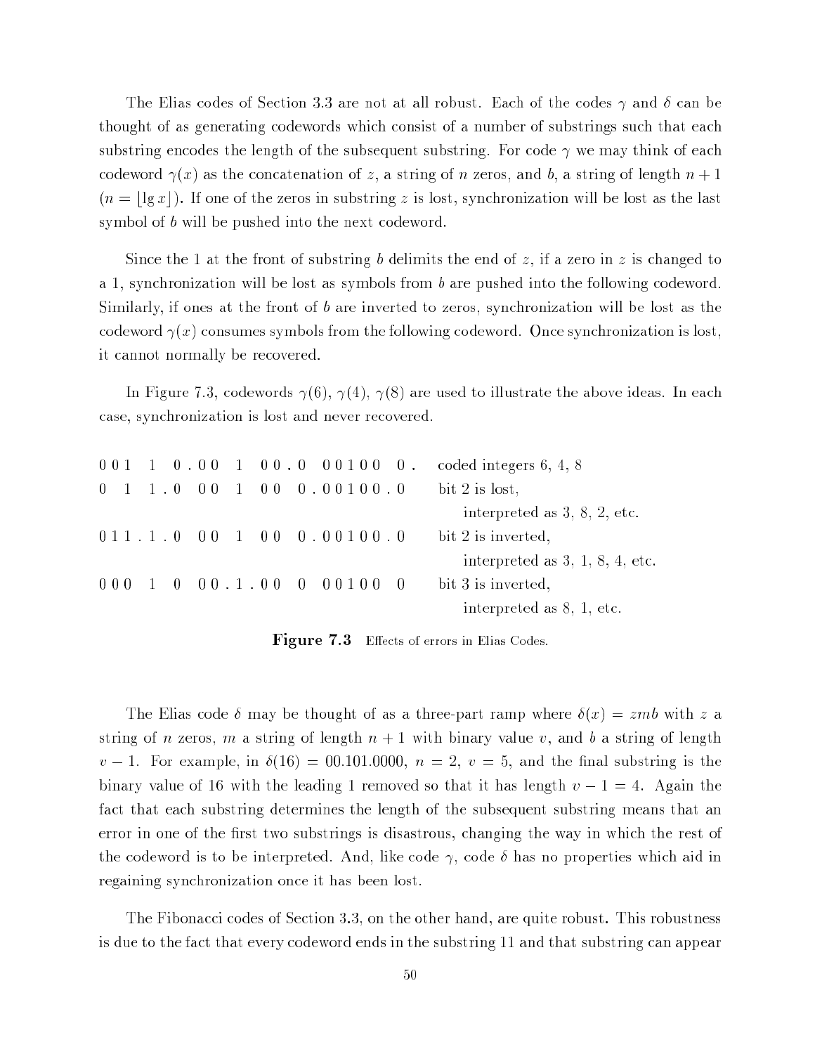The Elias codes of Section 3.3 are not at all robust. Each of the codes $\gamma$ and $\delta$ can be thought of as generating codewords which consist of a number of substrings such that each substring encodes the length of the subsequent substring. For code $\gamma$ we may think of each codeword $\gamma(x)$ as the concatenation of $z$, a string of $n$ zeros, and $b$, a string of length $n+1$ ($n = \lfloor \lg x \rfloor$). If one of the zeros in substring $z$ is lost, synchronization will be lost as the last symbol of $b$ will be pushed into the next codeword.

Since the 1 at the front of substring $b$ delimits the end of $z$, if a zero in $z$ is changed to a 1, synchronization will be lost as symbols from $b$ are pushed into the following codeword. Similarly, if ones at the front of $b$ are inverted to zeros, synchronization will be lost as the codeword $\gamma(x)$ consumes symbols from the following codeword. Once synchronization is lost, it cannot normally be recovered.

In Figure 7.3, codewords $\gamma(6)$, $\gamma(4)$, $\gamma(8)$ are used to illustrate the above ideas. In each case, synchronization is lost and never recovered.

```
0 0 1   1   0 . 0 0   1   0 0 . 0   0 0 1 0 0   0 .    coded integers 6, 4, 8
0   1   1 . 0   0 0   1   0 0   0 . 0 0 1 0 0 . 0      bit 2 is lost,
                                                           interpreted as 3, 8, 2, etc.
0 1 1 . 1 . 0   0 0   1   0 0   0 . 0 0 1 0 0 . 0      bit 2 is inverted,
                                                           interpreted as 3, 1, 8, 4, etc.
0 0 0   1   0   0 0 . 1 . 0 0   0   0 0 1 0 0   0      bit 3 is inverted,
                                                           interpreted as 8, 1, etc.
```

**Figure 7.3** Effects of errors in Elias Codes.

The Elias code $\delta$ may be thought of as a three-part ramp where $\delta(x) = zmb$ with $z$ a string of $n$ zeros, $m$ a string of length $n+1$ with binary value $v$, and $b$ a string of length $v-1$. For example, in $\delta(16) = 00.101.0000$, $n = 2$, $v = 5$, and the final substring is the binary value of 16 with the leading 1 removed so that it has length $v - 1 = 4$. Again the fact that each substring determines the length of the subsequent substring means that an error in one of the first two substrings is disastrous, changing the way in which the rest of the codeword is to be interpreted. And, like code $\gamma$, code $\delta$ has no properties which aid in regaining synchronization once it has been lost.

The Fibonacci codes of Section 3.3, on the other hand, are quite robust. This robustness is due to the fact that every codeword ends in the substring 11 and that substring can appear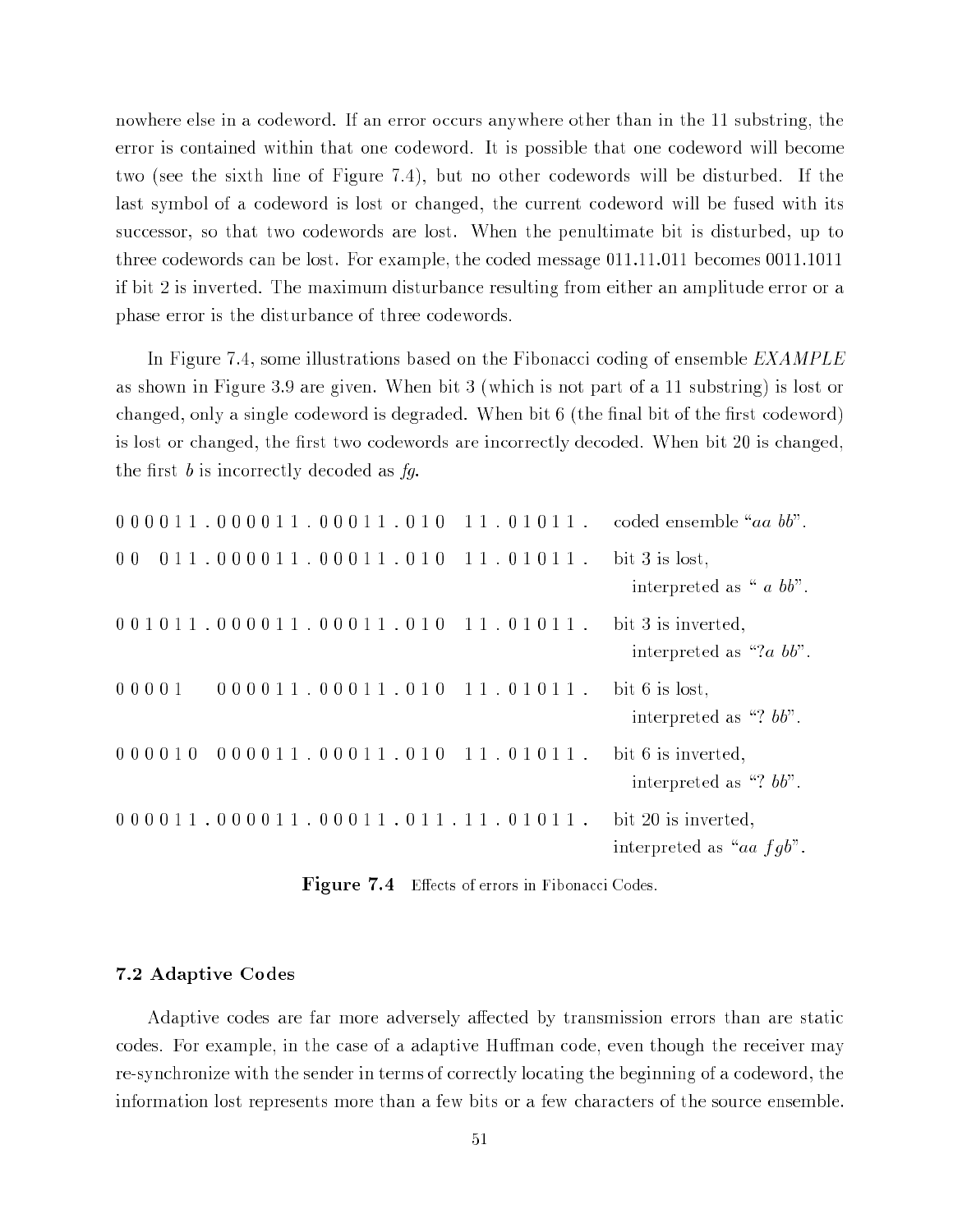nowhere else in a codeword. If an error occurs anywhere other than in the 11 substring, the error is contained within that one codeword. It is possible that one codeword will become two (see the sixth line of Figure 7.4), but no other codewords will be disturbed. If the last symbol of a codeword is lost or changed, the current codeword will be fused with its successor, so that two codewords are lost. When the penultimate bit is disturbed, up to three codewords can be lost. For example, the coded message 011.11.011 becomes 0011.1011 if bit 2 is inverted. The maximum disturbance resulting from either an amplitude error or a phase error is the disturbance of three codewords.

In Figure 7.4, some illustrations based on the Fibonacci coding of ensemble *EXAMPLE* as shown in Figure 3.9 are given. When bit 3 (which is not part of a 11 substring) is lost or changed, only a single codeword is degraded. When bit 6 (the final bit of the first codeword) is lost or changed, the first two codewords are incorrectly decoded. When bit 20 is changed, the first *b* is incorrectly decoded as *fg*.

```
0 0 0 0 1 1 . 0 0 0 0 1 1 . 0 0 0 1 1 . 0 1 0   1 1 . 0 1 0 1 1 .   coded ensemble "aa bb".
0 0   0 1 1 . 0 0 0 0 1 1 . 0 0 0 1 1 . 0 1 0   1 1 . 0 1 0 1 1 .   bit 3 is lost,
                                                                      interpreted as " a bb".
0 0 1 0 1 1 . 0 0 0 0 1 1 . 0 0 0 1 1 . 0 1 0   1 1 . 0 1 0 1 1 .   bit 3 is inverted,
                                                                      interpreted as "?a bb".
0 0 0 0 1     0 0 0 0 1 1 . 0 0 0 1 1 . 0 1 0   1 1 . 0 1 0 1 1 .   bit 6 is lost,
                                                                      interpreted as "? bb".
0 0 0 0 1 0   0 0 0 0 1 1 . 0 0 0 1 1 . 0 1 0   1 1 . 0 1 0 1 1 .   bit 6 is inverted,
                                                                      interpreted as "? bb".
0 0 0 0 1 1 . 0 0 0 0 1 1 . 0 0 0 1 1 . 0 1 1 . 1 1 . 0 1 0 1 1 .   bit 20 is inverted,
                                                                      interpreted as "aa fgb".
```

**Figure 7.4** Effects of errors in Fibonacci Codes.

### 7.2 Adaptive Codes

Adaptive codes are far more adversely affected by transmission errors than are static codes. For example, in the case of a adaptive Huffman code, even though the receiver may re-synchronize with the sender in terms of correctly locating the beginning of a codeword, the information lost represents more than a few bits or a few characters of the source ensemble.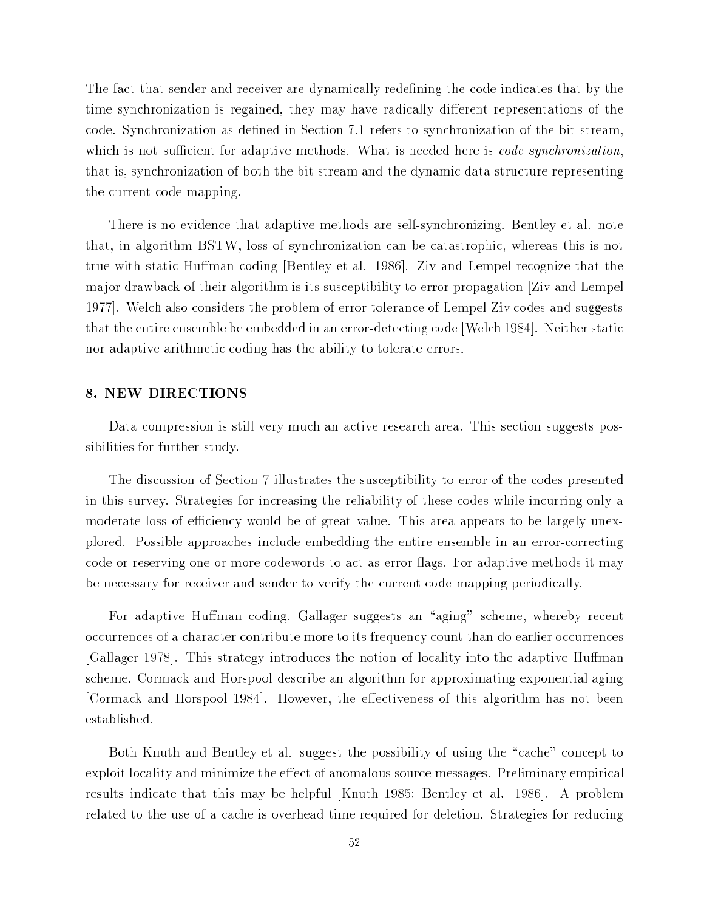The fact that sender and receiver are dynamically redefining the code indicates that by the time synchronization is regained, they may have radically different representations of the code. Synchronization as defined in Section 7.1 refers to synchronization of the bit stream, which is not sufficient for adaptive methods. What is needed here is *code synchronization*, that is, synchronization of both the bit stream and the dynamic data structure representing the current code mapping.

There is no evidence that adaptive methods are self-synchronizing. Bentley et al. note that, in algorithm BSTW, loss of synchronization can be catastrophic, whereas this is not true with static Huffman coding [Bentley et al. 1986]. Ziv and Lempel recognize that the major drawback of their algorithm is its susceptibility to error propagation [Ziv and Lempel 1977]. Welch also considers the problem of error tolerance of Lempel-Ziv codes and suggests that the entire ensemble be embedded in an error-detecting code [Welch 1984]. Neither static nor adaptive arithmetic coding has the ability to tolerate errors.

## 8. NEW DIRECTIONS

Data compression is still very much an active research area. This section suggests possibilities for further study.

The discussion of Section 7 illustrates the susceptibility to error of the codes presented in this survey. Strategies for increasing the reliability of these codes while incurring only a moderate loss of efficiency would be of great value. This area appears to be largely unexplored. Possible approaches include embedding the entire ensemble in an error-correcting code or reserving one or more codewords to act as error flags. For adaptive methods it may be necessary for receiver and sender to verify the current code mapping periodically.

For adaptive Huffman coding, Gallager suggests an "aging" scheme, whereby recent occurrences of a character contribute more to its frequency count than do earlier occurrences [Gallager 1978]. This strategy introduces the notion of locality into the adaptive Huffman scheme. Cormack and Horspool describe an algorithm for approximating exponential aging [Cormack and Horspool 1984]. However, the effectiveness of this algorithm has not been established.

Both Knuth and Bentley et al. suggest the possibility of using the "cache" concept to exploit locality and minimize the effect of anomalous source messages. Preliminary empirical results indicate that this may be helpful [Knuth 1985; Bentley et al. 1986]. A problem related to the use of a cache is overhead time required for deletion. Strategies for reducing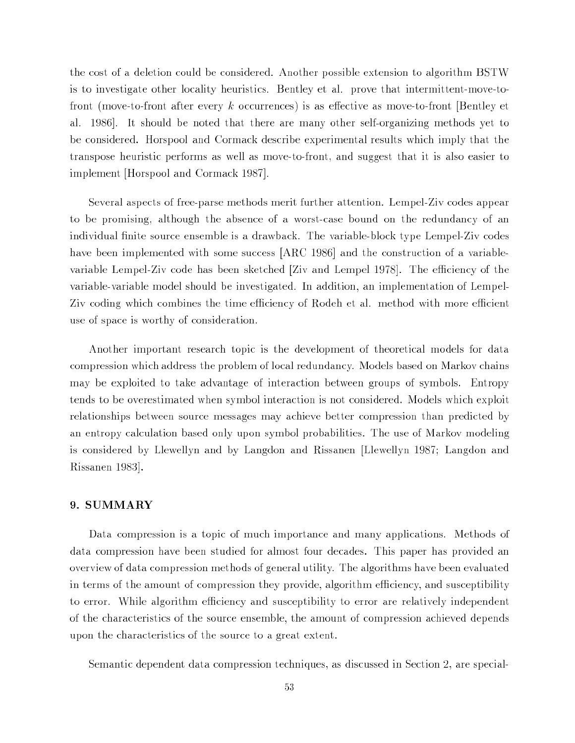the cost of a deletion could be considered. Another possible extension to algorithm BSTW is to investigate other locality heuristics. Bentley et al. prove that intermittent-move-to-front (move-to-front after every $k$ occurrences) is as effective as move-to-front [Bentley et al. 1986]. It should be noted that there are many other self-organizing methods yet to be considered. Horspool and Cormack describe experimental results which imply that the transpose heuristic performs as well as move-to-front, and suggest that it is also easier to implement [Horspool and Cormack 1987].

Several aspects of free-parse methods merit further attention. Lempel-Ziv codes appear to be promising, although the absence of a worst-case bound on the redundancy of an individual finite source ensemble is a drawback. The variable-block type Lempel-Ziv codes have been implemented with some success [ARC 1986] and the construction of a variable-variable Lempel-Ziv code has been sketched [Ziv and Lempel 1978]. The efficiency of the variable-variable model should be investigated. In addition, an implementation of Lempel-Ziv coding which combines the time efficiency of Rodeh et al. method with more efficient use of space is worthy of consideration.

Another important research topic is the development of theoretical models for data compression which address the problem of local redundancy. Models based on Markov chains may be exploited to take advantage of interaction between groups of symbols. Entropy tends to be overestimated when symbol interaction is not considered. Models which exploit relationships between source messages may achieve better compression than predicted by an entropy calculation based only upon symbol probabilities. The use of Markov modeling is considered by Llewellyn and by Langdon and Rissanen [Llewellyn 1987; Langdon and Rissanen 1983].

## 9. SUMMARY

Data compression is a topic of much importance and many applications. Methods of data compression have been studied for almost four decades. This paper has provided an overview of data compression methods of general utility. The algorithms have been evaluated in terms of the amount of compression they provide, algorithm efficiency, and susceptibility to error. While algorithm efficiency and susceptibility to error are relatively independent of the characteristics of the source ensemble, the amount of compression achieved depends upon the characteristics of the source to a great extent.

Semantic dependent data compression techniques, as discussed in Section 2, are special-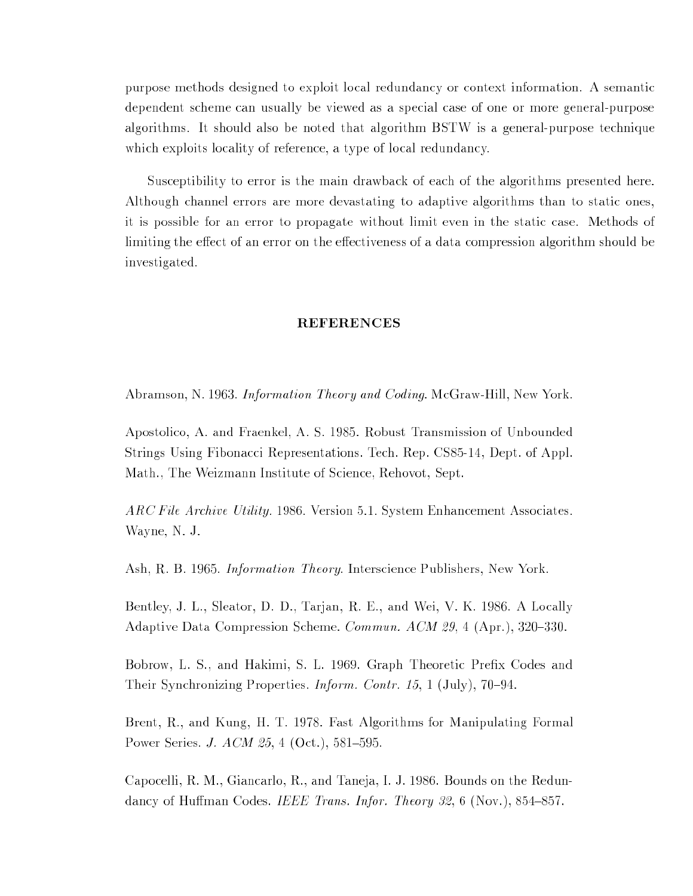purpose methods designed to exploit local redundancy or context information. A semantic dependent scheme can usually be viewed as a special case of one or more general-purpose algorithms. It should also be noted that algorithm BSTW is a general-purpose technique which exploits locality of reference, a type of local redundancy.

Susceptibility to error is the main drawback of each of the algorithms presented here. Although channel errors are more devastating to adaptive algorithms than to static ones, it is possible for an error to propagate without limit even in the static case. Methods of limiting the effect of an error on the effectiveness of a data compression algorithm should be investigated.

## REFERENCES

Abramson, N. 1963. *Information Theory and Coding*. McGraw-Hill, New York.

Apostolico, A. and Fraenkel, A. S. 1985. Robust Transmission of Unbounded Strings Using Fibonacci Representations. Tech. Rep. CS85-14, Dept. of Appl. Math., The Weizmann Institute of Science, Rehovot, Sept.

*ARC File Archive Utility*. 1986. Version 5.1. System Enhancement Associates. Wayne, N. J.

Ash, R. B. 1965. *Information Theory*. Interscience Publishers, New York.

Bentley, J. L., Sleator, D. D., Tarjan, R. E., and Wei, V. K. 1986. A Locally Adaptive Data Compression Scheme. *Commun. ACM 29*, 4 (Apr.), 320–330.

Bobrow, L. S., and Hakimi, S. L. 1969. Graph Theoretic Prefix Codes and Their Synchronizing Properties. *Inform. Contr. 15*, 1 (July), 70–94.

Brent, R., and Kung, H. T. 1978. Fast Algorithms for Manipulating Formal Power Series. *J. ACM 25*, 4 (Oct.), 581–595.

Capocelli, R. M., Giancarlo, R., and Taneja, I. J. 1986. Bounds on the Redundancy of Huffman Codes. *IEEE Trans. Infor. Theory 32*, 6 (Nov.), 854–857.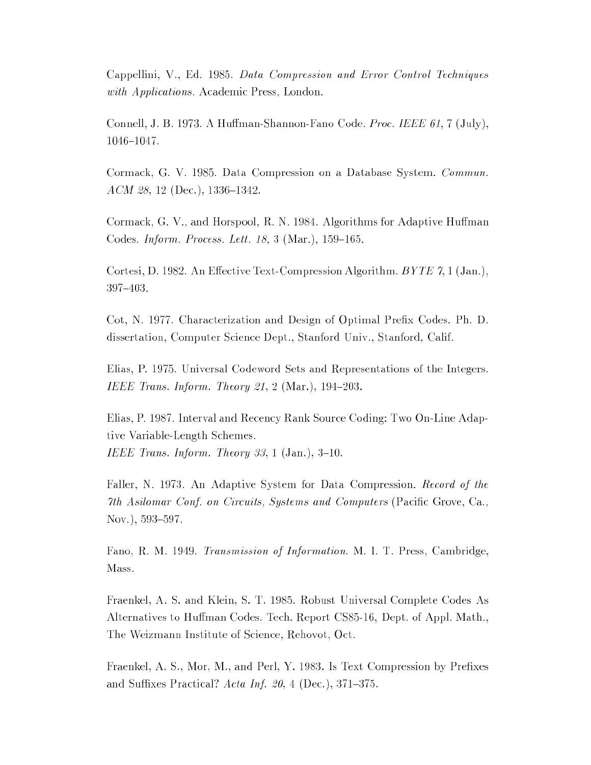Cappellini, V., Ed. 1985. *Data Compression and Error Control Techniques with Applications.* Academic Press, London.

Connell, J. B. 1973. A Huffman-Shannon-Fano Code. *Proc. IEEE 61*, 7 (July), 1046–1047.

Cormack, G. V. 1985. Data Compression on a Database System. *Commun. ACM 28*, 12 (Dec.), 1336–1342.

Cormack, G. V., and Horspool, R. N. 1984. Algorithms for Adaptive Huffman Codes. *Inform. Process. Lett. 18*, 3 (Mar.), 159–165.

Cortesi, D. 1982. An Effective Text-Compression Algorithm. *BYTE 7*, 1 (Jan.), 397–403.

Cot, N. 1977. Characterization and Design of Optimal Prefix Codes. Ph. D. dissertation, Computer Science Dept., Stanford Univ., Stanford, Calif.

Elias, P. 1975. Universal Codeword Sets and Representations of the Integers. *IEEE Trans. Inform. Theory 21*, 2 (Mar.), 194–203.

Elias, P. 1987. Interval and Recency Rank Source Coding: Two On-Line Adaptive Variable-Length Schemes. *IEEE Trans. Inform. Theory 33*, 1 (Jan.), 3–10.

Faller, N. 1973. An Adaptive System for Data Compression. *Record of the 7th Asilomar Conf. on Circuits, Systems and Computers* (Pacific Grove, Ca., Nov.), 593–597.

Fano, R. M. 1949. *Transmission of Information.* M. I. T. Press, Cambridge, Mass.

Fraenkel, A. S. and Klein, S. T. 1985. Robust Universal Complete Codes As Alternatives to Huffman Codes. Tech. Report CS85-16, Dept. of Appl. Math., The Weizmann Institute of Science, Rehovot, Oct.

Fraenkel, A. S., Mor, M., and Perl, Y. 1983. Is Text Compression by Prefixes and Suffixes Practical? *Acta Inf. 20*, 4 (Dec.), 371–375.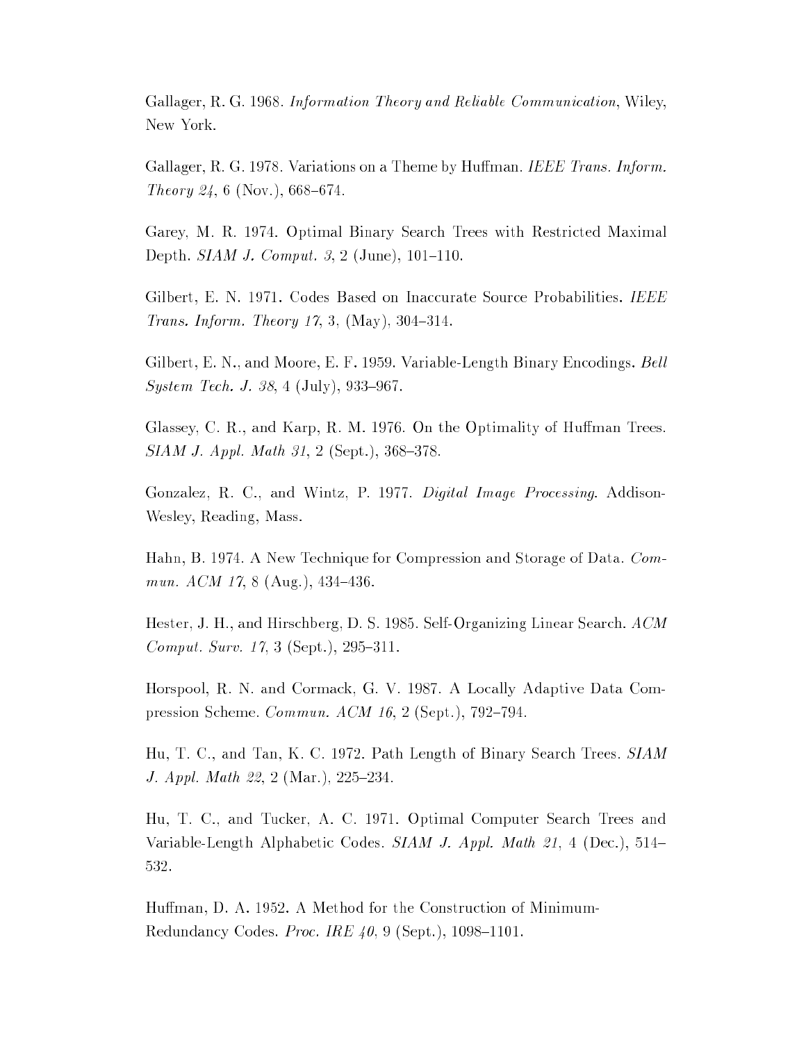Gallager, R. G. 1968. *Information Theory and Reliable Communication*, Wiley, New York.

Gallager, R. G. 1978. Variations on a Theme by Huffman. *IEEE Trans. Inform. Theory 24*, 6 (Nov.), 668–674.

Garey, M. R. 1974. Optimal Binary Search Trees with Restricted Maximal Depth. *SIAM J. Comput. 3*, 2 (June), 101–110.

Gilbert, E. N. 1971. Codes Based on Inaccurate Source Probabilities. *IEEE Trans. Inform. Theory 17*, 3, (May), 304–314.

Gilbert, E. N., and Moore, E. F. 1959. Variable-Length Binary Encodings. *Bell System Tech. J. 38*, 4 (July), 933–967.

Glassey, C. R., and Karp, R. M. 1976. On the Optimality of Huffman Trees. *SIAM J. Appl. Math 31*, 2 (Sept.), 368–378.

Gonzalez, R. C., and Wintz, P. 1977. *Digital Image Processing*. Addison-Wesley, Reading, Mass.

Hahn, B. 1974. A New Technique for Compression and Storage of Data. *Commun. ACM 17*, 8 (Aug.), 434–436.

Hester, J. H., and Hirschberg, D. S. 1985. Self-Organizing Linear Search. *ACM Comput. Surv. 17*, 3 (Sept.), 295–311.

Horspool, R. N. and Cormack, G. V. 1987. A Locally Adaptive Data Compression Scheme. *Commun. ACM 16*, 2 (Sept.), 792–794.

Hu, T. C., and Tan, K. C. 1972. Path Length of Binary Search Trees. *SIAM J. Appl. Math 22*, 2 (Mar.), 225–234.

Hu, T. C., and Tucker, A. C. 1971. Optimal Computer Search Trees and Variable-Length Alphabetic Codes. *SIAM J. Appl. Math 21*, 4 (Dec.), 514–532.

Huffman, D. A. 1952. A Method for the Construction of Minimum-Redundancy Codes. *Proc. IRE 40*, 9 (Sept.), 1098–1101.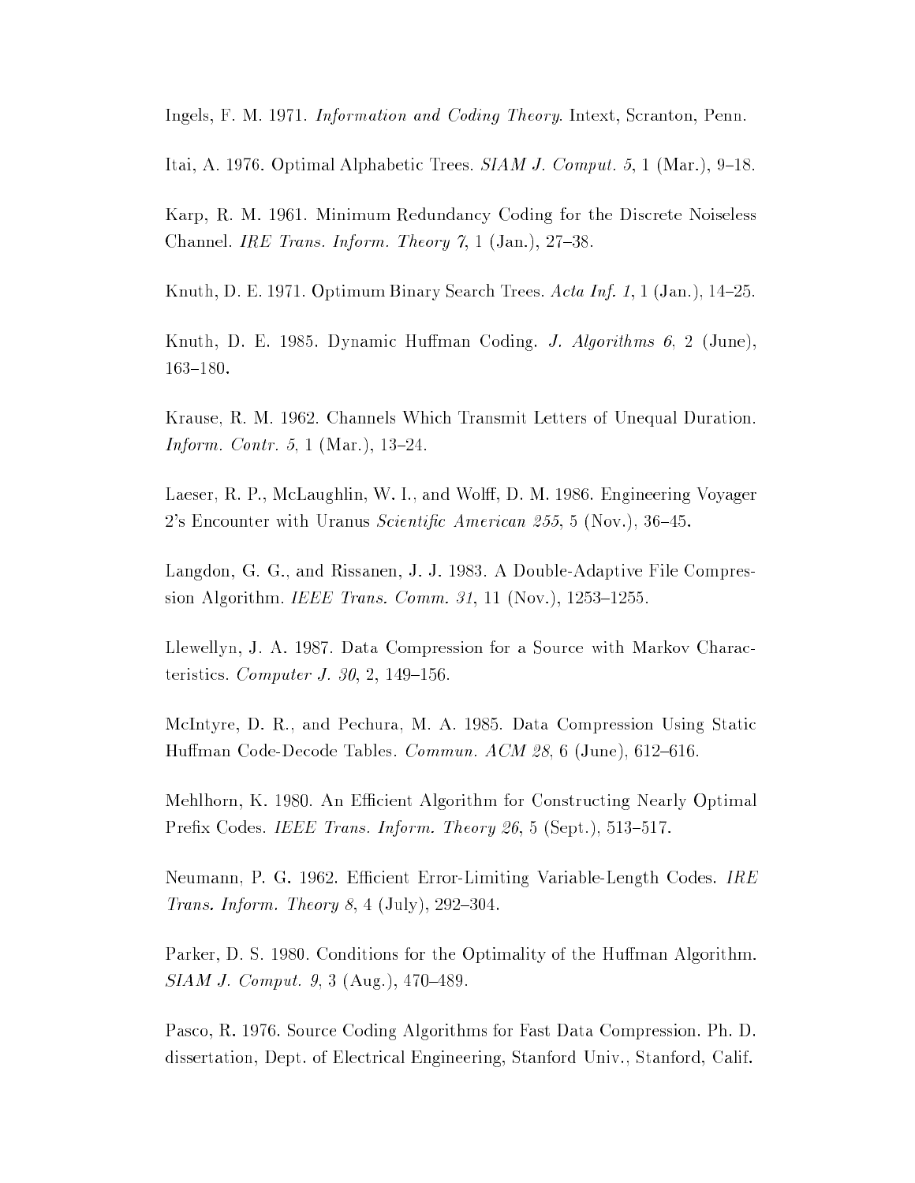Ingels, F. M. 1971. *Information and Coding Theory*. Intext, Scranton, Penn.

Itai, A. 1976. Optimal Alphabetic Trees. *SIAM J. Comput. 5*, 1 (Mar.), 9–18.

Karp, R. M. 1961. Minimum Redundancy Coding for the Discrete Noiseless Channel. *IRE Trans. Inform. Theory 7*, 1 (Jan.), 27–38.

Knuth, D. E. 1971. Optimum Binary Search Trees. *Acta Inf. 1*, 1 (Jan.), 14–25.

Knuth, D. E. 1985. Dynamic Huffman Coding. *J. Algorithms 6*, 2 (June), 163–180.

Krause, R. M. 1962. Channels Which Transmit Letters of Unequal Duration. *Inform. Contr. 5*, 1 (Mar.), 13–24.

Laeser, R. P., McLaughlin, W. I., and Wolff, D. M. 1986. Engineering Voyager 2's Encounter with Uranus *Scientific American 255*, 5 (Nov.), 36–45.

Langdon, G. G., and Rissanen, J. J. 1983. A Double-Adaptive File Compression Algorithm. *IEEE Trans. Comm. 31*, 11 (Nov.), 1253–1255.

Llewellyn, J. A. 1987. Data Compression for a Source with Markov Characteristics. *Computer J. 30*, 2, 149–156.

McIntyre, D. R., and Pechura, M. A. 1985. Data Compression Using Static Huffman Code-Decode Tables. *Commun. ACM 28*, 6 (June), 612–616.

Mehlhorn, K. 1980. An Efficient Algorithm for Constructing Nearly Optimal Prefix Codes. *IEEE Trans. Inform. Theory 26*, 5 (Sept.), 513–517.

Neumann, P. G. 1962. Efficient Error-Limiting Variable-Length Codes. *IRE Trans. Inform. Theory 8*, 4 (July), 292–304.

Parker, D. S. 1980. Conditions for the Optimality of the Huffman Algorithm. *SIAM J. Comput. 9*, 3 (Aug.), 470–489.

Pasco, R. 1976. Source Coding Algorithms for Fast Data Compression. Ph. D. dissertation, Dept. of Electrical Engineering, Stanford Univ., Stanford, Calif.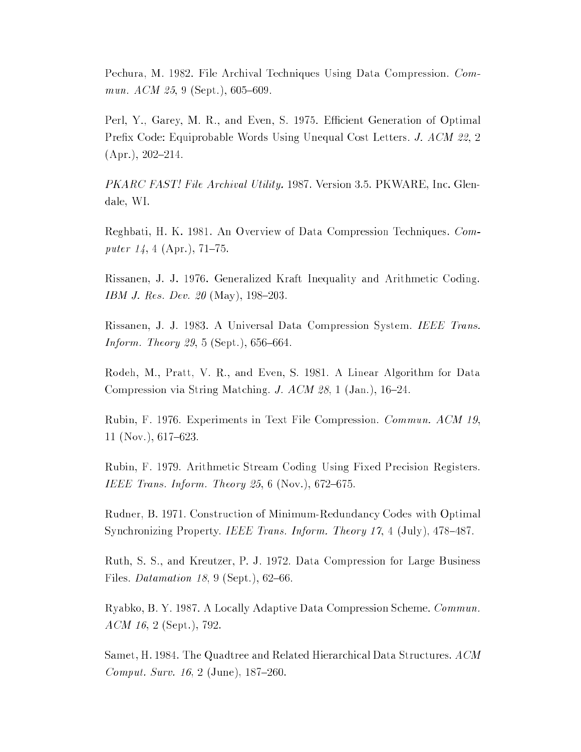Pechura, M. 1982. File Archival Techniques Using Data Compression. *Commun. ACM 25*, 9 (Sept.), 605–609.

Perl, Y., Garey, M. R., and Even, S. 1975. Efficient Generation of Optimal Prefix Code: Equiprobable Words Using Unequal Cost Letters. *J. ACM 22*, 2 (Apr.), 202–214.

*PKARC FAST! File Archival Utility.* 1987. Version 3.5. PKWARE, Inc. Glendale, WI.

Reghbati, H. K. 1981. An Overview of Data Compression Techniques. *Computer 14*, 4 (Apr.), 71–75.

Rissanen, J. J. 1976. Generalized Kraft Inequality and Arithmetic Coding. *IBM J. Res. Dev. 20* (May), 198–203.

Rissanen, J. J. 1983. A Universal Data Compression System. *IEEE Trans. Inform. Theory 29*, 5 (Sept.), 656–664.

Rodeh, M., Pratt, V. R., and Even, S. 1981. A Linear Algorithm for Data Compression via String Matching. *J. ACM 28*, 1 (Jan.), 16–24.

Rubin, F. 1976. Experiments in Text File Compression. *Commun. ACM 19*, 11 (Nov.), 617–623.

Rubin, F. 1979. Arithmetic Stream Coding Using Fixed Precision Registers. *IEEE Trans. Inform. Theory 25*, 6 (Nov.), 672–675.

Rudner, B. 1971. Construction of Minimum-Redundancy Codes with Optimal Synchronizing Property. *IEEE Trans. Inform. Theory 17*, 4 (July), 478–487.

Ruth, S. S., and Kreutzer, P. J. 1972. Data Compression for Large Business Files. *Datamation 18*, 9 (Sept.), 62–66.

Ryabko, B. Y. 1987. A Locally Adaptive Data Compression Scheme. *Commun. ACM 16*, 2 (Sept.), 792.

Samet, H. 1984. The Quadtree and Related Hierarchical Data Structures. *ACM Comput. Surv. 16*, 2 (June), 187–260.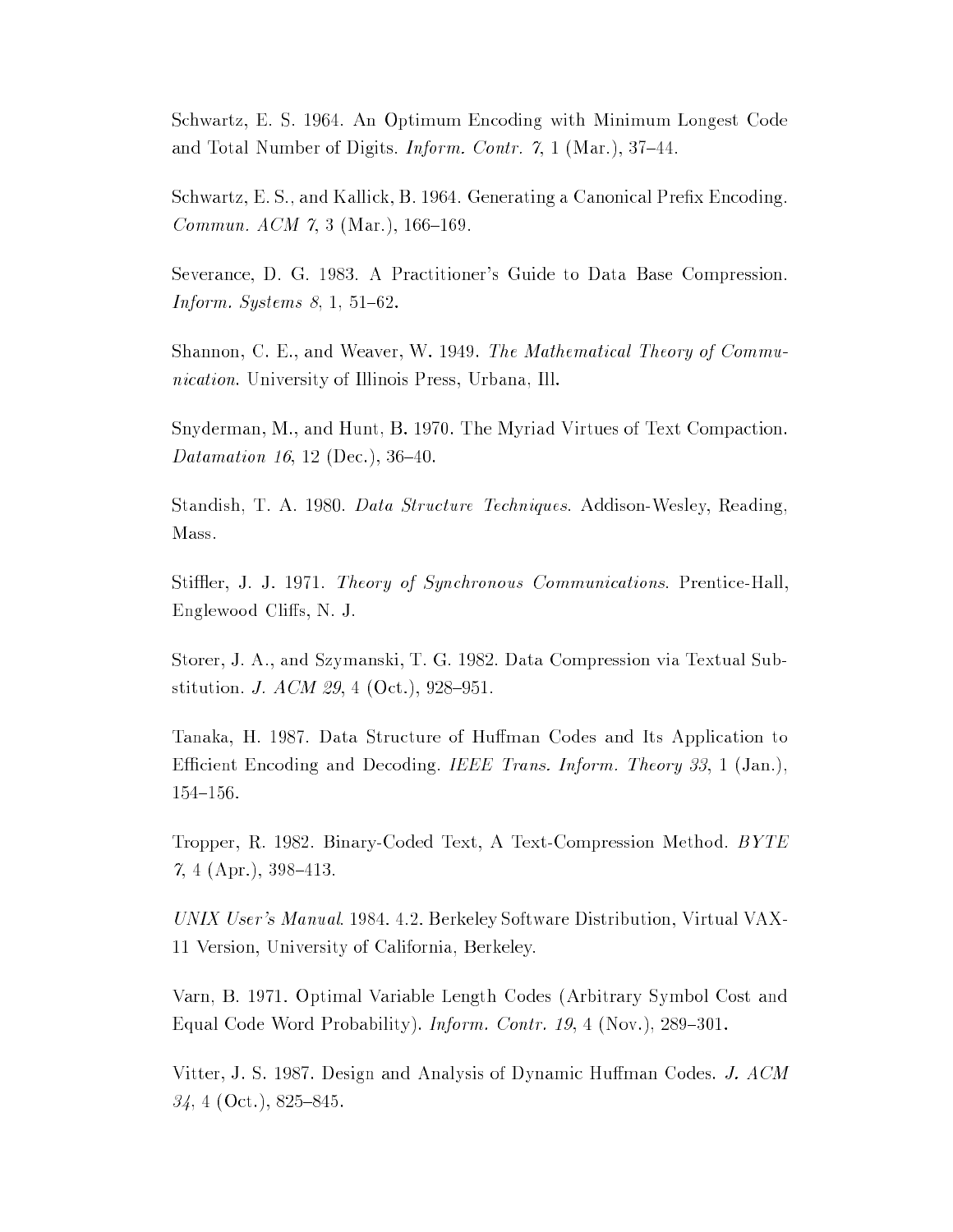Schwartz, E. S. 1964. An Optimum Encoding with Minimum Longest Code and Total Number of Digits. *Inform. Contr. 7*, 1 (Mar.), 37–44.

Schwartz, E. S., and Kallick, B. 1964. Generating a Canonical Prefix Encoding. *Commun. ACM 7*, 3 (Mar.), 166–169.

Severance, D. G. 1983. A Practitioner's Guide to Data Base Compression. *Inform. Systems 8*, 1, 51–62.

Shannon, C. E., and Weaver, W. 1949. *The Mathematical Theory of Communication*. University of Illinois Press, Urbana, Ill.

Snyderman, M., and Hunt, B. 1970. The Myriad Virtues of Text Compaction. *Datamation 16*, 12 (Dec.), 36–40.

Standish, T. A. 1980. *Data Structure Techniques*. Addison-Wesley, Reading, Mass.

Stiffler, J. J. 1971. *Theory of Synchronous Communications*. Prentice-Hall, Englewood Cliffs, N. J.

Storer, J. A., and Szymanski, T. G. 1982. Data Compression via Textual Substitution. *J. ACM 29*, 4 (Oct.), 928–951.

Tanaka, H. 1987. Data Structure of Huffman Codes and Its Application to Efficient Encoding and Decoding. *IEEE Trans. Inform. Theory 33*, 1 (Jan.), 154–156.

Tropper, R. 1982. Binary-Coded Text, A Text-Compression Method. *BYTE 7*, 4 (Apr.), 398–413.

*UNIX User's Manual*. 1984. 4.2. Berkeley Software Distribution, Virtual VAX-11 Version, University of California, Berkeley.

Varn, B. 1971. Optimal Variable Length Codes (Arbitrary Symbol Cost and Equal Code Word Probability). *Inform. Contr. 19*, 4 (Nov.), 289–301.

Vitter, J. S. 1987. Design and Analysis of Dynamic Huffman Codes. *J. ACM 34*, 4 (Oct.), 825–845.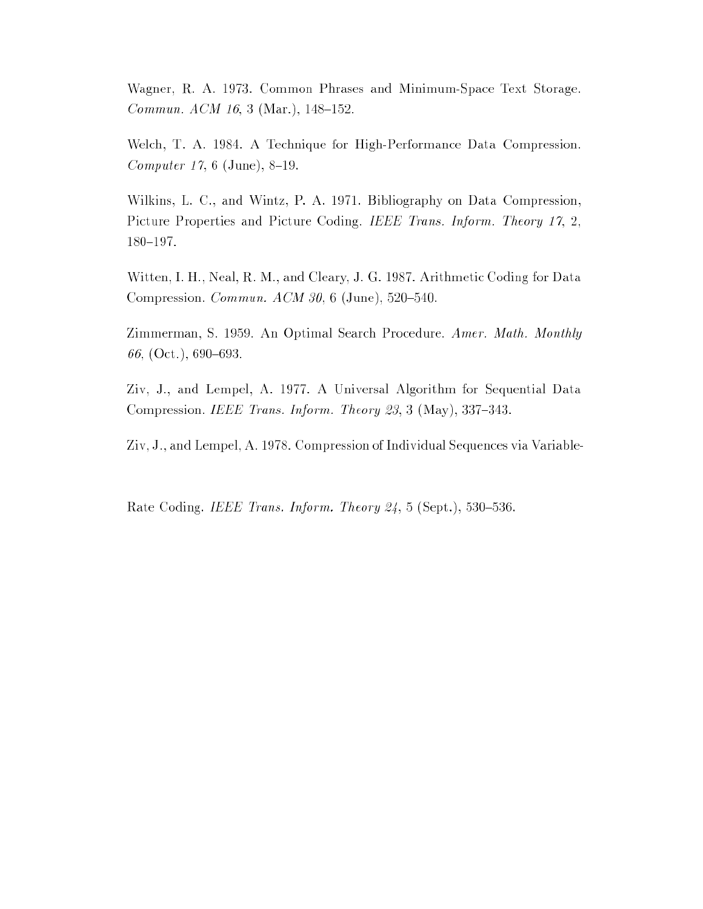Wagner, R. A. 1973. Common Phrases and Minimum-Space Text Storage. *Commun. ACM 16*, 3 (Mar.), 148–152.

Welch, T. A. 1984. A Technique for High-Performance Data Compression. *Computer 17*, 6 (June), 8–19.

Wilkins, L. C., and Wintz, P. A. 1971. Bibliography on Data Compression, Picture Properties and Picture Coding. *IEEE Trans. Inform. Theory 17*, 2, 180–197.

Witten, I. H., Neal, R. M., and Cleary, J. G. 1987. Arithmetic Coding for Data Compression. *Commun. ACM 30*, 6 (June), 520–540.

Zimmerman, S. 1959. An Optimal Search Procedure. *Amer. Math. Monthly 66*, (Oct.), 690–693.

Ziv, J., and Lempel, A. 1977. A Universal Algorithm for Sequential Data Compression. *IEEE Trans. Inform. Theory 23*, 3 (May), 337–343.

Ziv, J., and Lempel, A. 1978. Compression of Individual Sequences via Variable-Rate Coding. *IEEE Trans. Inform. Theory 24*, 5 (Sept.), 530–536.